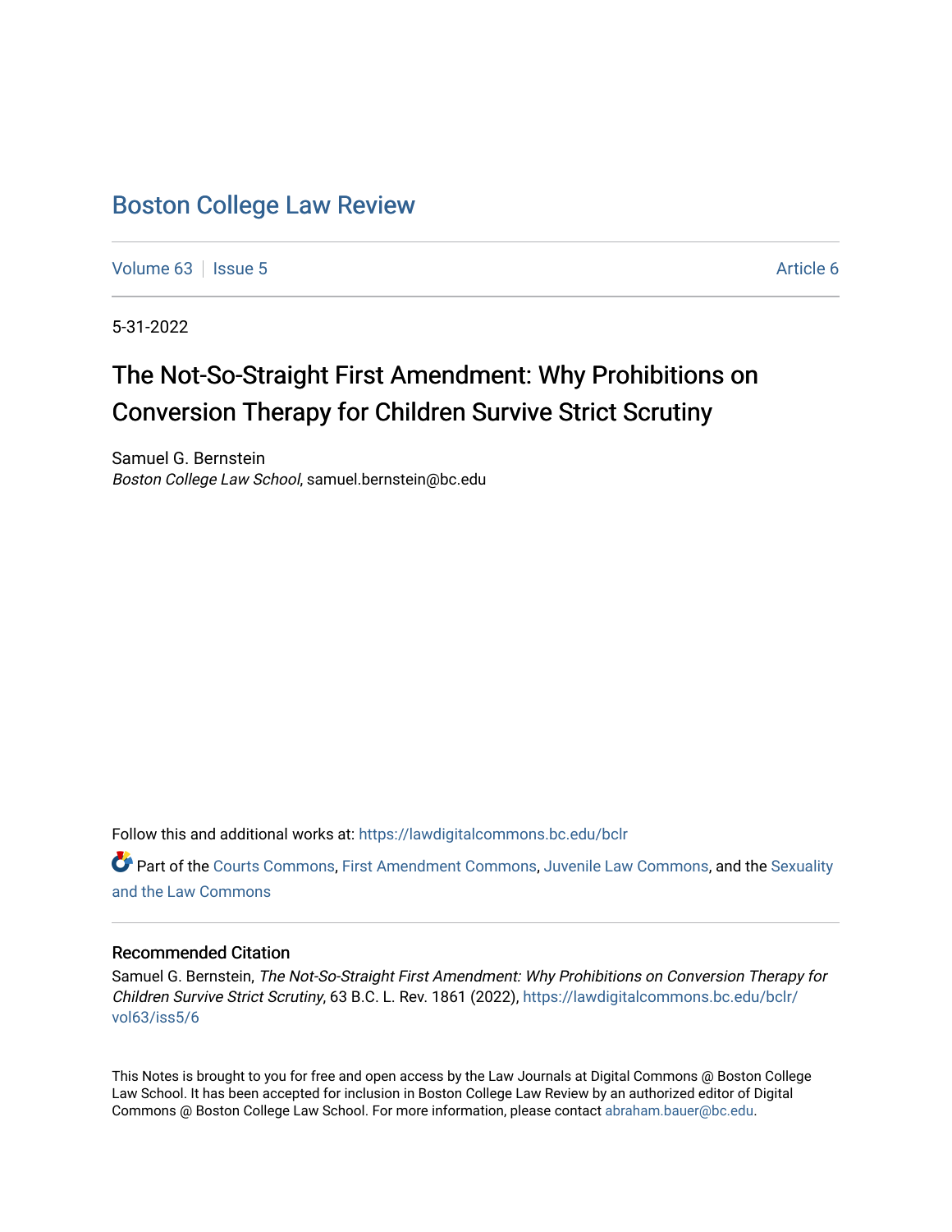# Boston College Law Review

Volume 63 | Issue 5 | Article 6

5-31-2022

## The Not-So-Straight First Amendment: Why Prohibitions on Conversion Therapy for Children Survive Strict Scrutiny

Samuel G. Bernstein
*Boston College Law School*, samuel.bernstein@bc.edu

Follow this and additional works at: https://lawdigitalcommons.bc.edu/bclr

Part of the Courts Commons, First Amendment Commons, Juvenile Law Commons, and the Sexuality and the Law Commons

### Recommended Citation

Samuel G. Bernstein, *The Not-So-Straight First Amendment: Why Prohibitions on Conversion Therapy for Children Survive Strict Scrutiny*, 63 B.C. L. Rev. 1861 (2022), https://lawdigitalcommons.bc.edu/bclr/vol63/iss5/6

This Notes is brought to you for free and open access by the Law Journals at Digital Commons @ Boston College Law School. It has been accepted for inclusion in Boston College Law Review by an authorized editor of Digital Commons @ Boston College Law School. For more information, please contact abraham.bauer@bc.edu.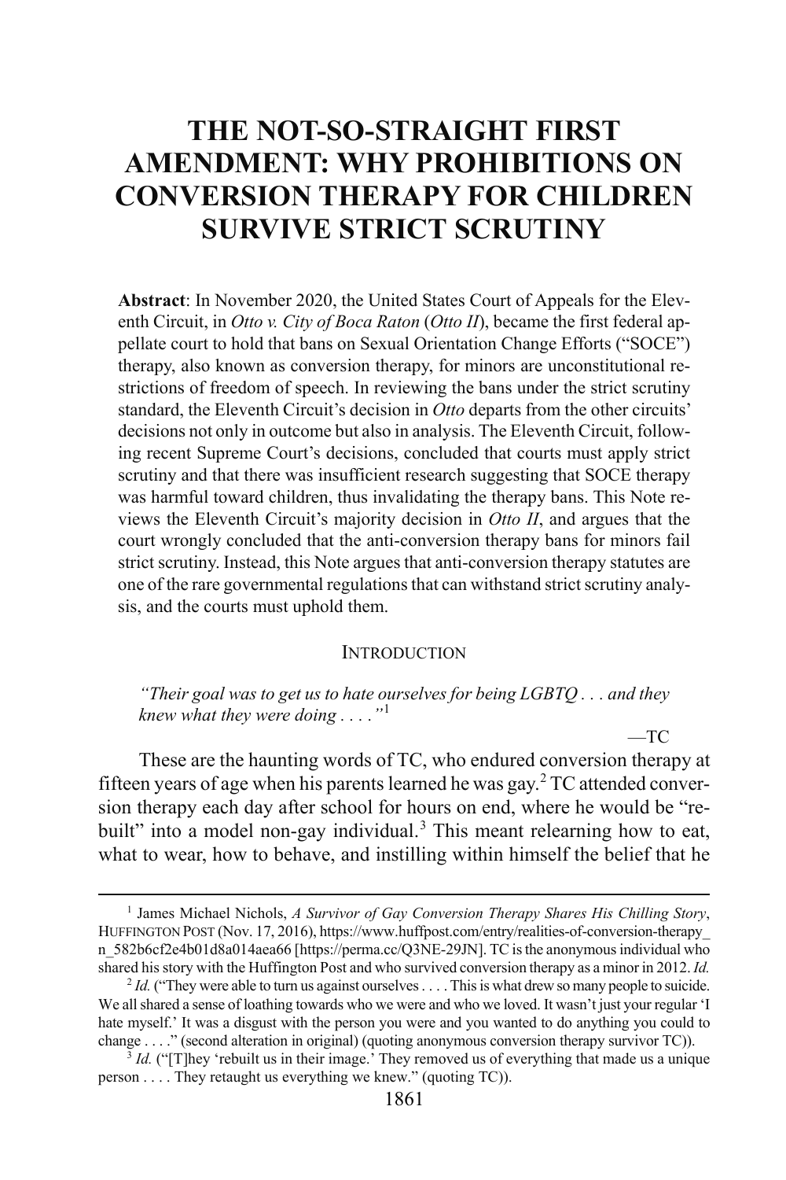# THE NOT-SO-STRAIGHT FIRST AMENDMENT: WHY PROHIBITIONS ON CONVERSION THERAPY FOR CHILDREN SURVIVE STRICT SCRUTINY

**Abstract**: In November 2020, the United States Court of Appeals for the Eleventh Circuit, in *Otto v. City of Boca Raton* (*Otto II*), became the first federal appellate court to hold that bans on Sexual Orientation Change Efforts ("SOCE") therapy, also known as conversion therapy, for minors are unconstitutional restrictions of freedom of speech. In reviewing the bans under the strict scrutiny standard, the Eleventh Circuit's decision in *Otto* departs from the other circuits' decisions not only in outcome but also in analysis. The Eleventh Circuit, following recent Supreme Court's decisions, concluded that courts must apply strict scrutiny and that there was insufficient research suggesting that SOCE therapy was harmful toward children, thus invalidating the therapy bans. This Note reviews the Eleventh Circuit's majority decision in *Otto II*, and argues that the court wrongly concluded that the anti-conversion therapy bans for minors fail strict scrutiny. Instead, this Note argues that anti-conversion therapy statutes are one of the rare governmental regulations that can withstand strict scrutiny analysis, and the courts must uphold them.

## INTRODUCTION

*"Their goal was to get us to hate ourselves for being LGBTQ . . . and they knew what they were doing . . . ."*[1]

—TC

These are the haunting words of TC, who endured conversion therapy at fifteen years of age when his parents learned he was gay.[2] TC attended conversion therapy each day after school for hours on end, where he would be "rebuilt" into a model non-gay individual.[3] This meant relearning how to eat, what to wear, how to behave, and instilling within himself the belief that he

---

[1] James Michael Nichols, *A Survivor of Gay Conversion Therapy Shares His Chilling Story*, HUFFINGTON POST (Nov. 17, 2016), https://www.huffpost.com/entry/realities-of-conversion-therapy_n_582b6cf2e4b01d8a014aea66 [https://perma.cc/Q3NE-29JN]. TC is the anonymous individual who shared his story with the Huffington Post and who survived conversion therapy as a minor in 2012. *Id.*

[2] *Id.* ("They were able to turn us against ourselves . . . . This is what drew so many people to suicide. We all shared a sense of loathing towards who we were and who we loved. It wasn't just your regular 'I hate myself.' It was a disgust with the person you were and you wanted to do anything you could to change . . . ." (second alteration in original) (quoting anonymous conversion therapy survivor TC)).

[3] *Id.* ("[T]hey 'rebuilt us in their image.' They removed us of everything that made us a unique person . . . . They retaught us everything we knew." (quoting TC)).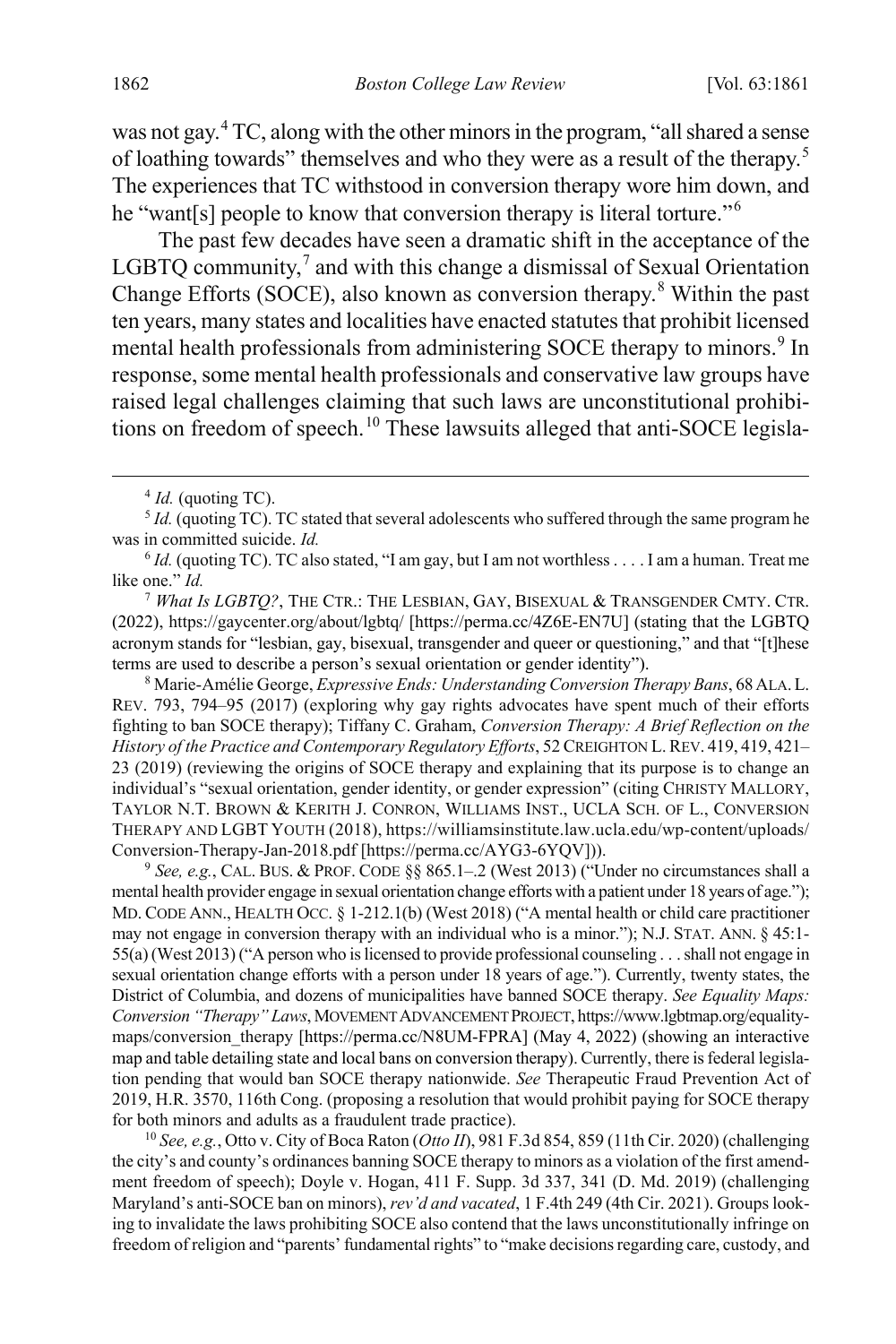was not gay.[4] TC, along with the other minors in the program, "all shared a sense of loathing towards" themselves and who they were as a result of the therapy.[5] The experiences that TC withstood in conversion therapy wore him down, and he "want[s] people to know that conversion therapy is literal torture."[6]

The past few decades have seen a dramatic shift in the acceptance of the LGBTQ community,[7] and with this change a dismissal of Sexual Orientation Change Efforts (SOCE), also known as conversion therapy.[8] Within the past ten years, many states and localities have enacted statutes that prohibit licensed mental health professionals from administering SOCE therapy to minors.[9] In response, some mental health professionals and conservative law groups have raised legal challenges claiming that such laws are unconstitutional prohibitions on freedom of speech.[10] These lawsuits alleged that anti-SOCE legisla-

---

[4] *Id.* (quoting TC).

[5] *Id.* (quoting TC). TC stated that several adolescents who suffered through the same program he was in committed suicide. *Id.*

[6] *Id.* (quoting TC). TC also stated, "I am gay, but I am not worthless . . . . I am a human. Treat me like one." *Id.*

[7] *What Is LGBTQ?*, THE CTR.: THE LESBIAN, GAY, BISEXUAL & TRANSGENDER CMTY. CTR. (2022), https://gaycenter.org/about/lgbtq/ [https://perma.cc/4Z6E-EN7U] (stating that the LGBTQ acronym stands for "lesbian, gay, bisexual, transgender and queer or questioning," and that "[t]hese terms are used to describe a person's sexual orientation or gender identity").

[8] Marie-Amélie George, *Expressive Ends: Understanding Conversion Therapy Bans*, 68 ALA. L. REV. 793, 794–95 (2017) (exploring why gay rights advocates have spent much of their efforts fighting to ban SOCE therapy); Tiffany C. Graham, *Conversion Therapy: A Brief Reflection on the History of the Practice and Contemporary Regulatory Efforts*, 52 CREIGHTON L. REV. 419, 419, 421–23 (2019) (reviewing the origins of SOCE therapy and explaining that its purpose is to change an individual's "sexual orientation, gender identity, or gender expression" (citing CHRISTY MALLORY, TAYLOR N.T. BROWN & KERITH J. CONRON, WILLIAMS INST., UCLA SCH. OF L., CONVERSION THERAPY AND LGBT YOUTH (2018), https://williamsinstitute.law.ucla.edu/wp-content/uploads/Conversion-Therapy-Jan-2018.pdf [https://perma.cc/AYG3-6YQV])).

[9] *See, e.g.*, CAL. BUS. & PROF. CODE §§ 865.1–.2 (West 2013) ("Under no circumstances shall a mental health provider engage in sexual orientation change efforts with a patient under 18 years of age."); MD. CODE ANN., HEALTH OCC. § 1-212.1(b) (West 2018) ("A mental health or child care practitioner may not engage in conversion therapy with an individual who is a minor."); N.J. STAT. ANN. § 45:1-55(a) (West 2013) ("A person who is licensed to provide professional counseling . . . shall not engage in sexual orientation change efforts with a person under 18 years of age."). Currently, twenty states, the District of Columbia, and dozens of municipalities have banned SOCE therapy. *See Equality Maps: Conversion "Therapy" Laws*, MOVEMENT ADVANCEMENT PROJECT, https://www.lgbtmap.org/equality-maps/conversion_therapy [https://perma.cc/N8UM-FPRA] (May 4, 2022) (showing an interactive map and table detailing state and local bans on conversion therapy). Currently, there is federal legislation pending that would ban SOCE therapy nationwide. *See* Therapeutic Fraud Prevention Act of 2019, H.R. 3570, 116th Cong. (proposing a resolution that would prohibit paying for SOCE therapy for both minors and adults as a fraudulent trade practice).

[10] *See, e.g.*, Otto v. City of Boca Raton (*Otto II*), 981 F.3d 854, 859 (11th Cir. 2020) (challenging the city's and county's ordinances banning SOCE therapy to minors as a violation of the first amendment freedom of speech); Doyle v. Hogan, 411 F. Supp. 3d 337, 341 (D. Md. 2019) (challenging Maryland's anti-SOCE ban on minors), *rev'd and vacated*, 1 F.4th 249 (4th Cir. 2021). Groups looking to invalidate the laws prohibiting SOCE also contend that the laws unconstitutionally infringe on freedom of religion and "parents' fundamental rights" to "make decisions regarding care, custody, and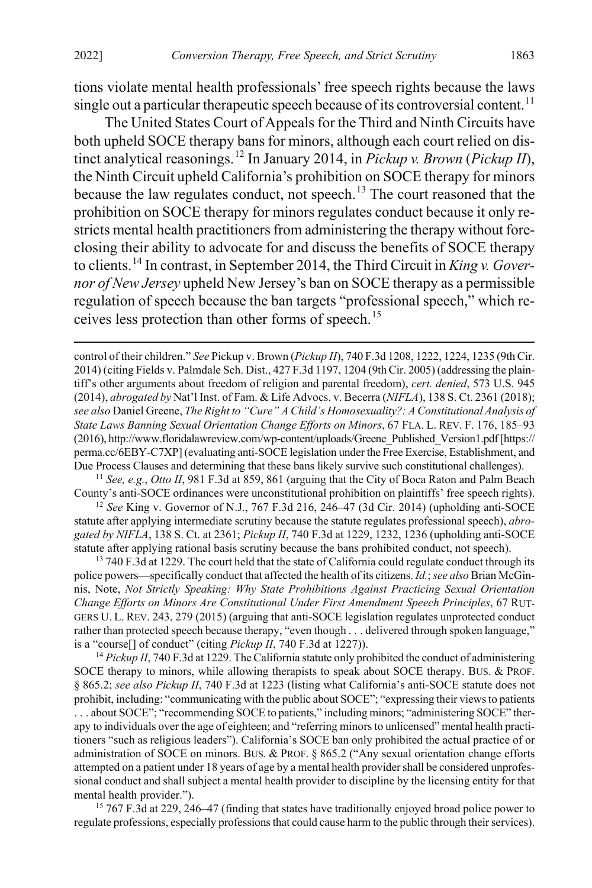tions violate mental health professionals' free speech rights because the laws single out a particular therapeutic speech because of its controversial content.[11]

The United States Court of Appeals for the Third and Ninth Circuits have both upheld SOCE therapy bans for minors, although each court relied on distinct analytical reasonings.[12] In January 2014, in *Pickup v. Brown* (*Pickup II*), the Ninth Circuit upheld California's prohibition on SOCE therapy for minors because the law regulates conduct, not speech.[13] The court reasoned that the prohibition on SOCE therapy for minors regulates conduct because it only restricts mental health practitioners from administering the therapy without foreclosing their ability to advocate for and discuss the benefits of SOCE therapy to clients.[14] In contrast, in September 2014, the Third Circuit in *King v. Governor of New Jersey* upheld New Jersey's ban on SOCE therapy as a permissible regulation of speech because the ban targets "professional speech," which receives less protection than other forms of speech.[15]

---

control of their children." *See* Pickup v. Brown (*Pickup II*), 740 F.3d 1208, 1222, 1224, 1235 (9th Cir. 2014) (citing Fields v. Palmdale Sch. Dist., 427 F.3d 1197, 1204 (9th Cir. 2005) (addressing the plaintiff's other arguments about freedom of religion and parental freedom), *cert. denied*, 573 U.S. 945 (2014), *abrogated by* Nat'l Inst. of Fam. & Life Advocs. v. Becerra (*NIFLA*), 138 S. Ct. 2361 (2018); *see also* Daniel Greene, *The Right to "Cure" A Child's Homosexuality?: A Constitutional Analysis of State Laws Banning Sexual Orientation Change Efforts on Minors*, 67 FLA. L. REV. F. 176, 185–93 (2016), http://www.floridalawreview.com/wp-content/uploads/Greene_Published_Version1.pdf [https://perma.cc/6EBY-C7XP] (evaluating anti-SOCE legislation under the Free Exercise, Establishment, and Due Process Clauses and determining that these bans likely survive such constitutional challenges).

[11] *See, e.g.*, *Otto II*, 981 F.3d at 859, 861 (arguing that the City of Boca Raton and Palm Beach County's anti-SOCE ordinances were unconstitutional prohibition on plaintiffs' free speech rights).

[12] *See* King v. Governor of N.J., 767 F.3d 216, 246–47 (3d Cir. 2014) (upholding anti-SOCE statute after applying intermediate scrutiny because the statute regulates professional speech), *abrogated by NIFLA*, 138 S. Ct. at 2361; *Pickup II*, 740 F.3d at 1229, 1232, 1236 (upholding anti-SOCE statute after applying rational basis scrutiny because the bans prohibited conduct, not speech).

[13] 740 F.3d at 1229. The court held that the state of California could regulate conduct through its police powers—specifically conduct that affected the health of its citizens. *Id.*; *see also* Brian McGinnis, Note, *Not Strictly Speaking: Why State Prohibitions Against Practicing Sexual Orientation Change Efforts on Minors Are Constitutional Under First Amendment Speech Principles*, 67 RUTGERS U. L. REV. 243, 279 (2015) (arguing that anti-SOCE legislation regulates unprotected conduct rather than protected speech because therapy, "even though . . . delivered through spoken language," is a "course[] of conduct" (citing *Pickup II*, 740 F.3d at 1227)).

[14] *Pickup II*, 740 F.3d at 1229. The California statute only prohibited the conduct of administering SOCE therapy to minors, while allowing therapists to speak about SOCE therapy. BUS. & PROF. § 865.2; *see also Pickup II*, 740 F.3d at 1223 (listing what California's anti-SOCE statute does not prohibit, including: "communicating with the public about SOCE"; "expressing their views to patients . . . about SOCE"; "recommending SOCE to patients," including minors; "administering SOCE" therapy to individuals over the age of eighteen; and "referring minors to unlicensed" mental health practitioners "such as religious leaders"). California's SOCE ban only prohibited the actual practice of or administration of SOCE on minors. BUS. & PROF. § 865.2 ("Any sexual orientation change efforts attempted on a patient under 18 years of age by a mental health provider shall be considered unprofessional conduct and shall subject a mental health provider to discipline by the licensing entity for that mental health provider.").

[15] 767 F.3d at 229, 246–47 (finding that states have traditionally enjoyed broad police power to regulate professions, especially professions that could cause harm to the public through their services).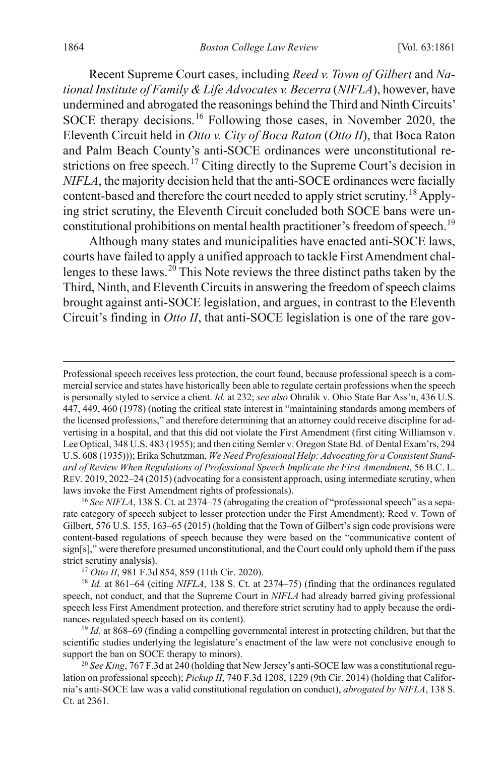Recent Supreme Court cases, including *Reed v. Town of Gilbert* and *National Institute of Family & Life Advocates v. Becerra* (*NIFLA*), however, have undermined and abrogated the reasonings behind the Third and Ninth Circuits' SOCE therapy decisions.[16] Following those cases, in November 2020, the Eleventh Circuit held in *Otto v. City of Boca Raton* (*Otto II*), that Boca Raton and Palm Beach County's anti-SOCE ordinances were unconstitutional restrictions on free speech.[17] Citing directly to the Supreme Court's decision in *NIFLA*, the majority decision held that the anti-SOCE ordinances were facially content-based and therefore the court needed to apply strict scrutiny.[18] Applying strict scrutiny, the Eleventh Circuit concluded both SOCE bans were unconstitutional prohibitions on mental health practitioner's freedom of speech.[19]

Although many states and municipalities have enacted anti-SOCE laws, courts have failed to apply a unified approach to tackle First Amendment challenges to these laws.[20] This Note reviews the three distinct paths taken by the Third, Ninth, and Eleventh Circuits in answering the freedom of speech claims brought against anti-SOCE legislation, and argues, in contrast to the Eleventh Circuit's finding in *Otto II*, that anti-SOCE legislation is one of the rare gov-

---

Professional speech receives less protection, the court found, because professional speech is a commercial service and states have historically been able to regulate certain professions when the speech is personally styled to service a client. *Id.* at 232; *see also* Ohralik v. Ohio State Bar Ass'n, 436 U.S. 447, 449, 460 (1978) (noting the critical state interest in "maintaining standards among members of the licensed professions," and therefore determining that an attorney could receive discipline for advertising in a hospital, and that this did not violate the First Amendment (first citing Williamson v. Lee Optical, 348 U.S. 483 (1955); and then citing Semler v. Oregon State Bd. of Dental Exam'rs, 294 U.S. 608 (1935))); Erika Schutzman, *We Need Professional Help: Advocating for a Consistent Standard of Review When Regulations of Professional Speech Implicate the First Amendment*, 56 B.C. L. REV. 2019, 2022–24 (2015) (advocating for a consistent approach, using intermediate scrutiny, when laws invoke the First Amendment rights of professionals).

[16] *See NIFLA*, 138 S. Ct. at 2374–75 (abrogating the creation of "professional speech" as a separate category of speech subject to lesser protection under the First Amendment); Reed v. Town of Gilbert, 576 U.S. 155, 163–65 (2015) (holding that the Town of Gilbert's sign code provisions were content-based regulations of speech because they were based on the "communicative content of sign[s]," were therefore presumed unconstitutional, and the Court could only uphold them if the pass strict scrutiny analysis).

[17] *Otto II*, 981 F.3d 854, 859 (11th Cir. 2020).

[18] *Id.* at 861–64 (citing *NIFLA*, 138 S. Ct. at 2374–75) (finding that the ordinances regulated speech, not conduct, and that the Supreme Court in *NIFLA* had already barred giving professional speech less First Amendment protection, and therefore strict scrutiny had to apply because the ordinances regulated speech based on its content).

[19] *Id.* at 868–69 (finding a compelling governmental interest in protecting children, but that the scientific studies underlying the legislature's enactment of the law were not conclusive enough to support the ban on SOCE therapy to minors).

[20] *See King*, 767 F.3d at 240 (holding that New Jersey's anti-SOCE law was a constitutional regulation on professional speech); *Pickup II*, 740 F.3d 1208, 1229 (9th Cir. 2014) (holding that California's anti-SOCE law was a valid constitutional regulation on conduct), *abrogated by NIFLA*, 138 S. Ct. at 2361.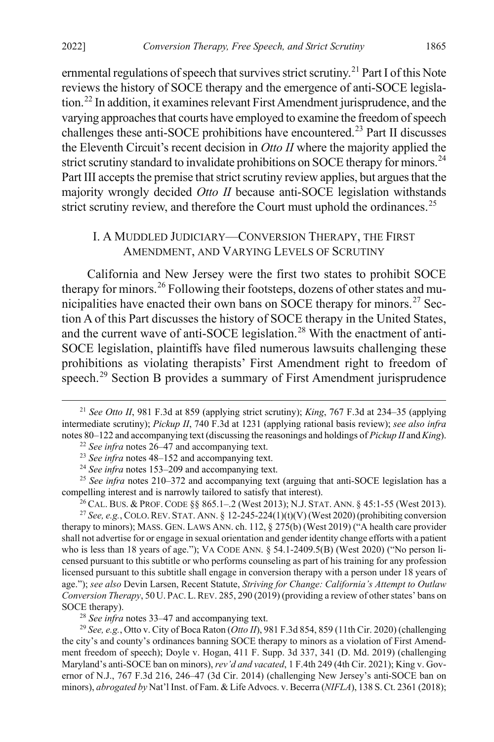ernmental regulations of speech that survives strict scrutiny.[21] Part I of this Note reviews the history of SOCE therapy and the emergence of anti-SOCE legislation.[22] In addition, it examines relevant First Amendment jurisprudence, and the varying approaches that courts have employed to examine the freedom of speech challenges these anti-SOCE prohibitions have encountered.[23] Part II discusses the Eleventh Circuit's recent decision in *Otto II* where the majority applied the strict scrutiny standard to invalidate prohibitions on SOCE therapy for minors.[24] Part III accepts the premise that strict scrutiny review applies, but argues that the majority wrongly decided *Otto II* because anti-SOCE legislation withstands strict scrutiny review, and therefore the Court must uphold the ordinances.[25]

## I. A MUDDLED JUDICIARY—CONVERSION THERAPY, THE FIRST AMENDMENT, AND VARYING LEVELS OF SCRUTINY

California and New Jersey were the first two states to prohibit SOCE therapy for minors.[26] Following their footsteps, dozens of other states and municipalities have enacted their own bans on SOCE therapy for minors.[27] Section A of this Part discusses the history of SOCE therapy in the United States, and the current wave of anti-SOCE legislation.[28] With the enactment of anti-SOCE legislation, plaintiffs have filed numerous lawsuits challenging these prohibitions as violating therapists' First Amendment right to freedom of speech.[29] Section B provides a summary of First Amendment jurisprudence

---

[21] *See Otto II*, 981 F.3d at 859 (applying strict scrutiny); *King*, 767 F.3d at 234–35 (applying intermediate scrutiny); *Pickup II*, 740 F.3d at 1231 (applying rational basis review); *see also infra* notes 80–122 and accompanying text (discussing the reasonings and holdings of *Pickup II* and *King*).

[22] *See infra* notes 26–47 and accompanying text.

[23] *See infra* notes 48–152 and accompanying text.

[24] *See infra* notes 153–209 and accompanying text.

[25] *See infra* notes 210–372 and accompanying text (arguing that anti-SOCE legislation has a compelling interest and is narrowly tailored to satisfy that interest).

[26] CAL. BUS. & PROF. CODE §§ 865.1–.2 (West 2013); N.J. STAT. ANN. § 45:1-55 (West 2013).

[27] *See, e.g.*, COLO. REV. STAT. ANN. § 12-245-224(1)(t)(V) (West 2020) (prohibiting conversion therapy to minors); MASS. GEN. LAWS ANN. ch. 112, § 275(b) (West 2019) ("A health care provider shall not advertise for or engage in sexual orientation and gender identity change efforts with a patient who is less than 18 years of age."); VA CODE ANN. § 54.1-2409.5(B) (West 2020) ("No person licensed pursuant to this subtitle or who performs counseling as part of his training for any profession licensed pursuant to this subtitle shall engage in conversion therapy with a person under 18 years of age."); *see also* Devin Larsen, Recent Statute, *Striving for Change: California's Attempt to Outlaw Conversion Therapy*, 50 U. PAC. L. REV. 285, 290 (2019) (providing a review of other states' bans on SOCE therapy).

[28] *See infra* notes 33–47 and accompanying text.

[29] *See, e.g.*, Otto v. City of Boca Raton (*Otto II*), 981 F.3d 854, 859 (11th Cir. 2020) (challenging the city's and county's ordinances banning SOCE therapy to minors as a violation of First Amendment freedom of speech); Doyle v. Hogan, 411 F. Supp. 3d 337, 341 (D. Md. 2019) (challenging Maryland's anti-SOCE ban on minors), *rev'd and vacated*, 1 F.4th 249 (4th Cir. 2021); King v. Governor of N.J., 767 F.3d 216, 246–47 (3d Cir. 2014) (challenging New Jersey's anti-SOCE ban on minors), *abrogated by* Nat'l Inst. of Fam. & Life Advocs. v. Becerra (*NIFLA*), 138 S. Ct. 2361 (2018);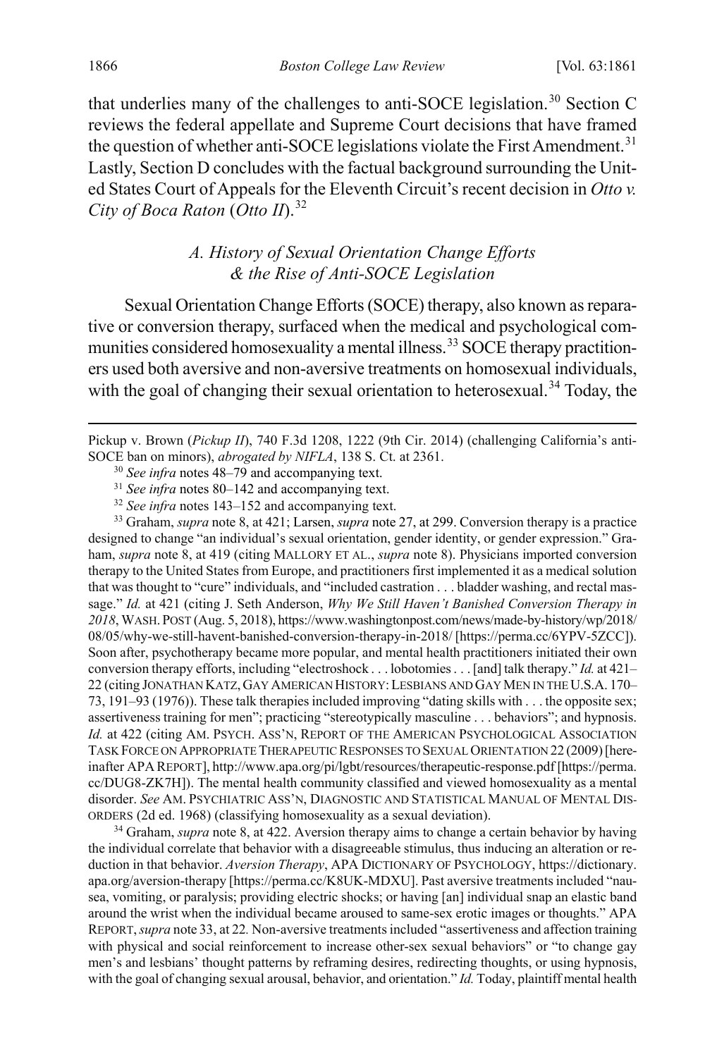that underlies many of the challenges to anti-SOCE legislation.[30] Section C reviews the federal appellate and Supreme Court decisions that have framed the question of whether anti-SOCE legislations violate the First Amendment.[31] Lastly, Section D concludes with the factual background surrounding the United States Court of Appeals for the Eleventh Circuit's recent decision in *Otto v. City of Boca Raton* (*Otto II*).[32]

### *A. History of Sexual Orientation Change Efforts & the Rise of Anti-SOCE Legislation*

Sexual Orientation Change Efforts (SOCE) therapy, also known as reparative or conversion therapy, surfaced when the medical and psychological communities considered homosexuality a mental illness.[33] SOCE therapy practitioners used both aversive and non-aversive treatments on homosexual individuals, with the goal of changing their sexual orientation to heterosexual.[34] Today, the

---

Pickup v. Brown (*Pickup II*), 740 F.3d 1208, 1222 (9th Cir. 2014) (challenging California's anti-SOCE ban on minors), *abrogated by NIFLA*, 138 S. Ct. at 2361.

[30] *See infra* notes 48–79 and accompanying text.

[31] *See infra* notes 80–142 and accompanying text.

[32] *See infra* notes 143–152 and accompanying text.

[33] Graham, *supra* note 8, at 421; Larsen, *supra* note 27, at 299. Conversion therapy is a practice designed to change "an individual's sexual orientation, gender identity, or gender expression." Graham, *supra* note 8, at 419 (citing MALLORY ET AL., *supra* note 8). Physicians imported conversion therapy to the United States from Europe, and practitioners first implemented it as a medical solution that was thought to "cure" individuals, and "included castration . . . bladder washing, and rectal massage." *Id.* at 421 (citing J. Seth Anderson, *Why We Still Haven't Banished Conversion Therapy in 2018*, WASH. POST (Aug. 5, 2018), https://www.washingtonpost.com/news/made-by-history/wp/2018/08/05/why-we-still-havent-banished-conversion-therapy-in-2018/ [https://perma.cc/6YPV-5ZCC]). Soon after, psychotherapy became more popular, and mental health practitioners initiated their own conversion therapy efforts, including "electroshock . . . lobotomies . . . [and] talk therapy." *Id.* at 421–22 (citing JONATHAN KATZ, GAY AMERICAN HISTORY: LESBIANS AND GAY MEN IN THE U.S.A. 170–73, 191–93 (1976)). These talk therapies included improving "dating skills with . . . the opposite sex; assertiveness training for men"; practicing "stereotypically masculine . . . behaviors"; and hypnosis. *Id.* at 422 (citing AM. PSYCH. ASS'N, REPORT OF THE AMERICAN PSYCHOLOGICAL ASSOCIATION TASK FORCE ON APPROPRIATE THERAPEUTIC RESPONSES TO SEXUAL ORIENTATION 22 (2009) [hereinafter APA REPORT], http://www.apa.org/pi/lgbt/resources/therapeutic-response.pdf [https://perma.cc/DUG8-ZK7H]). The mental health community classified and viewed homosexuality as a mental disorder. *See* AM. PSYCHIATRIC ASS'N, DIAGNOSTIC AND STATISTICAL MANUAL OF MENTAL DISORDERS (2d ed. 1968) (classifying homosexuality as a sexual deviation).

[34] Graham, *supra* note 8, at 422. Aversion therapy aims to change a certain behavior by having the individual correlate that behavior with a disagreeable stimulus, thus inducing an alteration or reduction in that behavior. *Aversion Therapy*, APA DICTIONARY OF PSYCHOLOGY, https://dictionary.apa.org/aversion-therapy [https://perma.cc/K8UK-MDXU]. Past aversive treatments included "nausea, vomiting, or paralysis; providing electric shocks; or having [an] individual snap an elastic band around the wrist when the individual became aroused to same-sex erotic images or thoughts." APA REPORT, *supra* note 33, at 22. Non-aversive treatments included "assertiveness and affection training with physical and social reinforcement to increase other-sex sexual behaviors" or "to change gay men's and lesbians' thought patterns by reframing desires, redirecting thoughts, or using hypnosis, with the goal of changing sexual arousal, behavior, and orientation." *Id.* Today, plaintiff mental health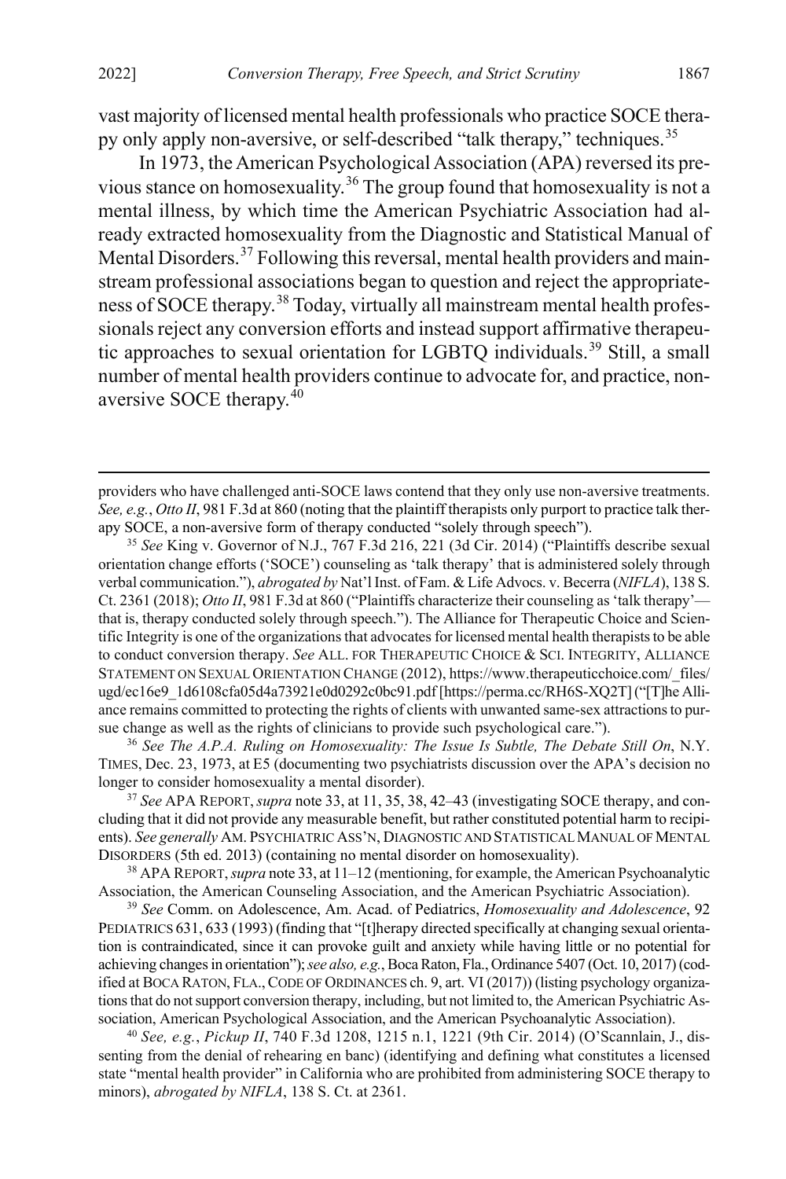vast majority of licensed mental health professionals who practice SOCE therapy only apply non-aversive, or self-described "talk therapy," techniques.[35]

In 1973, the American Psychological Association (APA) reversed its previous stance on homosexuality.[36] The group found that homosexuality is not a mental illness, by which time the American Psychiatric Association had already extracted homosexuality from the Diagnostic and Statistical Manual of Mental Disorders.[37] Following this reversal, mental health providers and mainstream professional associations began to question and reject the appropriateness of SOCE therapy.[38] Today, virtually all mainstream mental health professionals reject any conversion efforts and instead support affirmative therapeutic approaches to sexual orientation for LGBTQ individuals.[39] Still, a small number of mental health providers continue to advocate for, and practice, non-aversive SOCE therapy.[40]

---

providers who have challenged anti-SOCE laws contend that they only use non-aversive treatments. *See, e.g.*, *Otto II*, 981 F.3d at 860 (noting that the plaintiff therapists only purport to practice talk therapy SOCE, a non-aversive form of therapy conducted "solely through speech").

[35] *See* King v. Governor of N.J., 767 F.3d 216, 221 (3d Cir. 2014) ("Plaintiffs describe sexual orientation change efforts ('SOCE') counseling as 'talk therapy' that is administered solely through verbal communication."), *abrogated by* Nat'l Inst. of Fam. & Life Advocs. v. Becerra (*NIFLA*), 138 S. Ct. 2361 (2018); *Otto II*, 981 F.3d at 860 ("Plaintiffs characterize their counseling as 'talk therapy'—that is, therapy conducted solely through speech."). The Alliance for Therapeutic Choice and Scientific Integrity is one of the organizations that advocates for licensed mental health therapists to be able to conduct conversion therapy. *See* ALL. FOR THERAPEUTIC CHOICE & SCI. INTEGRITY, ALLIANCE STATEMENT ON SEXUAL ORIENTATION CHANGE (2012), https://www.therapeuticchoice.com/_files/ugd/ec16e9_1d6108cfa05d4a73921e0d0292c0bc91.pdf [https://perma.cc/RH6S-XQ2T] ("[T]he Alliance remains committed to protecting the rights of clients with unwanted same-sex attractions to pursue change as well as the rights of clinicians to provide such psychological care.").

[36] *See The A.P.A. Ruling on Homosexuality: The Issue Is Subtle, The Debate Still On*, N.Y. TIMES, Dec. 23, 1973, at E5 (documenting two psychiatrists discussion over the APA's decision no longer to consider homosexuality a mental disorder).

[37] *See* APA REPORT, *supra* note 33, at 11, 35, 38, 42–43 (investigating SOCE therapy, and concluding that it did not provide any measurable benefit, but rather constituted potential harm to recipients). *See generally* AM. PSYCHIATRIC ASS'N, DIAGNOSTIC AND STATISTICAL MANUAL OF MENTAL DISORDERS (5th ed. 2013) (containing no mental disorder on homosexuality).

[38] APA REPORT, *supra* note 33, at 11–12 (mentioning, for example, the American Psychoanalytic Association, the American Counseling Association, and the American Psychiatric Association).

[39] *See* Comm. on Adolescence, Am. Acad. of Pediatrics, *Homosexuality and Adolescence*, 92 PEDIATRICS 631, 633 (1993) (finding that "[t]herapy directed specifically at changing sexual orientation is contraindicated, since it can provoke guilt and anxiety while having little or no potential for achieving changes in orientation"); *see also, e.g.*, Boca Raton, Fla., Ordinance 5407 (Oct. 10, 2017) (codified at BOCA RATON, FLA., CODE OF ORDINANCES ch. 9, art. VI (2017)) (listing psychology organizations that do not support conversion therapy, including, but not limited to, the American Psychiatric Association, American Psychological Association, and the American Psychoanalytic Association).

[40] *See, e.g.*, *Pickup II*, 740 F.3d 1208, 1215 n.1, 1221 (9th Cir. 2014) (O'Scannlain, J., dissenting from the denial of rehearing en banc) (identifying and defining what constitutes a licensed state "mental health provider" in California who are prohibited from administering SOCE therapy to minors), *abrogated by NIFLA*, 138 S. Ct. at 2361.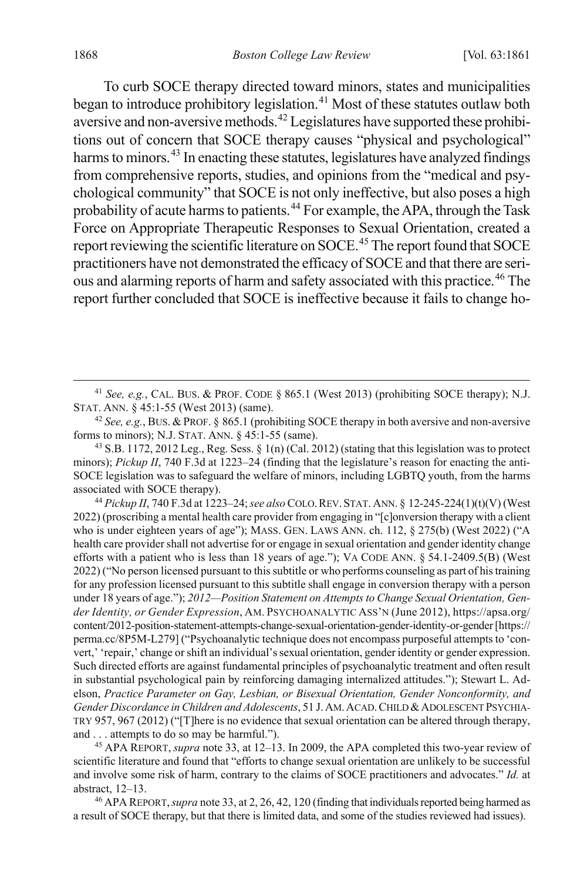To curb SOCE therapy directed toward minors, states and municipalities began to introduce prohibitory legislation.[41] Most of these statutes outlaw both aversive and non-aversive methods.[42] Legislatures have supported these prohibitions out of concern that SOCE therapy causes "physical and psychological" harms to minors.[43] In enacting these statutes, legislatures have analyzed findings from comprehensive reports, studies, and opinions from the "medical and psychological community" that SOCE is not only ineffective, but also poses a high probability of acute harms to patients.[44] For example, the APA, through the Task Force on Appropriate Therapeutic Responses to Sexual Orientation, created a report reviewing the scientific literature on SOCE.[45] The report found that SOCE practitioners have not demonstrated the efficacy of SOCE and that there are serious and alarming reports of harm and safety associated with this practice.[46] The report further concluded that SOCE is ineffective because it fails to change ho-

---

[41] *See, e.g.*, CAL. BUS. & PROF. CODE § 865.1 (West 2013) (prohibiting SOCE therapy); N.J. STAT. ANN. § 45:1-55 (West 2013) (same).

[42] *See, e.g.*, BUS. & PROF. § 865.1 (prohibiting SOCE therapy in both aversive and non-aversive forms to minors); N.J. STAT. ANN. § 45:1-55 (same).

[43] S.B. 1172, 2012 Leg., Reg. Sess. § 1(n) (Cal. 2012) (stating that this legislation was to protect minors); *Pickup II*, 740 F.3d at 1223–24 (finding that the legislature's reason for enacting the anti-SOCE legislation was to safeguard the welfare of minors, including LGBTQ youth, from the harms associated with SOCE therapy).

[44] *Pickup II*, 740 F.3d at 1223–24; *see also* COLO. REV. STAT. ANN. § 12-245-224(1)(t)(V) (West 2022) (proscribing a mental health care provider from engaging in "[c]onversion therapy with a client who is under eighteen years of age"); MASS. GEN. LAWS ANN. ch. 112, § 275(b) (West 2022) ("A health care provider shall not advertise for or engage in sexual orientation and gender identity change efforts with a patient who is less than 18 years of age."); VA CODE ANN. § 54.1-2409.5(B) (West 2022) ("No person licensed pursuant to this subtitle or who performs counseling as part of his training for any profession licensed pursuant to this subtitle shall engage in conversion therapy with a person under 18 years of age."); *2012—Position Statement on Attempts to Change Sexual Orientation, Gender Identity, or Gender Expression*, AM. PSYCHOANALYTIC ASS'N (June 2012), https://apsa.org/content/2012-position-statement-attempts-change-sexual-orientation-gender-identity-or-gender [https://perma.cc/8P5M-L279] ("Psychoanalytic technique does not encompass purposeful attempts to 'convert,' 'repair,' change or shift an individual's sexual orientation, gender identity or gender expression. Such directed efforts are against fundamental principles of psychoanalytic treatment and often result in substantial psychological pain by reinforcing damaging internalized attitudes."); Stewart L. Adelson, *Practice Parameter on Gay, Lesbian, or Bisexual Orientation, Gender Nonconformity, and Gender Discordance in Children and Adolescents*, 51 J. AM. ACAD. CHILD & ADOLESCENT PSYCHIATRY 957, 967 (2012) ("[T]here is no evidence that sexual orientation can be altered through therapy, and . . . attempts to do so may be harmful.").

[45] APA REPORT, *supra* note 33, at 12–13. In 2009, the APA completed this two-year review of scientific literature and found that "efforts to change sexual orientation are unlikely to be successful and involve some risk of harm, contrary to the claims of SOCE practitioners and advocates." *Id.* at abstract, 12–13.

[46] APA REPORT, *supra* note 33, at 2, 26, 42, 120 (finding that individuals reported being harmed as a result of SOCE therapy, but that there is limited data, and some of the studies reviewed had issues).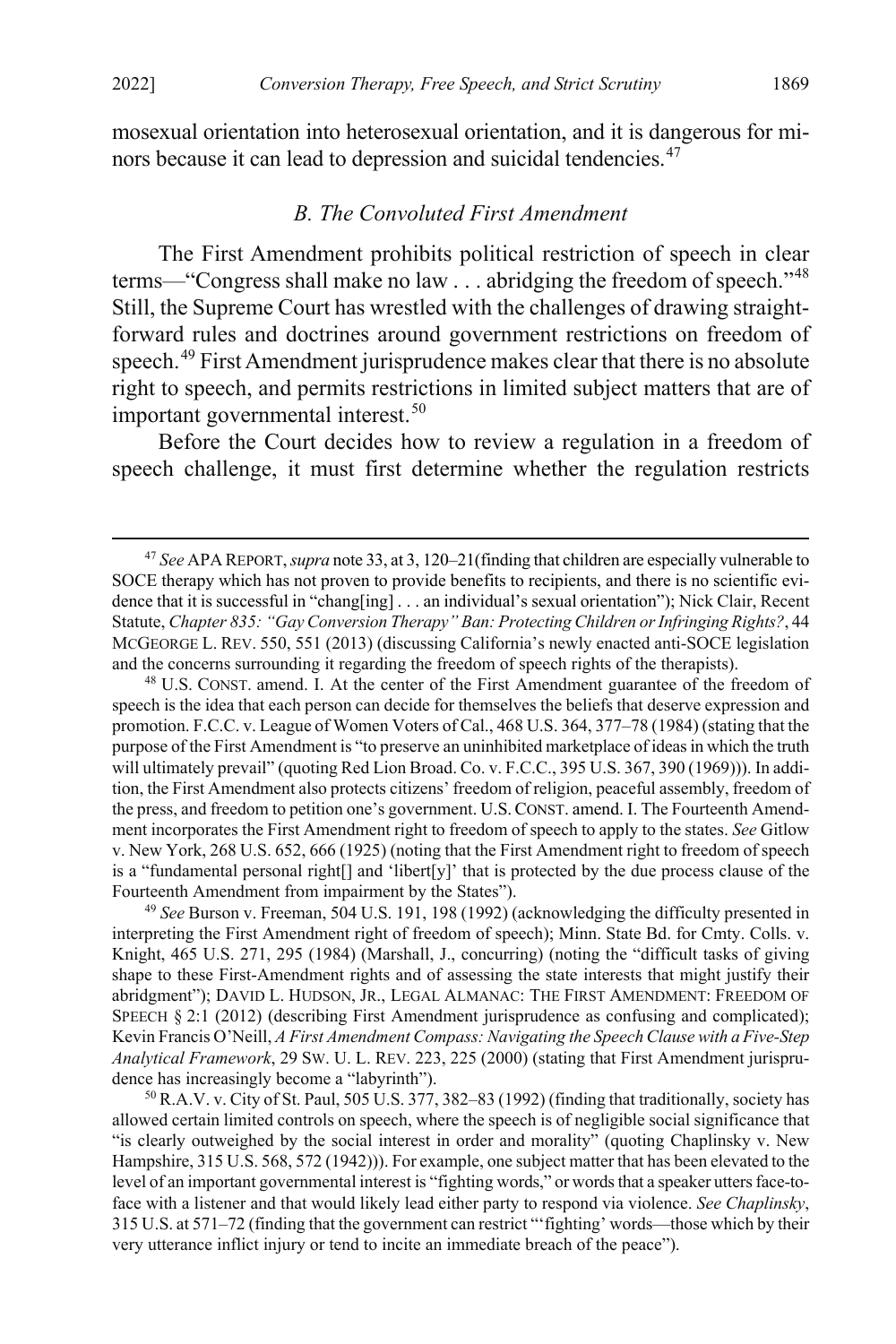mosexual orientation into heterosexual orientation, and it is dangerous for minors because it can lead to depression and suicidal tendencies.[47]

### *B. The Convoluted First Amendment*

The First Amendment prohibits political restriction of speech in clear terms—"Congress shall make no law . . . abridging the freedom of speech."[48] Still, the Supreme Court has wrestled with the challenges of drawing straightforward rules and doctrines around government restrictions on freedom of speech.[49] First Amendment jurisprudence makes clear that there is no absolute right to speech, and permits restrictions in limited subject matters that are of important governmental interest.[50]

Before the Court decides how to review a regulation in a freedom of speech challenge, it must first determine whether the regulation restricts

---

[47] *See* APA REPORT, *supra* note 33, at 3, 120–21(finding that children are especially vulnerable to SOCE therapy which has not proven to provide benefits to recipients, and there is no scientific evidence that it is successful in "chang[ing] . . . an individual's sexual orientation"); Nick Clair, Recent Statute, *Chapter 835: "Gay Conversion Therapy" Ban: Protecting Children or Infringing Rights?*, 44 MCGEORGE L. REV. 550, 551 (2013) (discussing California's newly enacted anti-SOCE legislation and the concerns surrounding it regarding the freedom of speech rights of the therapists).

[48] U.S. CONST. amend. I. At the center of the First Amendment guarantee of the freedom of speech is the idea that each person can decide for themselves the beliefs that deserve expression and promotion. F.C.C. v. League of Women Voters of Cal., 468 U.S. 364, 377–78 (1984) (stating that the purpose of the First Amendment is "to preserve an uninhibited marketplace of ideas in which the truth will ultimately prevail" (quoting Red Lion Broad. Co. v. F.C.C., 395 U.S. 367, 390 (1969))). In addition, the First Amendment also protects citizens' freedom of religion, peaceful assembly, freedom of the press, and freedom to petition one's government. U.S. CONST. amend. I. The Fourteenth Amendment incorporates the First Amendment right to freedom of speech to apply to the states. *See* Gitlow v. New York, 268 U.S. 652, 666 (1925) (noting that the First Amendment right to freedom of speech is a "fundamental personal right[] and 'libert[y]' that is protected by the due process clause of the Fourteenth Amendment from impairment by the States").

[49] *See* Burson v. Freeman, 504 U.S. 191, 198 (1992) (acknowledging the difficulty presented in interpreting the First Amendment right of freedom of speech); Minn. State Bd. for Cmty. Colls. v. Knight, 465 U.S. 271, 295 (1984) (Marshall, J., concurring) (noting the "difficult tasks of giving shape to these First-Amendment rights and of assessing the state interests that might justify their abridgment"); DAVID L. HUDSON, JR., LEGAL ALMANAC: THE FIRST AMENDMENT: FREEDOM OF SPEECH § 2:1 (2012) (describing First Amendment jurisprudence as confusing and complicated); Kevin Francis O'Neill, *A First Amendment Compass: Navigating the Speech Clause with a Five-Step Analytical Framework*, 29 SW. U. L. REV. 223, 225 (2000) (stating that First Amendment jurisprudence has increasingly become a "labyrinth").

[50] R.A.V. v. City of St. Paul, 505 U.S. 377, 382–83 (1992) (finding that traditionally, society has allowed certain limited controls on speech, where the speech is of negligible social significance that "is clearly outweighed by the social interest in order and morality" (quoting Chaplinsky v. New Hampshire, 315 U.S. 568, 572 (1942))). For example, one subject matter that has been elevated to the level of an important governmental interest is "fighting words," or words that a speaker utters face-to-face with a listener and that would likely lead either party to respond via violence. *See Chaplinsky*, 315 U.S. at 571–72 (finding that the government can restrict "'fighting' words—those which by their very utterance inflict injury or tend to incite an immediate breach of the peace").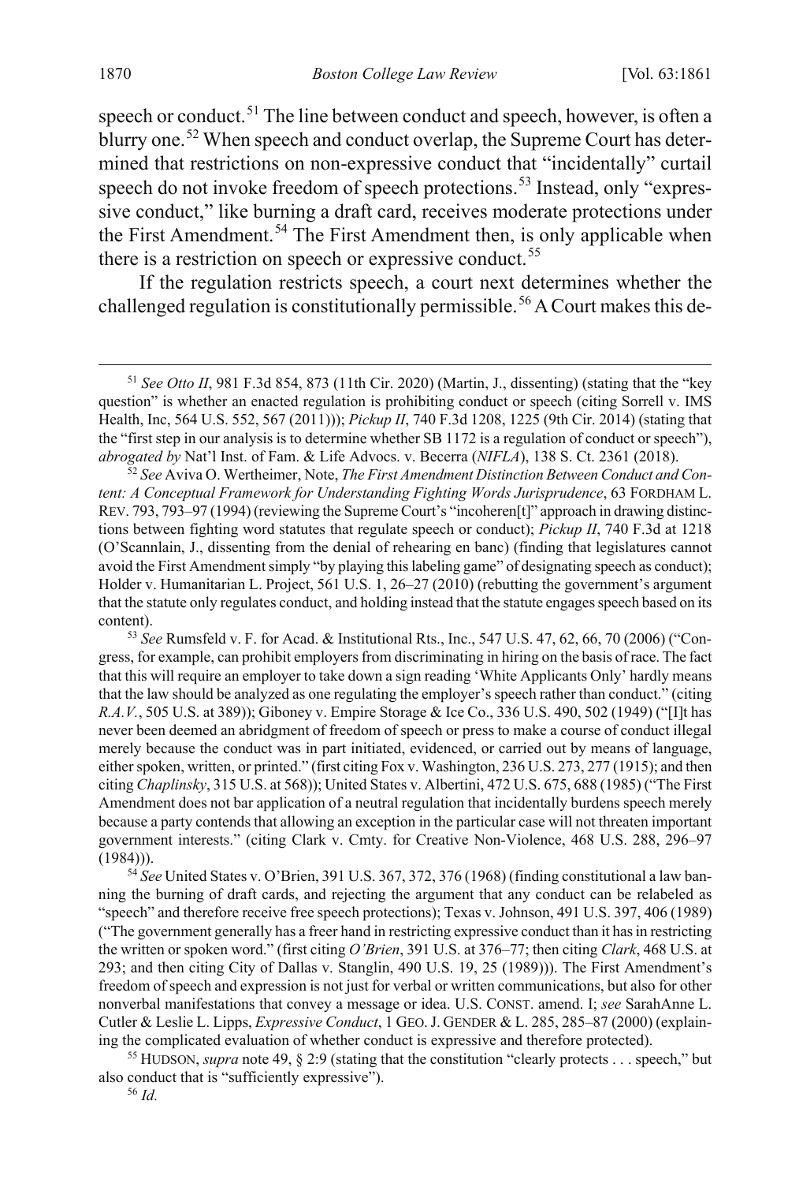speech or conduct.[51] The line between conduct and speech, however, is often a blurry one.[52] When speech and conduct overlap, the Supreme Court has determined that restrictions on non-expressive conduct that "incidentally" curtail speech do not invoke freedom of speech protections.[53] Instead, only "expressive conduct," like burning a draft card, receives moderate protections under the First Amendment.[54] The First Amendment then, is only applicable when there is a restriction on speech or expressive conduct.[55]

If the regulation restricts speech, a court next determines whether the challenged regulation is constitutionally permissible.[56] A Court makes this de-

---

[51] *See Otto II*, 981 F.3d 854, 873 (11th Cir. 2020) (Martin, J., dissenting) (stating that the "key question" is whether an enacted regulation is prohibiting conduct or speech (citing Sorrell v. IMS Health, Inc, 564 U.S. 552, 567 (2011))); *Pickup II*, 740 F.3d 1208, 1225 (9th Cir. 2014) (stating that the "first step in our analysis is to determine whether SB 1172 is a regulation of conduct or speech"), *abrogated by* Nat'l Inst. of Fam. & Life Advocs. v. Becerra (*NIFLA*), 138 S. Ct. 2361 (2018).

[52] *See* Aviva O. Wertheimer, Note, *The First Amendment Distinction Between Conduct and Content: A Conceptual Framework for Understanding Fighting Words Jurisprudence*, 63 FORDHAM L. REV. 793, 793–97 (1994) (reviewing the Supreme Court's "incoheren[t]" approach in drawing distinctions between fighting word statutes that regulate speech or conduct); *Pickup II*, 740 F.3d at 1218 (O'Scannlain, J., dissenting from the denial of rehearing en banc) (finding that legislatures cannot avoid the First Amendment simply "by playing this labeling game" of designating speech as conduct); Holder v. Humanitarian L. Project, 561 U.S. 1, 26–27 (2010) (rebutting the government's argument that the statute only regulates conduct, and holding instead that the statute engages speech based on its content).

[53] *See* Rumsfeld v. F. for Acad. & Institutional Rts., Inc., 547 U.S. 47, 62, 66, 70 (2006) ("Congress, for example, can prohibit employers from discriminating in hiring on the basis of race. The fact that this will require an employer to take down a sign reading 'White Applicants Only' hardly means that the law should be analyzed as one regulating the employer's speech rather than conduct." (citing *R.A.V.*, 505 U.S. at 389)); Giboney v. Empire Storage & Ice Co., 336 U.S. 490, 502 (1949) ("[I]t has never been deemed an abridgment of freedom of speech or press to make a course of conduct illegal merely because the conduct was in part initiated, evidenced, or carried out by means of language, either spoken, written, or printed." (first citing Fox v. Washington, 236 U.S. 273, 277 (1915); and then citing *Chaplinsky*, 315 U.S. at 568)); United States v. Albertini, 472 U.S. 675, 688 (1985) ("The First Amendment does not bar application of a neutral regulation that incidentally burdens speech merely because a party contends that allowing an exception in the particular case will not threaten important government interests." (citing Clark v. Cmty. for Creative Non-Violence, 468 U.S. 288, 296–97 (1984))).

[54] *See* United States v. O'Brien, 391 U.S. 367, 372, 376 (1968) (finding constitutional a law banning the burning of draft cards, and rejecting the argument that any conduct can be relabeled as "speech" and therefore receive free speech protections); Texas v. Johnson, 491 U.S. 397, 406 (1989) ("The government generally has a freer hand in restricting expressive conduct than it has in restricting the written or spoken word." (first citing *O'Brien*, 391 U.S. at 376–77; then citing *Clark*, 468 U.S. at 293; and then citing City of Dallas v. Stanglin, 490 U.S. 19, 25 (1989))). The First Amendment's freedom of speech and expression is not just for verbal or written communications, but also for other nonverbal manifestations that convey a message or idea. U.S. CONST. amend. I; *see* SarahAnne L. Cutler & Leslie L. Lipps, *Expressive Conduct*, 1 GEO. J. GENDER & L. 285, 285–87 (2000) (explaining the complicated evaluation of whether conduct is expressive and therefore protected).

[55] HUDSON, *supra* note 49, § 2:9 (stating that the constitution "clearly protects . . . speech," but also conduct that is "sufficiently expressive").

[56] *Id.*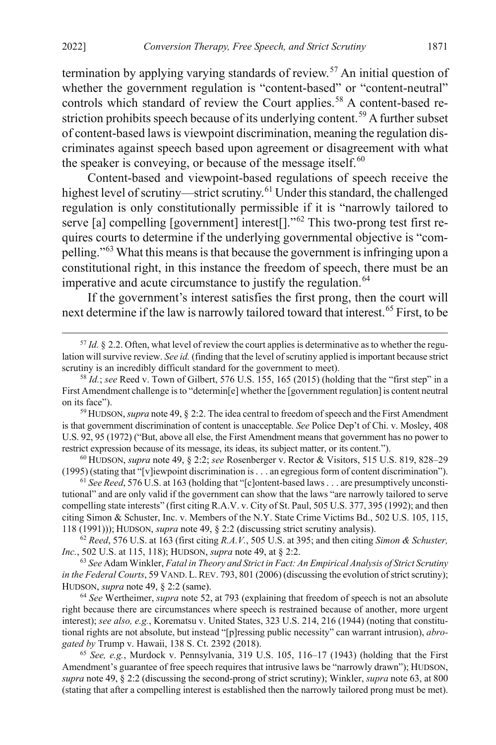termination by applying varying standards of review.[57] An initial question of whether the government regulation is "content-based" or "content-neutral" controls which standard of review the Court applies.[58] A content-based restriction prohibits speech because of its underlying content.[59] A further subset of content-based laws is viewpoint discrimination, meaning the regulation discriminates against speech based upon agreement or disagreement with what the speaker is conveying, or because of the message itself.[60]

Content-based and viewpoint-based regulations of speech receive the highest level of scrutiny—strict scrutiny.[61] Under this standard, the challenged regulation is only constitutionally permissible if it is "narrowly tailored to serve [a] compelling [government] interest[]."[62] This two-prong test first requires courts to determine if the underlying governmental objective is "compelling."[63] What this means is that because the government is infringing upon a constitutional right, in this instance the freedom of speech, there must be an imperative and acute circumstance to justify the regulation.[64]

If the government's interest satisfies the first prong, then the court will next determine if the law is narrowly tailored toward that interest.[65] First, to be

---

[57] *Id.* § 2.2. Often, what level of review the court applies is determinative as to whether the regulation will survive review. *See id.* (finding that the level of scrutiny applied is important because strict scrutiny is an incredibly difficult standard for the government to meet).

[58] *Id.*; *see* Reed v. Town of Gilbert, 576 U.S. 155, 165 (2015) (holding that the "first step" in a First Amendment challenge is to "determin[e] whether the [government regulation] is content neutral on its face").

[59] HUDSON, *supra* note 49, § 2:2. The idea central to freedom of speech and the First Amendment is that government discrimination of content is unacceptable. *See* Police Dep't of Chi. v. Mosley, 408 U.S. 92, 95 (1972) ("But, above all else, the First Amendment means that government has no power to restrict expression because of its message, its ideas, its subject matter, or its content.").

[60] HUDSON, *supra* note 49, § 2:2; *see* Rosenberger v. Rector & Visitors, 515 U.S. 819, 828–29 (1995) (stating that "[v]iewpoint discrimination is . . . an egregious form of content discrimination").

[61] *See Reed*, 576 U.S. at 163 (holding that "[c]ontent-based laws . . . are presumptively unconstitutional" and are only valid if the government can show that the laws "are narrowly tailored to serve compelling state interests" (first citing R.A.V. v. City of St. Paul, 505 U.S. 377, 395 (1992); and then citing Simon & Schuster, Inc. v. Members of the N.Y. State Crime Victims Bd., 502 U.S. 105, 115, 118 (1991))); HUDSON, *supra* note 49, § 2:2 (discussing strict scrutiny analysis).

[62] *Reed*, 576 U.S. at 163 (first citing *R.A.V.*, 505 U.S. at 395; and then citing *Simon & Schuster, Inc.*, 502 U.S. at 115, 118); HUDSON, *supra* note 49, at § 2:2.

[63] *See* Adam Winkler, *Fatal in Theory and Strict in Fact: An Empirical Analysis of Strict Scrutiny in the Federal Courts*, 59 VAND. L. REV. 793, 801 (2006) (discussing the evolution of strict scrutiny); HUDSON, *supra* note 49, § 2:2 (same).

[64] *See* Wertheimer, *supra* note 52, at 793 (explaining that freedom of speech is not an absolute right because there are circumstances where speech is restrained because of another, more urgent interest); *see also, e.g.*, Korematsu v. United States, 323 U.S. 214, 216 (1944) (noting that constitutional rights are not absolute, but instead "[p]ressing public necessity" can warrant intrusion), *abrogated by* Trump v. Hawaii, 138 S. Ct. 2392 (2018).

[65] *See, e.g.*, Murdock v. Pennsylvania, 319 U.S. 105, 116–17 (1943) (holding that the First Amendment's guarantee of free speech requires that intrusive laws be "narrowly drawn"); HUDSON, *supra* note 49, § 2:2 (discussing the second-prong of strict scrutiny); Winkler, *supra* note 63, at 800 (stating that after a compelling interest is established then the narrowly tailored prong must be met).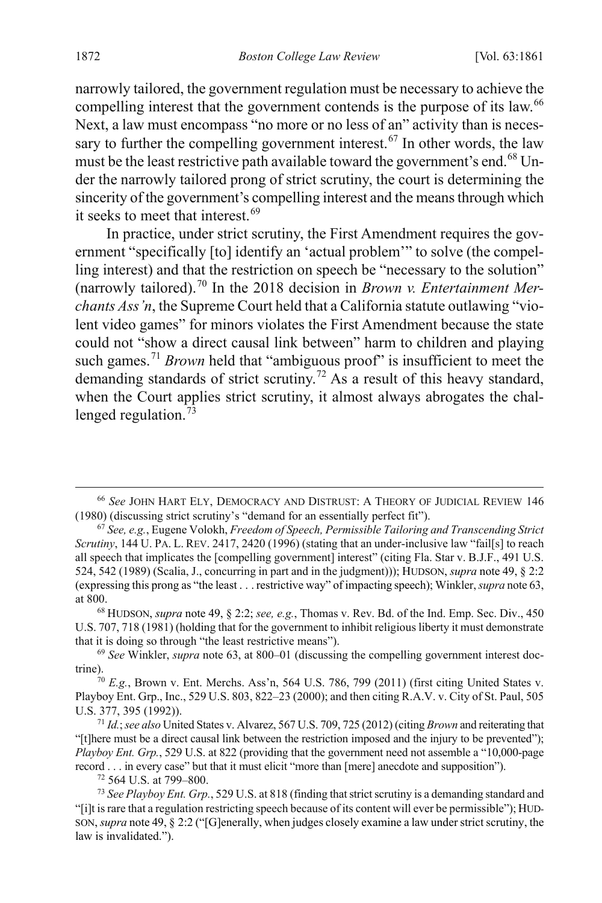narrowly tailored, the government regulation must be necessary to achieve the compelling interest that the government contends is the purpose of its law.[66] Next, a law must encompass "no more or no less of an" activity than is necessary to further the compelling government interest.[67] In other words, the law must be the least restrictive path available toward the government's end.[68] Under the narrowly tailored prong of strict scrutiny, the court is determining the sincerity of the government's compelling interest and the means through which it seeks to meet that interest.[69]

In practice, under strict scrutiny, the First Amendment requires the government "specifically [to] identify an 'actual problem'" to solve (the compelling interest) and that the restriction on speech be "necessary to the solution" (narrowly tailored).[70] In the 2018 decision in *Brown v. Entertainment Merchants Ass'n*, the Supreme Court held that a California statute outlawing "violent video games" for minors violates the First Amendment because the state could not "show a direct causal link between" harm to children and playing such games.[71] *Brown* held that "ambiguous proof" is insufficient to meet the demanding standards of strict scrutiny.[72] As a result of this heavy standard, when the Court applies strict scrutiny, it almost always abrogates the challenged regulation.[73]

---

[66] *See* JOHN HART ELY, DEMOCRACY AND DISTRUST: A THEORY OF JUDICIAL REVIEW 146 (1980) (discussing strict scrutiny's "demand for an essentially perfect fit").

[67] *See, e.g.*, Eugene Volokh, *Freedom of Speech, Permissible Tailoring and Transcending Strict Scrutiny*, 144 U. PA. L. REV. 2417, 2420 (1996) (stating that an under-inclusive law "fail[s] to reach all speech that implicates the [compelling government] interest" (citing Fla. Star v. B.J.F., 491 U.S. 524, 542 (1989) (Scalia, J., concurring in part and in the judgment))); HUDSON, *supra* note 49, § 2:2 (expressing this prong as "the least . . . restrictive way" of impacting speech); Winkler, *supra* note 63, at 800.

[68] HUDSON, *supra* note 49, § 2:2; *see, e.g.*, Thomas v. Rev. Bd. of the Ind. Emp. Sec. Div., 450 U.S. 707, 718 (1981) (holding that for the government to inhibit religious liberty it must demonstrate that it is doing so through "the least restrictive means").

[69] *See* Winkler, *supra* note 63, at 800–01 (discussing the compelling government interest doctrine).

[70] *E.g.*, Brown v. Ent. Merchs. Ass'n, 564 U.S. 786, 799 (2011) (first citing United States v. Playboy Ent. Grp., Inc., 529 U.S. 803, 822–23 (2000); and then citing R.A.V. v. City of St. Paul, 505 U.S. 377, 395 (1992)).

[71] *Id.*; *see also* United States v. Alvarez, 567 U.S. 709, 725 (2012) (citing *Brown* and reiterating that "[t]here must be a direct causal link between the restriction imposed and the injury to be prevented"); *Playboy Ent. Grp.*, 529 U.S. at 822 (providing that the government need not assemble a "10,000-page record . . . in every case" but that it must elicit "more than [mere] anecdote and supposition").

[72] 564 U.S. at 799–800.

[73] *See Playboy Ent. Grp.*, 529 U.S. at 818 (finding that strict scrutiny is a demanding standard and "[i]t is rare that a regulation restricting speech because of its content will ever be permissible"); HUDSON, *supra* note 49, § 2:2 ("[G]enerally, when judges closely examine a law under strict scrutiny, the law is invalidated.").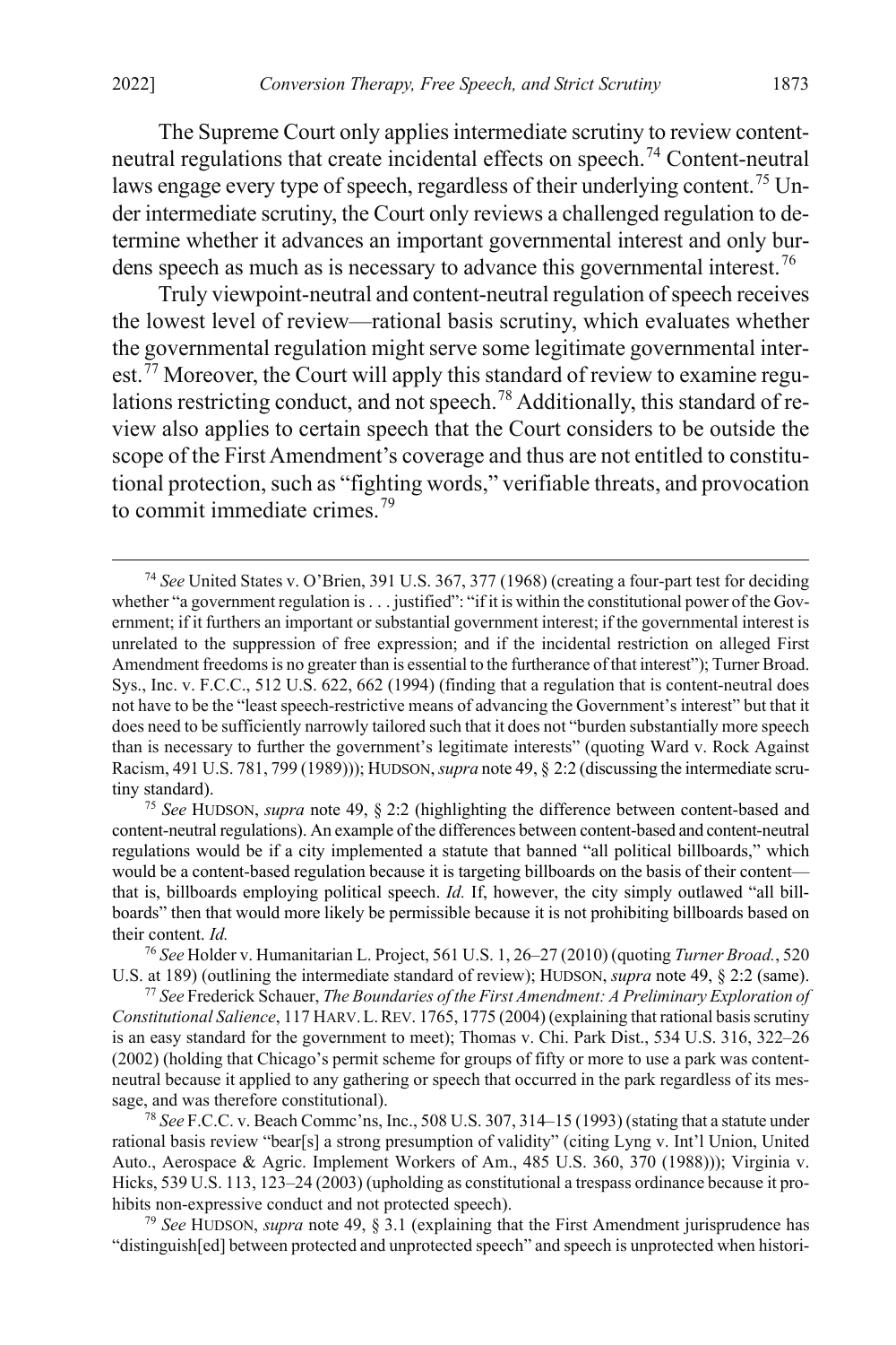The Supreme Court only applies intermediate scrutiny to review content-neutral regulations that create incidental effects on speech.[74] Content-neutral laws engage every type of speech, regardless of their underlying content.[75] Under intermediate scrutiny, the Court only reviews a challenged regulation to determine whether it advances an important governmental interest and only burdens speech as much as is necessary to advance this governmental interest.[76]

Truly viewpoint-neutral and content-neutral regulation of speech receives the lowest level of review—rational basis scrutiny, which evaluates whether the governmental regulation might serve some legitimate governmental interest.[77] Moreover, the Court will apply this standard of review to examine regulations restricting conduct, and not speech.[78] Additionally, this standard of review also applies to certain speech that the Court considers to be outside the scope of the First Amendment's coverage and thus are not entitled to constitutional protection, such as "fighting words," verifiable threats, and provocation to commit immediate crimes.[79]

[74] *See* United States v. O'Brien, 391 U.S. 367, 377 (1968) (creating a four-part test for deciding whether "a government regulation is . . . justified": "if it is within the constitutional power of the Government; if it furthers an important or substantial government interest; if the governmental interest is unrelated to the suppression of free expression; and if the incidental restriction on alleged First Amendment freedoms is no greater than is essential to the furtherance of that interest"); Turner Broad. Sys., Inc. v. F.C.C., 512 U.S. 622, 662 (1994) (finding that a regulation that is content-neutral does not have to be the "least speech-restrictive means of advancing the Government's interest" but that it does need to be sufficiently narrowly tailored such that it does not "burden substantially more speech than is necessary to further the government's legitimate interests" (quoting Ward v. Rock Against Racism, 491 U.S. 781, 799 (1989))); HUDSON, *supra* note 49, § 2:2 (discussing the intermediate scrutiny standard).

[75] *See* HUDSON, *supra* note 49, § 2:2 (highlighting the difference between content-based and content-neutral regulations). An example of the differences between content-based and content-neutral regulations would be if a city implemented a statute that banned "all political billboards," which would be a content-based regulation because it is targeting billboards on the basis of their content—that is, billboards employing political speech. *Id.* If, however, the city simply outlawed "all billboards" then that would more likely be permissible because it is not prohibiting billboards based on their content. *Id.*

[76] *See* Holder v. Humanitarian L. Project, 561 U.S. 1, 26–27 (2010) (quoting *Turner Broad.*, 520 U.S. at 189) (outlining the intermediate standard of review); HUDSON, *supra* note 49, § 2:2 (same).

[77] *See* Frederick Schauer, *The Boundaries of the First Amendment: A Preliminary Exploration of Constitutional Salience*, 117 HARV. L. REV. 1765, 1775 (2004) (explaining that rational basis scrutiny is an easy standard for the government to meet); Thomas v. Chi. Park Dist., 534 U.S. 316, 322–26 (2002) (holding that Chicago's permit scheme for groups of fifty or more to use a park was content-neutral because it applied to any gathering or speech that occurred in the park regardless of its message, and was therefore constitutional).

[78] *See* F.C.C. v. Beach Commc'ns, Inc., 508 U.S. 307, 314–15 (1993) (stating that a statute under rational basis review "bear[s] a strong presumption of validity" (citing Lyng v. Int'l Union, United Auto., Aerospace & Agric. Implement Workers of Am., 485 U.S. 360, 370 (1988))); Virginia v. Hicks, 539 U.S. 113, 123–24 (2003) (upholding as constitutional a trespass ordinance because it prohibits non-expressive conduct and not protected speech).

[79] *See* HUDSON, *supra* note 49, § 3.1 (explaining that the First Amendment jurisprudence has "distinguish[ed] between protected and unprotected speech" and speech is unprotected when histori-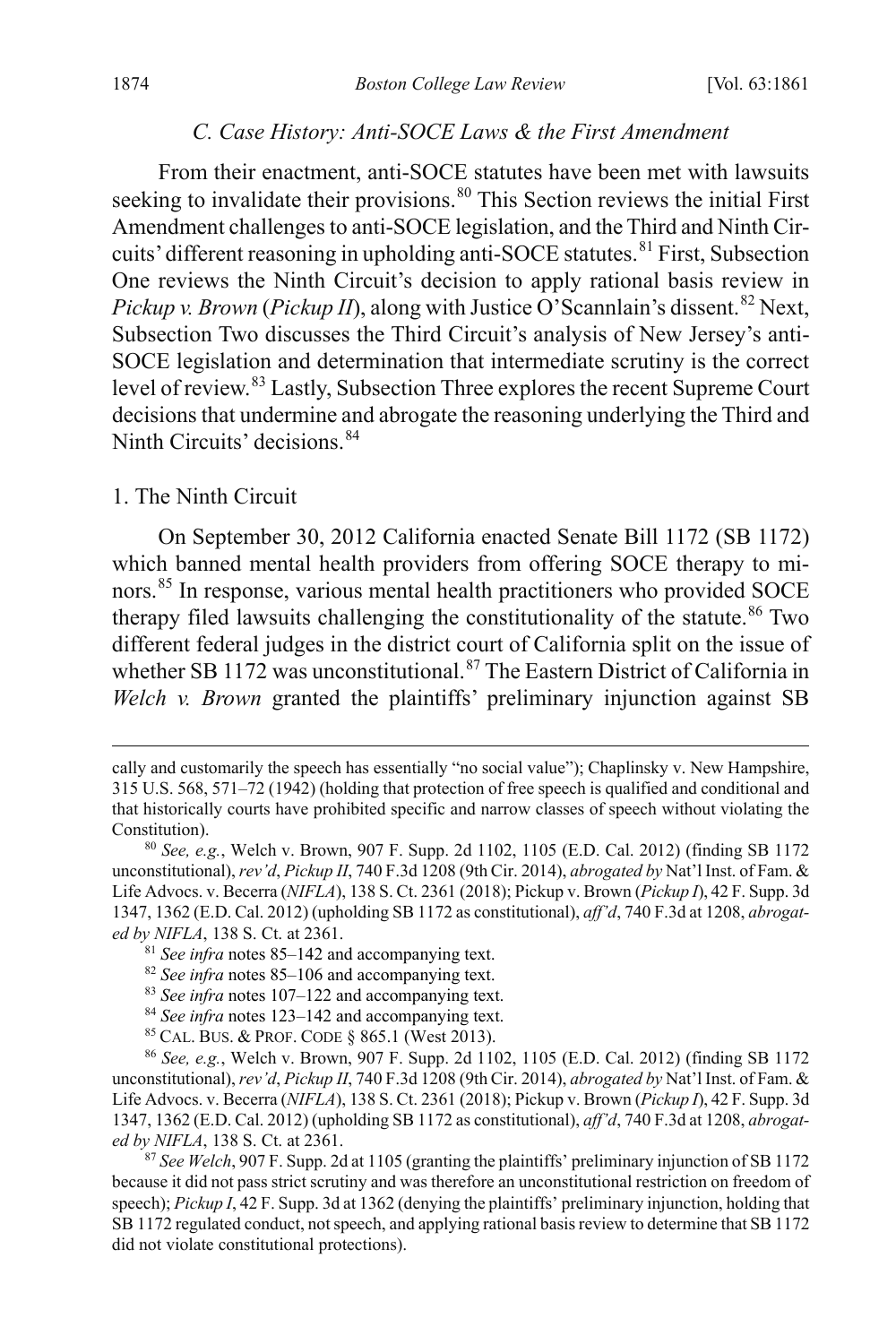### *C. Case History: Anti-SOCE Laws & the First Amendment*

From their enactment, anti-SOCE statutes have been met with lawsuits seeking to invalidate their provisions.[80] This Section reviews the initial First Amendment challenges to anti-SOCE legislation, and the Third and Ninth Circuits' different reasoning in upholding anti-SOCE statutes.[81] First, Subsection One reviews the Ninth Circuit's decision to apply rational basis review in *Pickup v. Brown* (*Pickup II*), along with Justice O'Scannlain's dissent.[82] Next, Subsection Two discusses the Third Circuit's analysis of New Jersey's anti-SOCE legislation and determination that intermediate scrutiny is the correct level of review.[83] Lastly, Subsection Three explores the recent Supreme Court decisions that undermine and abrogate the reasoning underlying the Third and Ninth Circuits' decisions.[84]

#### 1. The Ninth Circuit

On September 30, 2012 California enacted Senate Bill 1172 (SB 1172) which banned mental health providers from offering SOCE therapy to minors.[85] In response, various mental health practitioners who provided SOCE therapy filed lawsuits challenging the constitutionality of the statute.[86] Two different federal judges in the district court of California split on the issue of whether SB 1172 was unconstitutional.[87] The Eastern District of California in *Welch v. Brown* granted the plaintiffs' preliminary injunction against SB

---

cally and customarily the speech has essentially "no social value"); Chaplinsky v. New Hampshire, 315 U.S. 568, 571–72 (1942) (holding that protection of free speech is qualified and conditional and that historically courts have prohibited specific and narrow classes of speech without violating the Constitution).

[80] *See, e.g.*, Welch v. Brown, 907 F. Supp. 2d 1102, 1105 (E.D. Cal. 2012) (finding SB 1172 unconstitutional), *rev'd*, *Pickup II*, 740 F.3d 1208 (9th Cir. 2014), *abrogated by* Nat'l Inst. of Fam. & Life Advocs. v. Becerra (*NIFLA*), 138 S. Ct. 2361 (2018); Pickup v. Brown (*Pickup I*), 42 F. Supp. 3d 1347, 1362 (E.D. Cal. 2012) (upholding SB 1172 as constitutional), *aff'd*, 740 F.3d at 1208, *abrogated by NIFLA*, 138 S. Ct. at 2361.

[81] *See infra* notes 85–142 and accompanying text.

[82] *See infra* notes 85–106 and accompanying text.

[83] *See infra* notes 107–122 and accompanying text.

[84] *See infra* notes 123–142 and accompanying text.

[85] CAL. BUS. & PROF. CODE § 865.1 (West 2013).

[86] *See, e.g.*, Welch v. Brown, 907 F. Supp. 2d 1102, 1105 (E.D. Cal. 2012) (finding SB 1172 unconstitutional), *rev'd*, *Pickup II*, 740 F.3d 1208 (9th Cir. 2014), *abrogated by* Nat'l Inst. of Fam. & Life Advocs. v. Becerra (*NIFLA*), 138 S. Ct. 2361 (2018); Pickup v. Brown (*Pickup I*), 42 F. Supp. 3d 1347, 1362 (E.D. Cal. 2012) (upholding SB 1172 as constitutional), *aff'd*, 740 F.3d at 1208, *abrogated by NIFLA*, 138 S. Ct. at 2361.

[87] *See Welch*, 907 F. Supp. 2d at 1105 (granting the plaintiffs' preliminary injunction of SB 1172 because it did not pass strict scrutiny and was therefore an unconstitutional restriction on freedom of speech); *Pickup I*, 42 F. Supp. 3d at 1362 (denying the plaintiffs' preliminary injunction, holding that SB 1172 regulated conduct, not speech, and applying rational basis review to determine that SB 1172 did not violate constitutional protections).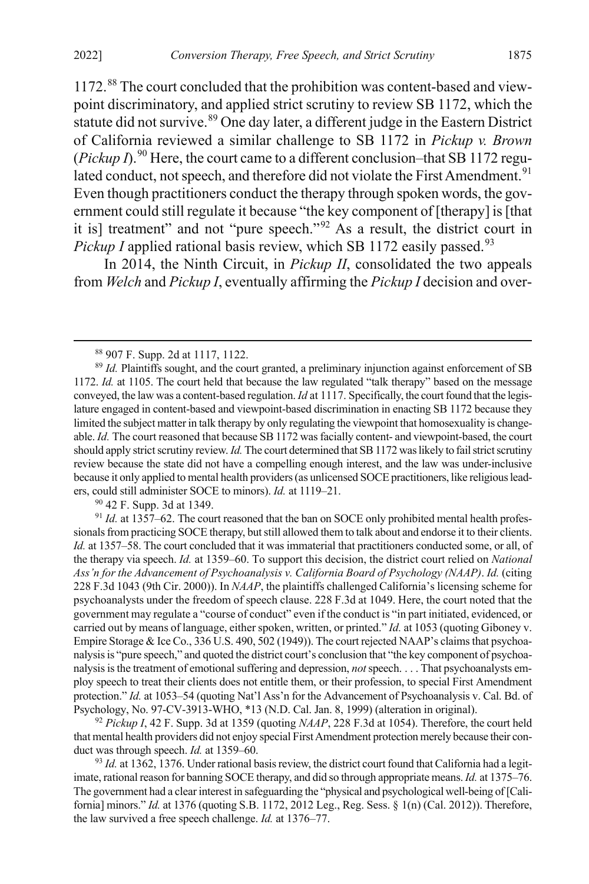1172.[88] The court concluded that the prohibition was content-based and viewpoint discriminatory, and applied strict scrutiny to review SB 1172, which the statute did not survive.[89] One day later, a different judge in the Eastern District of California reviewed a similar challenge to SB 1172 in *Pickup v. Brown* (*Pickup I*).[90] Here, the court came to a different conclusion–that SB 1172 regulated conduct, not speech, and therefore did not violate the First Amendment.[91] Even though practitioners conduct the therapy through spoken words, the government could still regulate it because "the key component of [therapy] is [that it is] treatment" and not "pure speech."[92] As a result, the district court in *Pickup I* applied rational basis review, which SB 1172 easily passed.[93]

In 2014, the Ninth Circuit, in *Pickup II*, consolidated the two appeals from *Welch* and *Pickup I*, eventually affirming the *Pickup I* decision and over-

---

[88] 907 F. Supp. 2d at 1117, 1122.

[89] *Id.* Plaintiffs sought, and the court granted, a preliminary injunction against enforcement of SB 1172. *Id.* at 1105. The court held that because the law regulated "talk therapy" based on the message conveyed, the law was a content-based regulation. *Id* at 1117. Specifically, the court found that the legislature engaged in content-based and viewpoint-based discrimination in enacting SB 1172 because they limited the subject matter in talk therapy by only regulating the viewpoint that homosexuality is changeable. *Id.* The court reasoned that because SB 1172 was facially content- and viewpoint-based, the court should apply strict scrutiny review. *Id.* The court determined that SB 1172 was likely to fail strict scrutiny review because the state did not have a compelling enough interest, and the law was under-inclusive because it only applied to mental health providers (as unlicensed SOCE practitioners, like religious leaders, could still administer SOCE to minors). *Id.* at 1119–21.

[90] 42 F. Supp. 3d at 1349.

[91] *Id.* at 1357–62. The court reasoned that the ban on SOCE only prohibited mental health professionals from practicing SOCE therapy, but still allowed them to talk about and endorse it to their clients. *Id.* at 1357–58. The court concluded that it was immaterial that practitioners conducted some, or all, of the therapy via speech. *Id.* at 1359–60. To support this decision, the district court relied on *National Ass'n for the Advancement of Psychoanalysis v. California Board of Psychology (NAAP)*. *Id.* (citing 228 F.3d 1043 (9th Cir. 2000)). In *NAAP*, the plaintiffs challenged California's licensing scheme for psychoanalysts under the freedom of speech clause. 228 F.3d at 1049. Here, the court noted that the government may regulate a "course of conduct" even if the conduct is "in part initiated, evidenced, or carried out by means of language, either spoken, written, or printed." *Id.* at 1053 (quoting Giboney v. Empire Storage & Ice Co., 336 U.S. 490, 502 (1949)). The court rejected NAAP's claims that psychoanalysis is "pure speech," and quoted the district court's conclusion that "the key component of psychoanalysis is the treatment of emotional suffering and depression, *not* speech. . . . That psychoanalysts employ speech to treat their clients does not entitle them, or their profession, to special First Amendment protection." *Id.* at 1053–54 (quoting Nat'l Ass'n for the Advancement of Psychoanalysis v. Cal. Bd. of Psychology, No. 97-CV-3913-WHO, *13 (N.D. Cal. Jan. 8, 1999) (alteration in original).

[92] *Pickup I*, 42 F. Supp. 3d at 1359 (quoting *NAAP*, 228 F.3d at 1054). Therefore, the court held that mental health providers did not enjoy special First Amendment protection merely because their conduct was through speech. *Id.* at 1359–60.

[93] *Id.* at 1362, 1376. Under rational basis review, the district court found that California had a legitimate, rational reason for banning SOCE therapy, and did so through appropriate means. *Id.* at 1375–76. The government had a clear interest in safeguarding the "physical and psychological well-being of [California] minors." *Id.* at 1376 (quoting S.B. 1172, 2012 Leg., Reg. Sess. § 1(n) (Cal. 2012)). Therefore, the law survived a free speech challenge. *Id.* at 1376–77.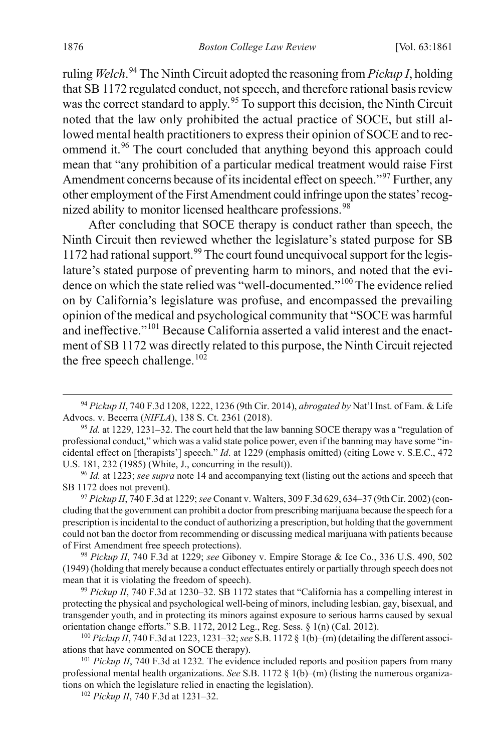ruling *Welch*.[94] The Ninth Circuit adopted the reasoning from *Pickup I*, holding that SB 1172 regulated conduct, not speech, and therefore rational basis review was the correct standard to apply.[95] To support this decision, the Ninth Circuit noted that the law only prohibited the actual practice of SOCE, but still allowed mental health practitioners to express their opinion of SOCE and to recommend it.[96] The court concluded that anything beyond this approach could mean that "any prohibition of a particular medical treatment would raise First Amendment concerns because of its incidental effect on speech."[97] Further, any other employment of the First Amendment could infringe upon the states' recognized ability to monitor licensed healthcare professions.[98]

After concluding that SOCE therapy is conduct rather than speech, the Ninth Circuit then reviewed whether the legislature's stated purpose for SB 1172 had rational support.[99] The court found unequivocal support for the legislature's stated purpose of preventing harm to minors, and noted that the evidence on which the state relied was "well-documented."[100] The evidence relied on by California's legislature was profuse, and encompassed the prevailing opinion of the medical and psychological community that "SOCE was harmful and ineffective."[101] Because California asserted a valid interest and the enactment of SB 1172 was directly related to this purpose, the Ninth Circuit rejected the free speech challenge.[102]

---

[94] *Pickup II*, 740 F.3d 1208, 1222, 1236 (9th Cir. 2014), *abrogated by* Nat'l Inst. of Fam. & Life Advocs. v. Becerra (*NIFLA*), 138 S. Ct. 2361 (2018).

[95] *Id.* at 1229, 1231–32. The court held that the law banning SOCE therapy was a "regulation of professional conduct," which was a valid state police power, even if the banning may have some "incidental effect on [therapists'] speech." *Id*. at 1229 (emphasis omitted) (citing Lowe v. S.E.C., 472 U.S. 181, 232 (1985) (White, J., concurring in the result)).

[96] *Id.* at 1223; *see supra* note 14 and accompanying text (listing out the actions and speech that SB 1172 does not prevent).

[97] *Pickup II*, 740 F.3d at 1229; *see* Conant v. Walters, 309 F.3d 629, 634–37 (9th Cir. 2002) (concluding that the government can prohibit a doctor from prescribing marijuana because the speech for a prescription is incidental to the conduct of authorizing a prescription, but holding that the government could not ban the doctor from recommending or discussing medical marijuana with patients because of First Amendment free speech protections).

[98] *Pickup II*, 740 F.3d at 1229; *see* Giboney v. Empire Storage & Ice Co., 336 U.S. 490, 502 (1949) (holding that merely because a conduct effectuates entirely or partially through speech does not mean that it is violating the freedom of speech).

[99] *Pickup II*, 740 F.3d at 1230–32. SB 1172 states that "California has a compelling interest in protecting the physical and psychological well-being of minors, including lesbian, gay, bisexual, and transgender youth, and in protecting its minors against exposure to serious harms caused by sexual orientation change efforts." S.B. 1172, 2012 Leg., Reg. Sess. § 1(n) (Cal. 2012).

[100] *Pickup II*, 740 F.3d at 1223, 1231–32; *see* S.B. 1172 § 1(b)–(m) (detailing the different associations that have commented on SOCE therapy).

[101] *Pickup II*, 740 F.3d at 1232*.* The evidence included reports and position papers from many professional mental health organizations. *See* S.B. 1172 § 1(b)–(m) (listing the numerous organizations on which the legislature relied in enacting the legislation).

[102] *Pickup II*, 740 F.3d at 1231–32.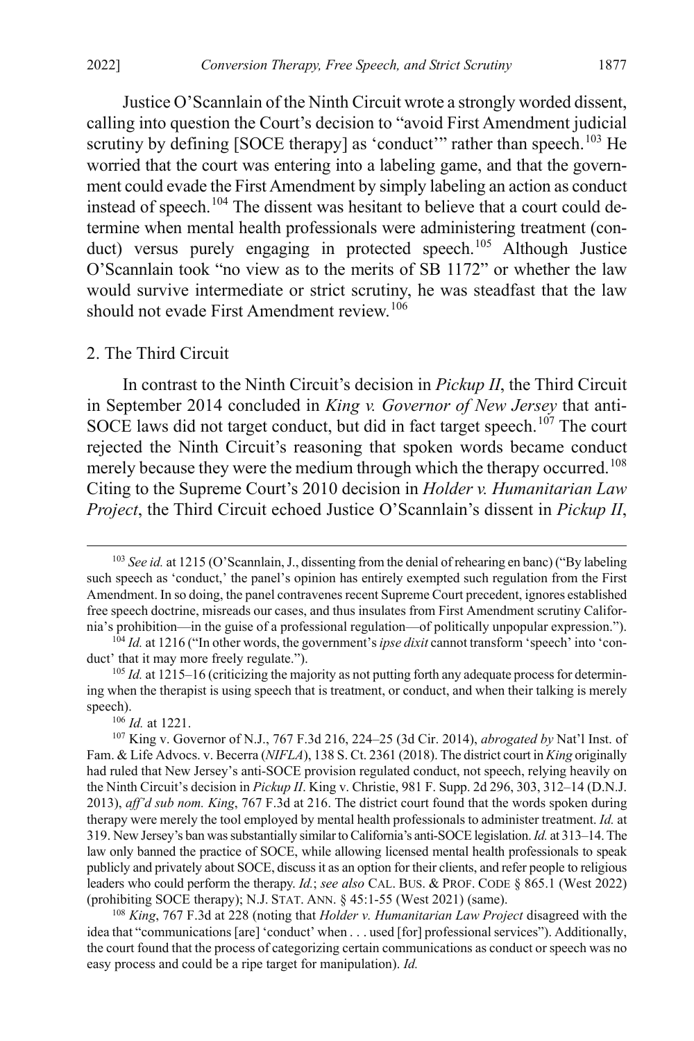Justice O'Scannlain of the Ninth Circuit wrote a strongly worded dissent, calling into question the Court's decision to "avoid First Amendment judicial scrutiny by defining [SOCE therapy] as 'conduct'" rather than speech.[103] He worried that the court was entering into a labeling game, and that the government could evade the First Amendment by simply labeling an action as conduct instead of speech.[104] The dissent was hesitant to believe that a court could determine when mental health professionals were administering treatment (conduct) versus purely engaging in protected speech.[105] Although Justice O'Scannlain took "no view as to the merits of SB 1172" or whether the law would survive intermediate or strict scrutiny, he was steadfast that the law should not evade First Amendment review.[106]

### 2. The Third Circuit

In contrast to the Ninth Circuit's decision in *Pickup II*, the Third Circuit in September 2014 concluded in *King v. Governor of New Jersey* that anti-SOCE laws did not target conduct, but did in fact target speech.[107] The court rejected the Ninth Circuit's reasoning that spoken words became conduct merely because they were the medium through which the therapy occurred.[108] Citing to the Supreme Court's 2010 decision in *Holder v. Humanitarian Law Project*, the Third Circuit echoed Justice O'Scannlain's dissent in *Pickup II*,

---

[103] *See id.* at 1215 (O'Scannlain, J., dissenting from the denial of rehearing en banc) ("By labeling such speech as 'conduct,' the panel's opinion has entirely exempted such regulation from the First Amendment. In so doing, the panel contravenes recent Supreme Court precedent, ignores established free speech doctrine, misreads our cases, and thus insulates from First Amendment scrutiny California's prohibition—in the guise of a professional regulation—of politically unpopular expression.").

[104] *Id.* at 1216 ("In other words, the government's *ipse dixit* cannot transform 'speech' into 'conduct' that it may more freely regulate.").

[105] *Id.* at 1215–16 (criticizing the majority as not putting forth any adequate process for determining when the therapist is using speech that is treatment, or conduct, and when their talking is merely speech).

[106] *Id.* at 1221.

[107] King v. Governor of N.J., 767 F.3d 216, 224–25 (3d Cir. 2014), *abrogated by* Nat'l Inst. of Fam. & Life Advocs. v. Becerra (*NIFLA*), 138 S. Ct. 2361 (2018). The district court in *King* originally had ruled that New Jersey's anti-SOCE provision regulated conduct, not speech, relying heavily on the Ninth Circuit's decision in *Pickup II*. King v. Christie, 981 F. Supp. 2d 296, 303, 312–14 (D.N.J. 2013), *aff'd sub nom. King*, 767 F.3d at 216. The district court found that the words spoken during therapy were merely the tool employed by mental health professionals to administer treatment. *Id.* at 319. New Jersey's ban was substantially similar to California's anti-SOCE legislation. *Id.* at 313–14. The law only banned the practice of SOCE, while allowing licensed mental health professionals to speak publicly and privately about SOCE, discuss it as an option for their clients, and refer people to religious leaders who could perform the therapy. *Id.*; *see also* CAL. BUS. & PROF. CODE § 865.1 (West 2022) (prohibiting SOCE therapy); N.J. STAT. ANN. § 45:1-55 (West 2021) (same).

[108] *King*, 767 F.3d at 228 (noting that *Holder v. Humanitarian Law Project* disagreed with the idea that "communications [are] 'conduct' when . . . used [for] professional services"). Additionally, the court found that the process of categorizing certain communications as conduct or speech was no easy process and could be a ripe target for manipulation). *Id.*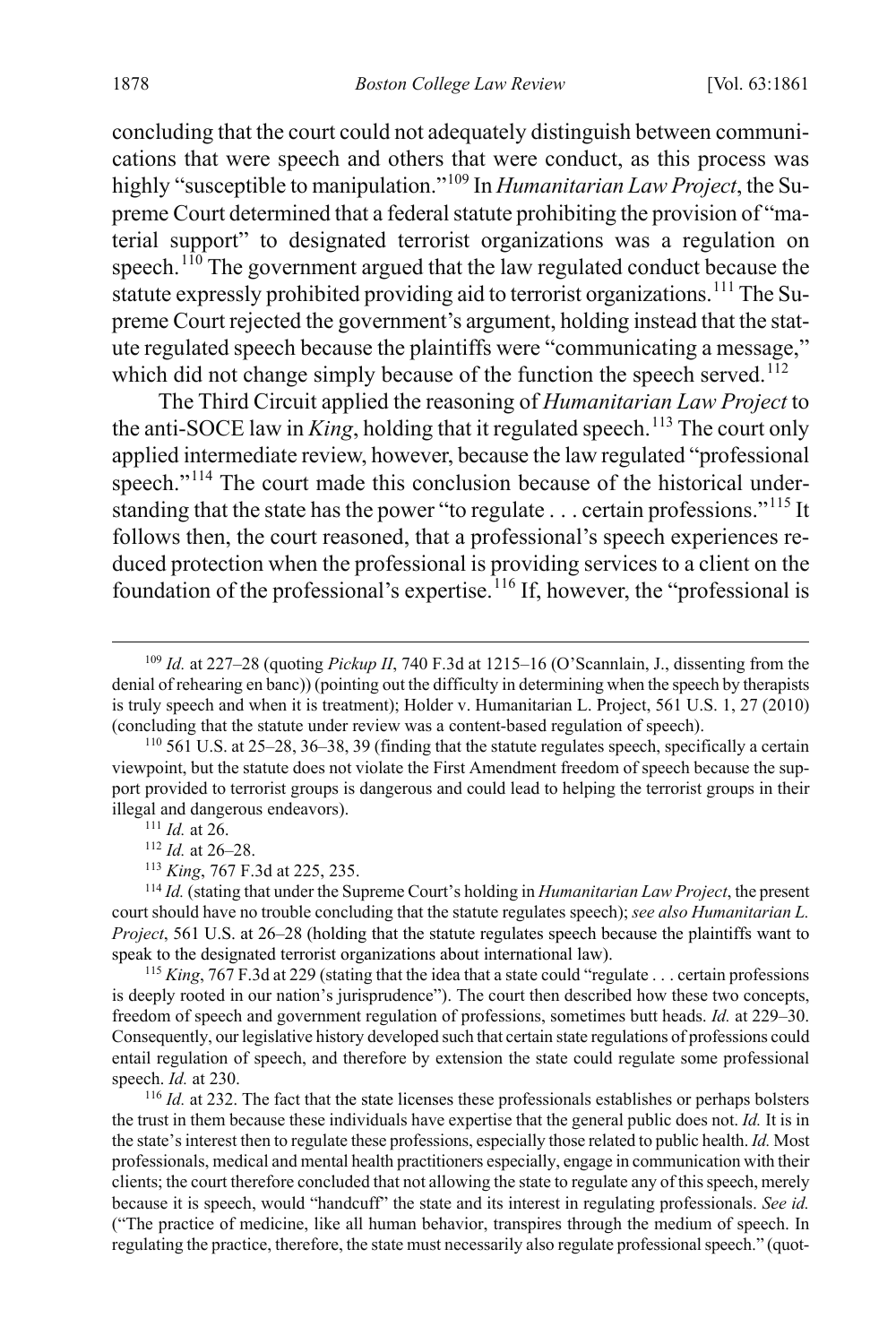concluding that the court could not adequately distinguish between communications that were speech and others that were conduct, as this process was highly "susceptible to manipulation."[109] In *Humanitarian Law Project*, the Supreme Court determined that a federal statute prohibiting the provision of "material support" to designated terrorist organizations was a regulation on speech.[110] The government argued that the law regulated conduct because the statute expressly prohibited providing aid to terrorist organizations.[111] The Supreme Court rejected the government's argument, holding instead that the statute regulated speech because the plaintiffs were "communicating a message," which did not change simply because of the function the speech served.[112]

The Third Circuit applied the reasoning of *Humanitarian Law Project* to the anti-SOCE law in *King*, holding that it regulated speech.[113] The court only applied intermediate review, however, because the law regulated "professional speech."[114] The court made this conclusion because of the historical understanding that the state has the power "to regulate . . . certain professions."[115] It follows then, the court reasoned, that a professional's speech experiences reduced protection when the professional is providing services to a client on the foundation of the professional's expertise.[116] If, however, the "professional is

---

[109] *Id.* at 227–28 (quoting *Pickup II*, 740 F.3d at 1215–16 (O'Scannlain, J., dissenting from the denial of rehearing en banc)) (pointing out the difficulty in determining when the speech by therapists is truly speech and when it is treatment); Holder v. Humanitarian L. Project, 561 U.S. 1, 27 (2010) (concluding that the statute under review was a content-based regulation of speech).

[110] 561 U.S. at 25–28, 36–38, 39 (finding that the statute regulates speech, specifically a certain viewpoint, but the statute does not violate the First Amendment freedom of speech because the support provided to terrorist groups is dangerous and could lead to helping the terrorist groups in their illegal and dangerous endeavors).

[111] *Id.* at 26.

[112] *Id.* at 26–28.

[113] *King*, 767 F.3d at 225, 235.

[114] *Id.* (stating that under the Supreme Court's holding in *Humanitarian Law Project*, the present court should have no trouble concluding that the statute regulates speech); *see also Humanitarian L. Project*, 561 U.S. at 26–28 (holding that the statute regulates speech because the plaintiffs want to speak to the designated terrorist organizations about international law).

[115] *King*, 767 F.3d at 229 (stating that the idea that a state could "regulate . . . certain professions is deeply rooted in our nation's jurisprudence"). The court then described how these two concepts, freedom of speech and government regulation of professions, sometimes butt heads. *Id.* at 229–30. Consequently, our legislative history developed such that certain state regulations of professions could entail regulation of speech, and therefore by extension the state could regulate some professional speech. *Id.* at 230.

[116] *Id.* at 232. The fact that the state licenses these professionals establishes or perhaps bolsters the trust in them because these individuals have expertise that the general public does not. *Id.* It is in the state's interest then to regulate these professions, especially those related to public health. *Id.* Most professionals, medical and mental health practitioners especially, engage in communication with their clients; the court therefore concluded that not allowing the state to regulate any of this speech, merely because it is speech, would "handcuff" the state and its interest in regulating professionals. *See id.* ("The practice of medicine, like all human behavior, transpires through the medium of speech. In regulating the practice, therefore, the state must necessarily also regulate professional speech." (quot-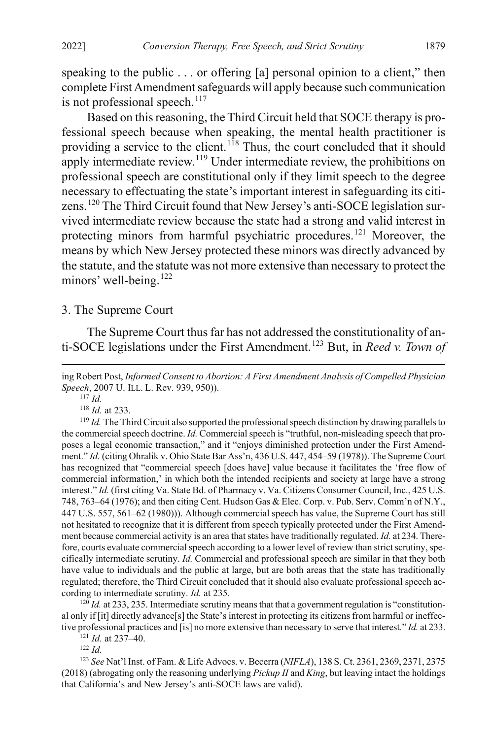speaking to the public . . . or offering [a] personal opinion to a client," then complete First Amendment safeguards will apply because such communication is not professional speech.[117]

Based on this reasoning, the Third Circuit held that SOCE therapy is professional speech because when speaking, the mental health practitioner is providing a service to the client.[118] Thus, the court concluded that it should apply intermediate review.[119] Under intermediate review, the prohibitions on professional speech are constitutional only if they limit speech to the degree necessary to effectuating the state's important interest in safeguarding its citizens.[120] The Third Circuit found that New Jersey's anti-SOCE legislation survived intermediate review because the state had a strong and valid interest in protecting minors from harmful psychiatric procedures.[121] Moreover, the means by which New Jersey protected these minors was directly advanced by the statute, and the statute was not more extensive than necessary to protect the minors' well-being.[122]

### 3. The Supreme Court

The Supreme Court thus far has not addressed the constitutionality of anti-SOCE legislations under the First Amendment.[123] But, in *Reed v. Town of*

---

ing Robert Post, *Informed Consent to Abortion: A First Amendment Analysis of Compelled Physician Speech*, 2007 U. ILL. L. Rev. 939, 950)).

[117] *Id.*

[118] *Id.* at 233.

[119] *Id.* The Third Circuit also supported the professional speech distinction by drawing parallels to the commercial speech doctrine. *Id.* Commercial speech is "truthful, non-misleading speech that proposes a legal economic transaction," and it "enjoys diminished protection under the First Amendment." *Id.* (citing Ohralik v. Ohio State Bar Ass'n, 436 U.S. 447, 454–59 (1978)). The Supreme Court has recognized that "commercial speech [does have] value because it facilitates the 'free flow of commercial information,' in which both the intended recipients and society at large have a strong interest." *Id.* (first citing Va. State Bd. of Pharmacy v. Va. Citizens Consumer Council, Inc., 425 U.S. 748, 763–64 (1976); and then citing Cent. Hudson Gas & Elec. Corp. v. Pub. Serv. Comm'n of N.Y., 447 U.S. 557, 561–62 (1980))). Although commercial speech has value, the Supreme Court has still not hesitated to recognize that it is different from speech typically protected under the First Amendment because commercial activity is an area that states have traditionally regulated. *Id.* at 234. Therefore, courts evaluate commercial speech according to a lower level of review than strict scrutiny, specifically intermediate scrutiny. *Id.* Commercial and professional speech are similar in that they both have value to individuals and the public at large, but are both areas that the state has traditionally regulated; therefore, the Third Circuit concluded that it should also evaluate professional speech according to intermediate scrutiny. *Id.* at 235.

[120] *Id.* at 233, 235. Intermediate scrutiny means that that a government regulation is "constitutional only if [it] directly advance[s] the State's interest in protecting its citizens from harmful or ineffective professional practices and [is] no more extensive than necessary to serve that interest." *Id.* at 233.

[121] *Id.* at 237–40.

[122] *Id.*

[123] *See* Nat'l Inst. of Fam. & Life Advocs. v. Becerra (*NIFLA*), 138 S. Ct. 2361, 2369, 2371, 2375 (2018) (abrogating only the reasoning underlying *Pickup II* and *King*, but leaving intact the holdings that California's and New Jersey's anti-SOCE laws are valid).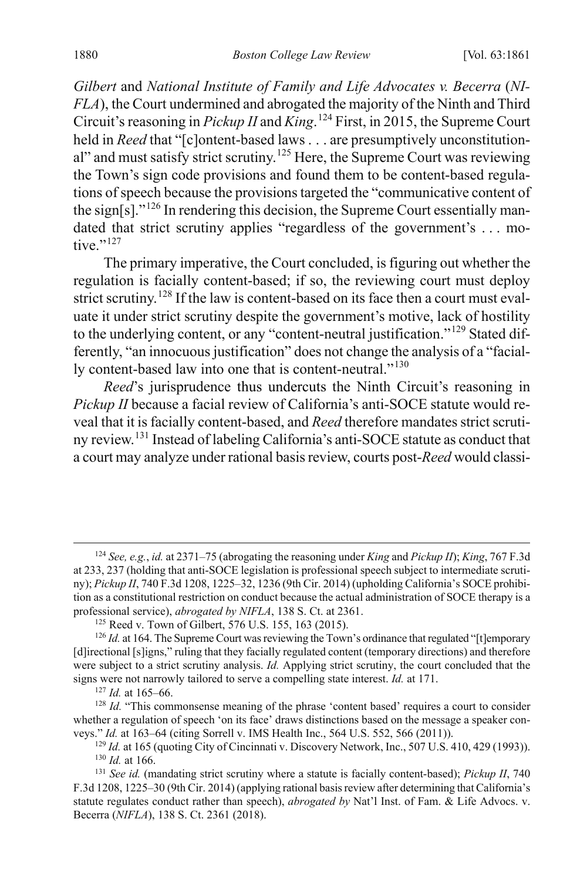*Gilbert* and *National Institute of Family and Life Advocates v. Becerra* (*NIFLA*), the Court undermined and abrogated the majority of the Ninth and Third Circuit's reasoning in *Pickup II* and *King*.[124] First, in 2015, the Supreme Court held in *Reed* that "[c]ontent-based laws . . . are presumptively unconstitutional" and must satisfy strict scrutiny.[125] Here, the Supreme Court was reviewing the Town's sign code provisions and found them to be content-based regulations of speech because the provisions targeted the "communicative content of the sign[s]."[126] In rendering this decision, the Supreme Court essentially mandated that strict scrutiny applies "regardless of the government's . . . motive."[127]

The primary imperative, the Court concluded, is figuring out whether the regulation is facially content-based; if so, the reviewing court must deploy strict scrutiny.[128] If the law is content-based on its face then a court must evaluate it under strict scrutiny despite the government's motive, lack of hostility to the underlying content, or any "content-neutral justification."[129] Stated differently, "an innocuous justification" does not change the analysis of a "facially content-based law into one that is content-neutral."[130]

*Reed*'s jurisprudence thus undercuts the Ninth Circuit's reasoning in *Pickup II* because a facial review of California's anti-SOCE statute would reveal that it is facially content-based, and *Reed* therefore mandates strict scrutiny review.[131] Instead of labeling California's anti-SOCE statute as conduct that a court may analyze under rational basis review, courts post-*Reed* would classi-

---

[124] *See, e.g.*, *id.* at 2371–75 (abrogating the reasoning under *King* and *Pickup II*); *King*, 767 F.3d at 233, 237 (holding that anti-SOCE legislation is professional speech subject to intermediate scrutiny); *Pickup II*, 740 F.3d 1208, 1225–32, 1236 (9th Cir. 2014) (upholding California's SOCE prohibition as a constitutional restriction on conduct because the actual administration of SOCE therapy is a professional service), *abrogated by NIFLA*, 138 S. Ct. at 2361.

[125] Reed v. Town of Gilbert, 576 U.S. 155, 163 (2015).

[126] *Id.* at 164. The Supreme Court was reviewing the Town's ordinance that regulated "[t]emporary [d]irectional [s]igns," ruling that they facially regulated content (temporary directions) and therefore were subject to a strict scrutiny analysis. *Id.* Applying strict scrutiny, the court concluded that the signs were not narrowly tailored to serve a compelling state interest. *Id.* at 171.

[127] *Id.* at 165–66.

[128] *Id.* "This commonsense meaning of the phrase 'content based' requires a court to consider whether a regulation of speech 'on its face' draws distinctions based on the message a speaker conveys." *Id.* at 163–64 (citing Sorrell v. IMS Health Inc., 564 U.S. 552, 566 (2011)).

[129] *Id.* at 165 (quoting City of Cincinnati v. Discovery Network, Inc., 507 U.S. 410, 429 (1993)).

[130] *Id.* at 166.

[131] *See id.* (mandating strict scrutiny where a statute is facially content-based); *Pickup II*, 740 F.3d 1208, 1225–30 (9th Cir. 2014) (applying rational basis review after determining that California's statute regulates conduct rather than speech), *abrogated by* Nat'l Inst. of Fam. & Life Advocs. v. Becerra (*NIFLA*), 138 S. Ct. 2361 (2018).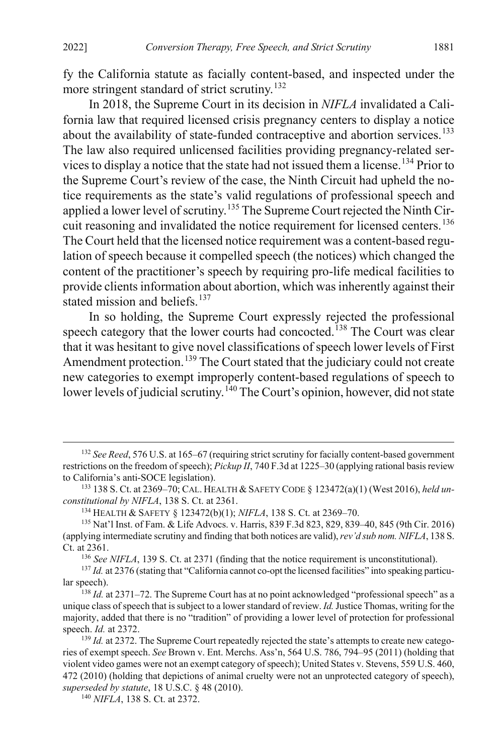fy the California statute as facially content-based, and inspected under the more stringent standard of strict scrutiny.[132]

In 2018, the Supreme Court in its decision in *NIFLA* invalidated a California law that required licensed crisis pregnancy centers to display a notice about the availability of state-funded contraceptive and abortion services.[133] The law also required unlicensed facilities providing pregnancy-related services to display a notice that the state had not issued them a license.[134] Prior to the Supreme Court's review of the case, the Ninth Circuit had upheld the notice requirements as the state's valid regulations of professional speech and applied a lower level of scrutiny.[135] The Supreme Court rejected the Ninth Circuit reasoning and invalidated the notice requirement for licensed centers.[136] The Court held that the licensed notice requirement was a content-based regulation of speech because it compelled speech (the notices) which changed the content of the practitioner's speech by requiring pro-life medical facilities to provide clients information about abortion, which was inherently against their stated mission and beliefs.[137]

In so holding, the Supreme Court expressly rejected the professional speech category that the lower courts had concocted.[138] The Court was clear that it was hesitant to give novel classifications of speech lower levels of First Amendment protection.[139] The Court stated that the judiciary could not create new categories to exempt improperly content-based regulations of speech to lower levels of judicial scrutiny.[140] The Court's opinion, however, did not state

---

[132] *See Reed*, 576 U.S. at 165–67 (requiring strict scrutiny for facially content-based government restrictions on the freedom of speech); *Pickup II*, 740 F.3d at 1225–30 (applying rational basis review to California's anti-SOCE legislation).

[133] 138 S. Ct. at 2369–70; CAL. HEALTH & SAFETY CODE § 123472(a)(1) (West 2016), *held unconstitutional by NIFLA*, 138 S. Ct. at 2361.

[134] HEALTH & SAFETY § 123472(b)(1); *NIFLA*, 138 S. Ct. at 2369–70.

[135] Nat'l Inst. of Fam. & Life Advocs. v. Harris, 839 F.3d 823, 829, 839–40, 845 (9th Cir. 2016) (applying intermediate scrutiny and finding that both notices are valid), *rev'd sub nom. NIFLA*, 138 S. Ct. at 2361.

[136] *See NIFLA*, 139 S. Ct. at 2371 (finding that the notice requirement is unconstitutional).

[137] *Id.* at 2376 (stating that "California cannot co-opt the licensed facilities" into speaking particular speech).

[138] *Id.* at 2371–72. The Supreme Court has at no point acknowledged "professional speech" as a unique class of speech that is subject to a lower standard of review. *Id.* Justice Thomas, writing for the majority, added that there is no "tradition" of providing a lower level of protection for professional speech. *Id.* at 2372.

[139] *Id.* at 2372. The Supreme Court repeatedly rejected the state's attempts to create new categories of exempt speech. *See* Brown v. Ent. Merchs. Ass'n, 564 U.S. 786, 794–95 (2011) (holding that violent video games were not an exempt category of speech); United States v. Stevens, 559 U.S. 460, 472 (2010) (holding that depictions of animal cruelty were not an unprotected category of speech), *superseded by statute*, 18 U.S.C. § 48 (2010).

[140] *NIFLA*, 138 S. Ct. at 2372.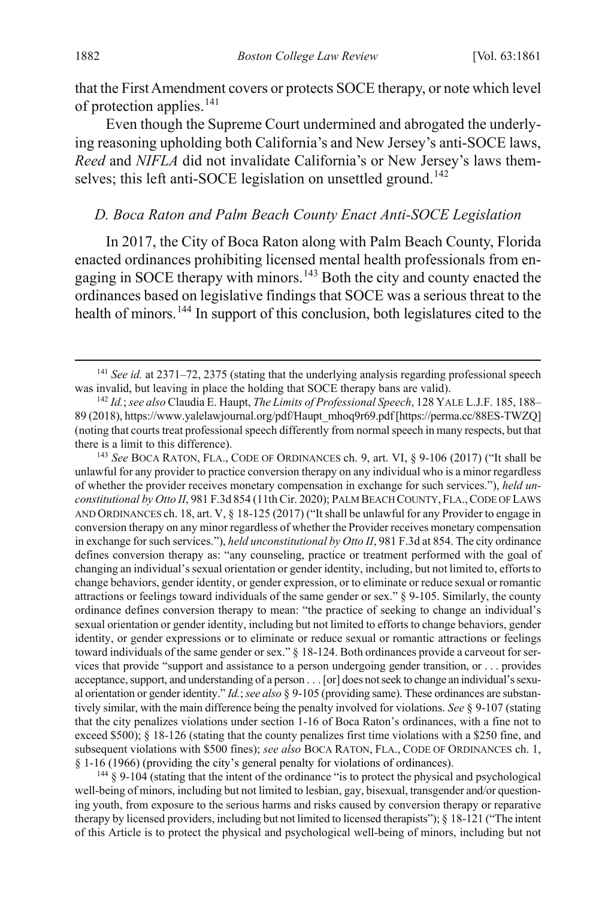that the First Amendment covers or protects SOCE therapy, or note which level of protection applies.[141]

Even though the Supreme Court undermined and abrogated the underlying reasoning upholding both California's and New Jersey's anti-SOCE laws, *Reed* and *NIFLA* did not invalidate California's or New Jersey's laws themselves; this left anti-SOCE legislation on unsettled ground.[142]

### *D. Boca Raton and Palm Beach County Enact Anti-SOCE Legislation*

In 2017, the City of Boca Raton along with Palm Beach County, Florida enacted ordinances prohibiting licensed mental health professionals from engaging in SOCE therapy with minors.[143] Both the city and county enacted the ordinances based on legislative findings that SOCE was a serious threat to the health of minors.[144] In support of this conclusion, both legislatures cited to the

---

[141] *See id.* at 2371–72, 2375 (stating that the underlying analysis regarding professional speech was invalid, but leaving in place the holding that SOCE therapy bans are valid).

[142] *Id.*; *see also* Claudia E. Haupt, *The Limits of Professional Speech*, 128 YALE L.J.F. 185, 188–89 (2018), https://www.yalelawjournal.org/pdf/Haupt_mhoq9r69.pdf [https://perma.cc/88ES-TWZQ] (noting that courts treat professional speech differently from normal speech in many respects, but that there is a limit to this difference).

[143] *See* BOCA RATON, FLA., CODE OF ORDINANCES ch. 9, art. VI, § 9-106 (2017) ("It shall be unlawful for any provider to practice conversion therapy on any individual who is a minor regardless of whether the provider receives monetary compensation in exchange for such services."), *held unconstitutional by Otto II*, 981 F.3d 854 (11th Cir. 2020); PALM BEACH COUNTY, FLA., CODE OF LAWS AND ORDINANCES ch. 18, art. V, § 18-125 (2017) ("It shall be unlawful for any Provider to engage in conversion therapy on any minor regardless of whether the Provider receives monetary compensation in exchange for such services."), *held unconstitutional by Otto II*, 981 F.3d at 854. The city ordinance defines conversion therapy as: "any counseling, practice or treatment performed with the goal of changing an individual's sexual orientation or gender identity, including, but not limited to, efforts to change behaviors, gender identity, or gender expression, or to eliminate or reduce sexual or romantic attractions or feelings toward individuals of the same gender or sex." § 9-105. Similarly, the county ordinance defines conversion therapy to mean: "the practice of seeking to change an individual's sexual orientation or gender identity, including but not limited to efforts to change behaviors, gender identity, or gender expressions or to eliminate or reduce sexual or romantic attractions or feelings toward individuals of the same gender or sex." § 18-124. Both ordinances provide a carveout for services that provide "support and assistance to a person undergoing gender transition, or . . . provides acceptance, support, and understanding of a person . . . [or] does not seek to change an individual's sexual orientation or gender identity." *Id.*; *see also* § 9-105 (providing same). These ordinances are substantively similar, with the main difference being the penalty involved for violations. *See* § 9-107 (stating that the city penalizes violations under section 1-16 of Boca Raton's ordinances, with a fine not to exceed $500); § 18-126 (stating that the county penalizes first time violations with a $250 fine, and subsequent violations with $500 fines); *see also* BOCA RATON, FLA., CODE OF ORDINANCES ch. 1, § 1-16 (1966) (providing the city's general penalty for violations of ordinances).

[144] § 9-104 (stating that the intent of the ordinance "is to protect the physical and psychological well-being of minors, including but not limited to lesbian, gay, bisexual, transgender and/or questioning youth, from exposure to the serious harms and risks caused by conversion therapy or reparative therapy by licensed providers, including but not limited to licensed therapists"); § 18-121 ("The intent of this Article is to protect the physical and psychological well-being of minors, including but not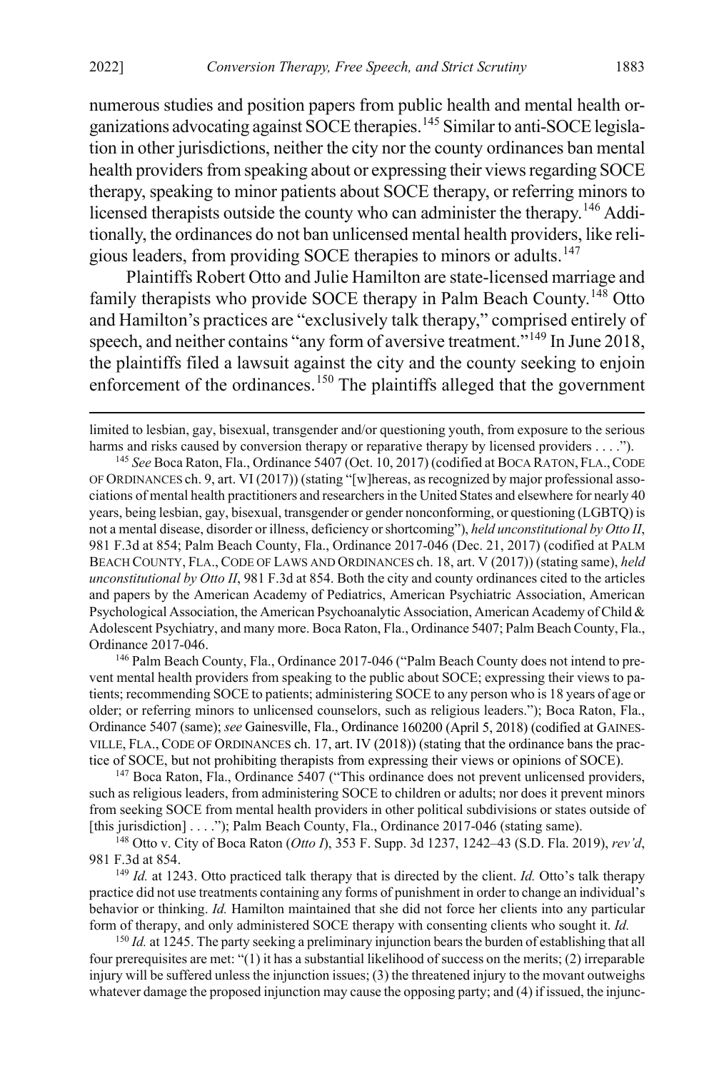numerous studies and position papers from public health and mental health organizations advocating against SOCE therapies.[145] Similar to anti-SOCE legislation in other jurisdictions, neither the city nor the county ordinances ban mental health providers from speaking about or expressing their views regarding SOCE therapy, speaking to minor patients about SOCE therapy, or referring minors to licensed therapists outside the county who can administer the therapy.[146] Additionally, the ordinances do not ban unlicensed mental health providers, like religious leaders, from providing SOCE therapies to minors or adults.[147]

Plaintiffs Robert Otto and Julie Hamilton are state-licensed marriage and family therapists who provide SOCE therapy in Palm Beach County.[148] Otto and Hamilton's practices are "exclusively talk therapy," comprised entirely of speech, and neither contains "any form of aversive treatment."[149] In June 2018, the plaintiffs filed a lawsuit against the city and the county seeking to enjoin enforcement of the ordinances.[150] The plaintiffs alleged that the government

---

limited to lesbian, gay, bisexual, transgender and/or questioning youth, from exposure to the serious harms and risks caused by conversion therapy or reparative therapy by licensed providers . . . .").

[145] *See* Boca Raton, Fla., Ordinance 5407 (Oct. 10, 2017) (codified at BOCA RATON, FLA., CODE OF ORDINANCES ch. 9, art. VI (2017)) (stating "[w]hereas, as recognized by major professional associations of mental health practitioners and researchers in the United States and elsewhere for nearly 40 years, being lesbian, gay, bisexual, transgender or gender nonconforming, or questioning (LGBTQ) is not a mental disease, disorder or illness, deficiency or shortcoming"), *held unconstitutional by Otto II*, 981 F.3d at 854; Palm Beach County, Fla., Ordinance 2017-046 (Dec. 21, 2017) (codified at PALM BEACH COUNTY, FLA., CODE OF LAWS AND ORDINANCES ch. 18, art. V (2017)) (stating same), *held unconstitutional by Otto II*, 981 F.3d at 854. Both the city and county ordinances cited to the articles and papers by the American Academy of Pediatrics, American Psychiatric Association, American Psychological Association, the American Psychoanalytic Association, American Academy of Child & Adolescent Psychiatry, and many more. Boca Raton, Fla., Ordinance 5407; Palm Beach County, Fla., Ordinance 2017-046.

[146] Palm Beach County, Fla., Ordinance 2017-046 ("Palm Beach County does not intend to prevent mental health providers from speaking to the public about SOCE; expressing their views to patients; recommending SOCE to patients; administering SOCE to any person who is 18 years of age or older; or referring minors to unlicensed counselors, such as religious leaders."); Boca Raton, Fla., Ordinance 5407 (same); *see* Gainesville, Fla., Ordinance 160200 (April 5, 2018) (codified at GAINESVILLE, FLA., CODE OF ORDINANCES ch. 17, art. IV (2018)) (stating that the ordinance bans the practice of SOCE, but not prohibiting therapists from expressing their views or opinions of SOCE).

[147] Boca Raton, Fla., Ordinance 5407 ("This ordinance does not prevent unlicensed providers, such as religious leaders, from administering SOCE to children or adults; nor does it prevent minors from seeking SOCE from mental health providers in other political subdivisions or states outside of [this jurisdiction] . . . ."); Palm Beach County, Fla., Ordinance 2017-046 (stating same).

[148] Otto v. City of Boca Raton (*Otto I*), 353 F. Supp. 3d 1237, 1242–43 (S.D. Fla. 2019), *rev'd*, 981 F.3d at 854.

[149] *Id.* at 1243. Otto practiced talk therapy that is directed by the client. *Id.* Otto's talk therapy practice did not use treatments containing any forms of punishment in order to change an individual's behavior or thinking. *Id.* Hamilton maintained that she did not force her clients into any particular form of therapy, and only administered SOCE therapy with consenting clients who sought it. *Id.*

[150] *Id.* at 1245. The party seeking a preliminary injunction bears the burden of establishing that all four prerequisites are met: "(1) it has a substantial likelihood of success on the merits; (2) irreparable injury will be suffered unless the injunction issues; (3) the threatened injury to the movant outweighs whatever damage the proposed injunction may cause the opposing party; and (4) if issued, the injunc-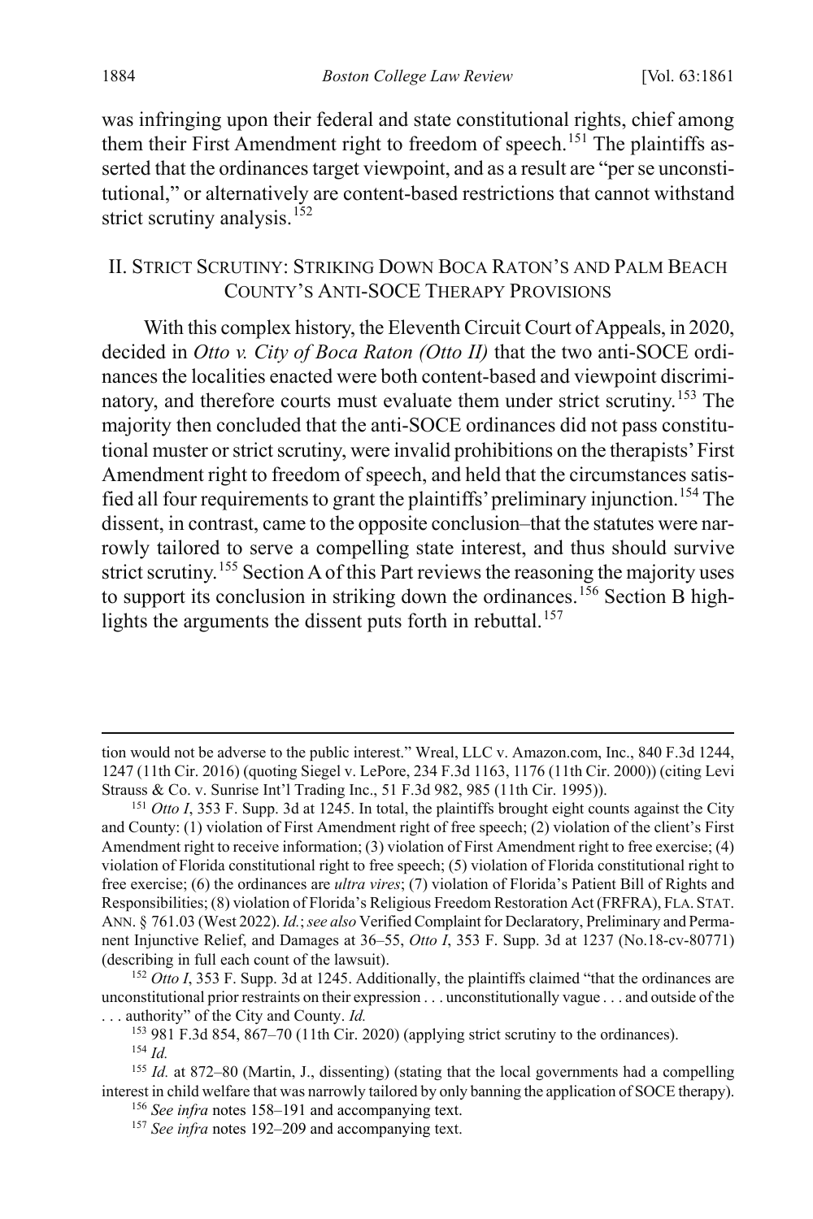was infringing upon their federal and state constitutional rights, chief among them their First Amendment right to freedom of speech.[151] The plaintiffs asserted that the ordinances target viewpoint, and as a result are "per se unconstitutional," or alternatively are content-based restrictions that cannot withstand strict scrutiny analysis.[152]

## II. STRICT SCRUTINY: STRIKING DOWN BOCA RATON'S AND PALM BEACH COUNTY'S ANTI-SOCE THERAPY PROVISIONS

With this complex history, the Eleventh Circuit Court of Appeals, in 2020, decided in *Otto v. City of Boca Raton (Otto II)* that the two anti-SOCE ordinances the localities enacted were both content-based and viewpoint discriminatory, and therefore courts must evaluate them under strict scrutiny.[153] The majority then concluded that the anti-SOCE ordinances did not pass constitutional muster or strict scrutiny, were invalid prohibitions on the therapists' First Amendment right to freedom of speech, and held that the circumstances satisfied all four requirements to grant the plaintiffs' preliminary injunction.[154] The dissent, in contrast, came to the opposite conclusion–that the statutes were narrowly tailored to serve a compelling state interest, and thus should survive strict scrutiny.[155] Section A of this Part reviews the reasoning the majority uses to support its conclusion in striking down the ordinances.[156] Section B highlights the arguments the dissent puts forth in rebuttal.[157]

---

tion would not be adverse to the public interest." Wreal, LLC v. Amazon.com, Inc., 840 F.3d 1244, 1247 (11th Cir. 2016) (quoting Siegel v. LePore, 234 F.3d 1163, 1176 (11th Cir. 2000)) (citing Levi Strauss & Co. v. Sunrise Int'l Trading Inc., 51 F.3d 982, 985 (11th Cir. 1995)).

[151] *Otto I*, 353 F. Supp. 3d at 1245. In total, the plaintiffs brought eight counts against the City and County: (1) violation of First Amendment right of free speech; (2) violation of the client's First Amendment right to receive information; (3) violation of First Amendment right to free exercise; (4) violation of Florida constitutional right to free speech; (5) violation of Florida constitutional right to free exercise; (6) the ordinances are *ultra vires*; (7) violation of Florida's Patient Bill of Rights and Responsibilities; (8) violation of Florida's Religious Freedom Restoration Act (FRFRA), FLA. STAT. ANN. § 761.03 (West 2022). *Id.*; *see also* Verified Complaint for Declaratory, Preliminary and Permanent Injunctive Relief, and Damages at 36–55, *Otto I*, 353 F. Supp. 3d at 1237 (No.18-cv-80771) (describing in full each count of the lawsuit).

[152] *Otto I*, 353 F. Supp. 3d at 1245. Additionally, the plaintiffs claimed "that the ordinances are unconstitutional prior restraints on their expression . . . unconstitutionally vague . . . and outside of the . . . authority" of the City and County. *Id.*

[153] 981 F.3d 854, 867–70 (11th Cir. 2020) (applying strict scrutiny to the ordinances).

[154] *Id.*

[155] *Id.* at 872–80 (Martin, J., dissenting) (stating that the local governments had a compelling interest in child welfare that was narrowly tailored by only banning the application of SOCE therapy).

[156] *See infra* notes 158–191 and accompanying text.

[157] *See infra* notes 192–209 and accompanying text.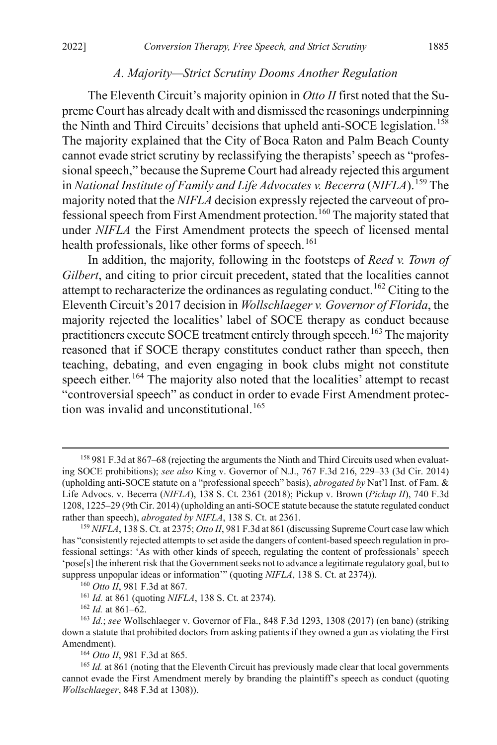### *A. Majority—Strict Scrutiny Dooms Another Regulation*

The Eleventh Circuit's majority opinion in *Otto II* first noted that the Supreme Court has already dealt with and dismissed the reasonings underpinning the Ninth and Third Circuits' decisions that upheld anti-SOCE legislation.[158] The majority explained that the City of Boca Raton and Palm Beach County cannot evade strict scrutiny by reclassifying the therapists' speech as "professional speech," because the Supreme Court had already rejected this argument in *National Institute of Family and Life Advocates v. Becerra* (*NIFLA*).[159] The majority noted that the *NIFLA* decision expressly rejected the carveout of professional speech from First Amendment protection.[160] The majority stated that under *NIFLA* the First Amendment protects the speech of licensed mental health professionals, like other forms of speech.[161]

In addition, the majority, following in the footsteps of *Reed v. Town of Gilbert*, and citing to prior circuit precedent, stated that the localities cannot attempt to recharacterize the ordinances as regulating conduct.[162] Citing to the Eleventh Circuit's 2017 decision in *Wollschlaeger v. Governor of Florida*, the majority rejected the localities' label of SOCE therapy as conduct because practitioners execute SOCE treatment entirely through speech.[163] The majority reasoned that if SOCE therapy constitutes conduct rather than speech, then teaching, debating, and even engaging in book clubs might not constitute speech either.[164] The majority also noted that the localities' attempt to recast "controversial speech" as conduct in order to evade First Amendment protection was invalid and unconstitutional.[165]

---

[158] 981 F.3d at 867–68 (rejecting the arguments the Ninth and Third Circuits used when evaluating SOCE prohibitions); *see also* King v. Governor of N.J., 767 F.3d 216, 229–33 (3d Cir. 2014) (upholding anti-SOCE statute on a "professional speech" basis), *abrogated by* Nat'l Inst. of Fam. & Life Advocs. v. Becerra (*NIFLA*), 138 S. Ct. 2361 (2018); Pickup v. Brown (*Pickup II*), 740 F.3d 1208, 1225–29 (9th Cir. 2014) (upholding an anti-SOCE statute because the statute regulated conduct rather than speech), *abrogated by NIFLA*, 138 S. Ct. at 2361.

[159] *NIFLA*, 138 S. Ct. at 2375; *Otto II*, 981 F.3d at 861 (discussing Supreme Court case law which has "consistently rejected attempts to set aside the dangers of content-based speech regulation in professional settings: 'As with other kinds of speech, regulating the content of professionals' speech 'pose[s] the inherent risk that the Government seeks not to advance a legitimate regulatory goal, but to suppress unpopular ideas or information'" (quoting *NIFLA*, 138 S. Ct. at 2374)).

[160] *Otto II*, 981 F.3d at 867.

[161] *Id.* at 861 (quoting *NIFLA*, 138 S. Ct. at 2374).

[162] *Id.* at 861–62.

[163] *Id.*; *see* Wollschlaeger v. Governor of Fla., 848 F.3d 1293, 1308 (2017) (en banc) (striking down a statute that prohibited doctors from asking patients if they owned a gun as violating the First Amendment).

[164] *Otto II*, 981 F.3d at 865.

[165] *Id.* at 861 (noting that the Eleventh Circuit has previously made clear that local governments cannot evade the First Amendment merely by branding the plaintiff's speech as conduct (quoting *Wollschlaeger*, 848 F.3d at 1308)).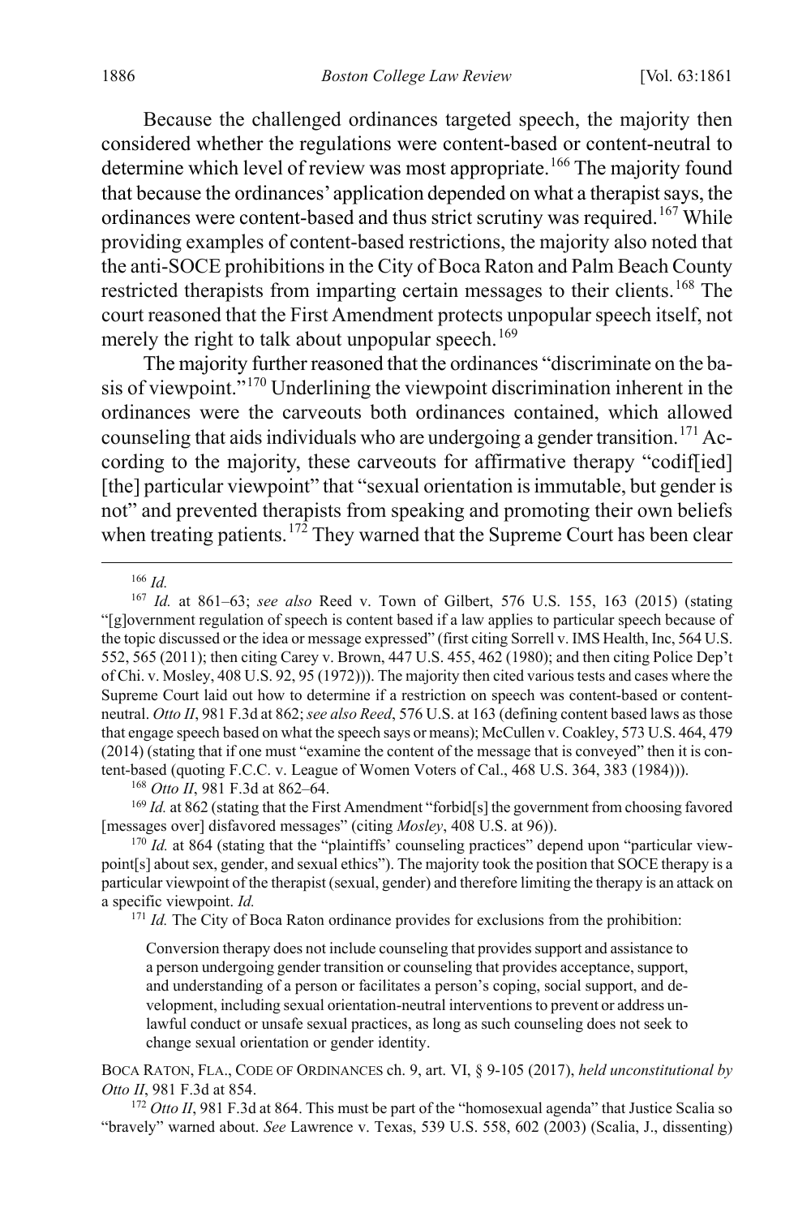Because the challenged ordinances targeted speech, the majority then considered whether the regulations were content-based or content-neutral to determine which level of review was most appropriate.[166] The majority found that because the ordinances' application depended on what a therapist says, the ordinances were content-based and thus strict scrutiny was required.[167] While providing examples of content-based restrictions, the majority also noted that the anti-SOCE prohibitions in the City of Boca Raton and Palm Beach County restricted therapists from imparting certain messages to their clients.[168] The court reasoned that the First Amendment protects unpopular speech itself, not merely the right to talk about unpopular speech.[169]

The majority further reasoned that the ordinances "discriminate on the basis of viewpoint."[170] Underlining the viewpoint discrimination inherent in the ordinances were the carveouts both ordinances contained, which allowed counseling that aids individuals who are undergoing a gender transition.[171] According to the majority, these carveouts for affirmative therapy "codif[ied] [the] particular viewpoint" that "sexual orientation is immutable, but gender is not" and prevented therapists from speaking and promoting their own beliefs when treating patients.[172] They warned that the Supreme Court has been clear

---

[166] *Id.*

[167] *Id.* at 861–63; *see also* Reed v. Town of Gilbert, 576 U.S. 155, 163 (2015) (stating "[g]overnment regulation of speech is content based if a law applies to particular speech because of the topic discussed or the idea or message expressed" (first citing Sorrell v. IMS Health, Inc, 564 U.S. 552, 565 (2011); then citing Carey v. Brown, 447 U.S. 455, 462 (1980); and then citing Police Dep't of Chi. v. Mosley, 408 U.S. 92, 95 (1972))). The majority then cited various tests and cases where the Supreme Court laid out how to determine if a restriction on speech was content-based or content-neutral. *Otto II*, 981 F.3d at 862; *see also Reed*, 576 U.S. at 163 (defining content based laws as those that engage speech based on what the speech says or means); McCullen v. Coakley, 573 U.S. 464, 479 (2014) (stating that if one must "examine the content of the message that is conveyed" then it is content-based (quoting F.C.C. v. League of Women Voters of Cal., 468 U.S. 364, 383 (1984))).

[168] *Otto II*, 981 F.3d at 862–64.

[169] *Id.* at 862 (stating that the First Amendment "forbid[s] the government from choosing favored [messages over] disfavored messages" (citing *Mosley*, 408 U.S. at 96)).

[170] *Id.* at 864 (stating that the "plaintiffs' counseling practices" depend upon "particular viewpoint[s] about sex, gender, and sexual ethics"). The majority took the position that SOCE therapy is a particular viewpoint of the therapist (sexual, gender) and therefore limiting the therapy is an attack on a specific viewpoint. *Id.*

[171] *Id.* The City of Boca Raton ordinance provides for exclusions from the prohibition:

> Conversion therapy does not include counseling that provides support and assistance to a person undergoing gender transition or counseling that provides acceptance, support, and understanding of a person or facilitates a person's coping, social support, and development, including sexual orientation-neutral interventions to prevent or address unlawful conduct or unsafe sexual practices, as long as such counseling does not seek to change sexual orientation or gender identity.

BOCA RATON, FLA., CODE OF ORDINANCES ch. 9, art. VI, § 9-105 (2017), *held unconstitutional by Otto II*, 981 F.3d at 854.

[172] *Otto II*, 981 F.3d at 864. This must be part of the "homosexual agenda" that Justice Scalia so "bravely" warned about. *See* Lawrence v. Texas, 539 U.S. 558, 602 (2003) (Scalia, J., dissenting)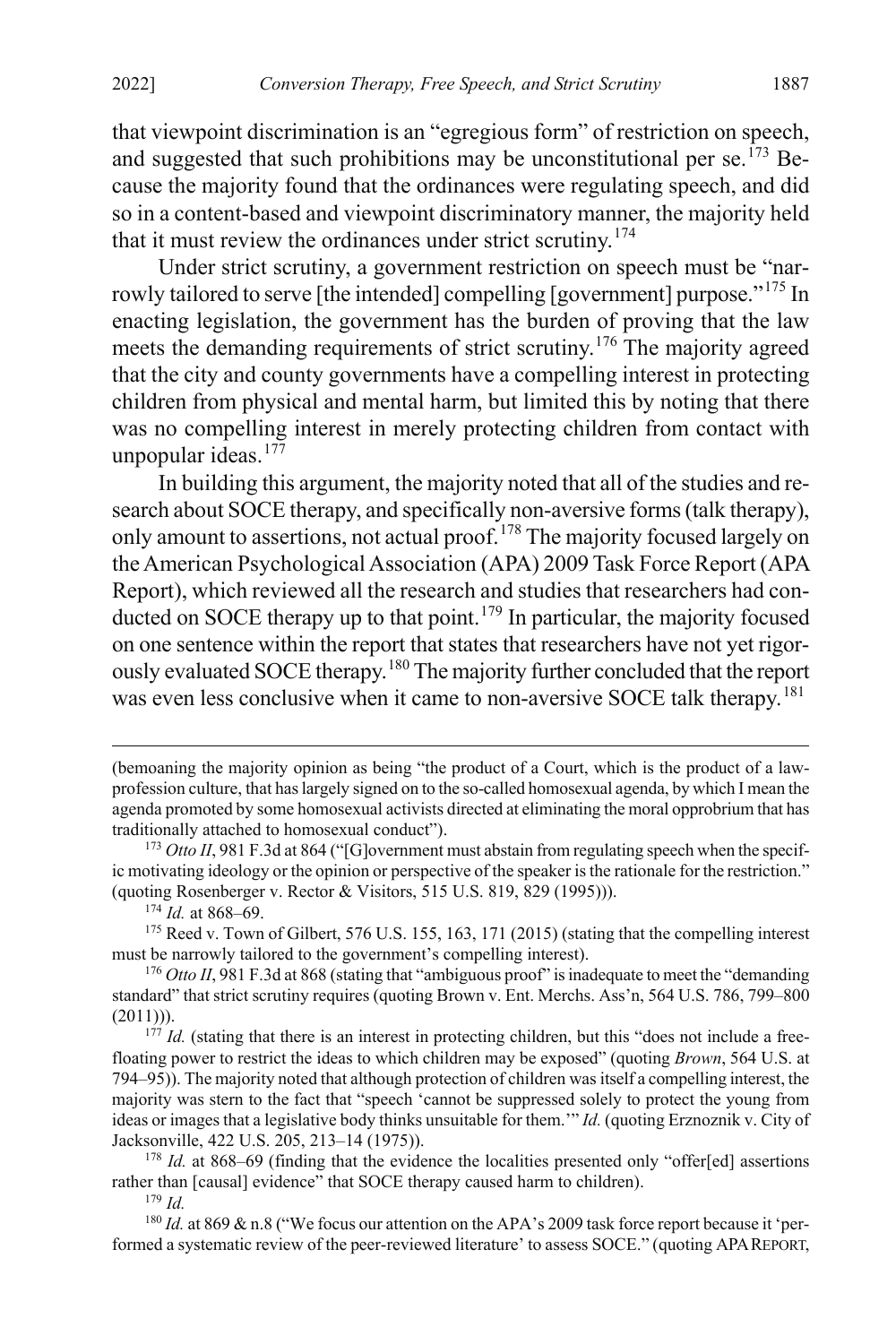that viewpoint discrimination is an "egregious form" of restriction on speech, and suggested that such prohibitions may be unconstitutional per se.[173] Because the majority found that the ordinances were regulating speech, and did so in a content-based and viewpoint discriminatory manner, the majority held that it must review the ordinances under strict scrutiny.[174]

Under strict scrutiny, a government restriction on speech must be "narrowly tailored to serve [the intended] compelling [government] purpose."[175] In enacting legislation, the government has the burden of proving that the law meets the demanding requirements of strict scrutiny.[176] The majority agreed that the city and county governments have a compelling interest in protecting children from physical and mental harm, but limited this by noting that there was no compelling interest in merely protecting children from contact with unpopular ideas.[177]

In building this argument, the majority noted that all of the studies and research about SOCE therapy, and specifically non-aversive forms (talk therapy), only amount to assertions, not actual proof.[178] The majority focused largely on the American Psychological Association (APA) 2009 Task Force Report (APA Report), which reviewed all the research and studies that researchers had conducted on SOCE therapy up to that point.[179] In particular, the majority focused on one sentence within the report that states that researchers have not yet rigorously evaluated SOCE therapy.[180] The majority further concluded that the report was even less conclusive when it came to non-aversive SOCE talk therapy.[181]

---

(bemoaning the majority opinion as being "the product of a Court, which is the product of a law-profession culture, that has largely signed on to the so-called homosexual agenda, by which I mean the agenda promoted by some homosexual activists directed at eliminating the moral opprobrium that has traditionally attached to homosexual conduct").

[173] *Otto II*, 981 F.3d at 864 ("[G]overnment must abstain from regulating speech when the specific motivating ideology or the opinion or perspective of the speaker is the rationale for the restriction." (quoting Rosenberger v. Rector & Visitors, 515 U.S. 819, 829 (1995))).

[174] *Id.* at 868–69.

[175] Reed v. Town of Gilbert, 576 U.S. 155, 163, 171 (2015) (stating that the compelling interest must be narrowly tailored to the government's compelling interest).

[176] *Otto II*, 981 F.3d at 868 (stating that "ambiguous proof" is inadequate to meet the "demanding standard" that strict scrutiny requires (quoting Brown v. Ent. Merchs. Ass'n, 564 U.S. 786, 799–800 (2011))).

[177] *Id.* (stating that there is an interest in protecting children, but this "does not include a free-floating power to restrict the ideas to which children may be exposed" (quoting *Brown*, 564 U.S. at 794–95)). The majority noted that although protection of children was itself a compelling interest, the majority was stern to the fact that "speech 'cannot be suppressed solely to protect the young from ideas or images that a legislative body thinks unsuitable for them.'" *Id.* (quoting Erznoznik v. City of Jacksonville, 422 U.S. 205, 213–14 (1975)).

[178] *Id.* at 868–69 (finding that the evidence the localities presented only "offer[ed] assertions rather than [causal] evidence" that SOCE therapy caused harm to children).

[179] *Id.*

[180] *Id.* at 869 & n.8 ("We focus our attention on the APA's 2009 task force report because it 'performed a systematic review of the peer-reviewed literature' to assess SOCE." (quoting APA REPORT,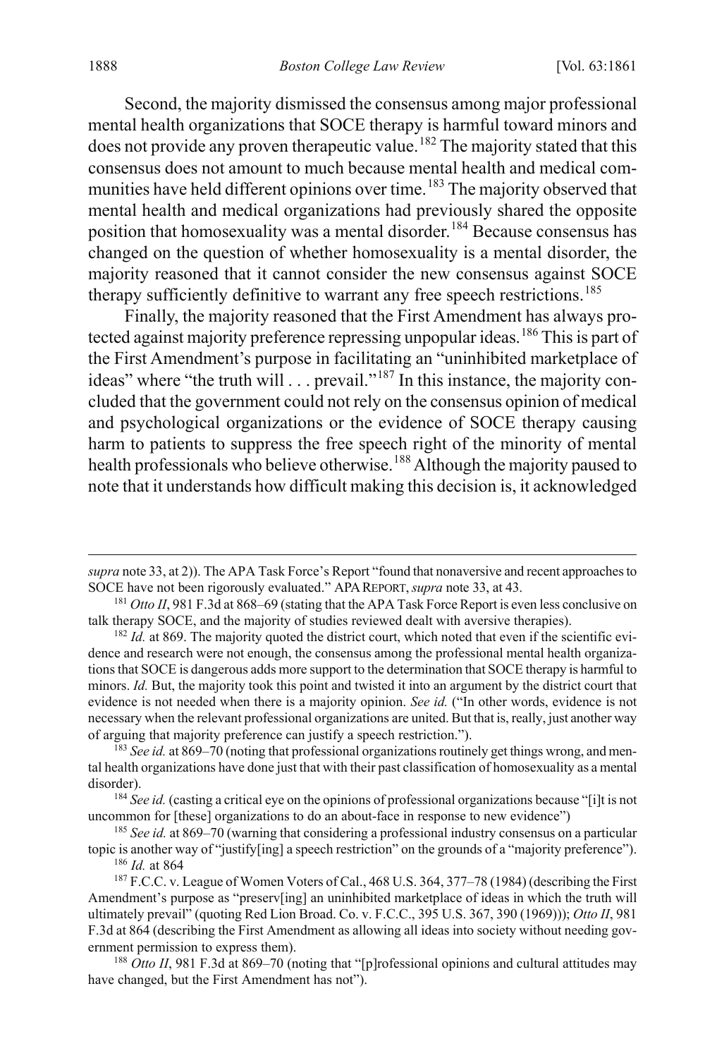Second, the majority dismissed the consensus among major professional mental health organizations that SOCE therapy is harmful toward minors and does not provide any proven therapeutic value.[182] The majority stated that this consensus does not amount to much because mental health and medical communities have held different opinions over time.[183] The majority observed that mental health and medical organizations had previously shared the opposite position that homosexuality was a mental disorder.[184] Because consensus has changed on the question of whether homosexuality is a mental disorder, the majority reasoned that it cannot consider the new consensus against SOCE therapy sufficiently definitive to warrant any free speech restrictions.[185]

Finally, the majority reasoned that the First Amendment has always protected against majority preference repressing unpopular ideas.[186] This is part of the First Amendment's purpose in facilitating an "uninhibited marketplace of ideas" where "the truth will . . . prevail."[187] In this instance, the majority concluded that the government could not rely on the consensus opinion of medical and psychological organizations or the evidence of SOCE therapy causing harm to patients to suppress the free speech right of the minority of mental health professionals who believe otherwise.[188] Although the majority paused to note that it understands how difficult making this decision is, it acknowledged

---

*supra* note 33, at 2)). The APA Task Force's Report "found that nonaversive and recent approaches to SOCE have not been rigorously evaluated." APA REPORT, *supra* note 33, at 43.

[181] *Otto II*, 981 F.3d at 868–69 (stating that the APA Task Force Report is even less conclusive on talk therapy SOCE, and the majority of studies reviewed dealt with aversive therapies).

[182] *Id.* at 869. The majority quoted the district court, which noted that even if the scientific evidence and research were not enough, the consensus among the professional mental health organizations that SOCE is dangerous adds more support to the determination that SOCE therapy is harmful to minors. *Id.* But, the majority took this point and twisted it into an argument by the district court that evidence is not needed when there is a majority opinion. *See id.* ("In other words, evidence is not necessary when the relevant professional organizations are united. But that is, really, just another way of arguing that majority preference can justify a speech restriction.").

[183] *See id.* at 869–70 (noting that professional organizations routinely get things wrong, and mental health organizations have done just that with their past classification of homosexuality as a mental disorder).

[184] *See id.* (casting a critical eye on the opinions of professional organizations because "[i]t is not uncommon for [these] organizations to do an about-face in response to new evidence")

[185] *See id.* at 869–70 (warning that considering a professional industry consensus on a particular topic is another way of "justify[ing] a speech restriction" on the grounds of a "majority preference").

[186] *Id.* at 864

[187] F.C.C. v. League of Women Voters of Cal., 468 U.S. 364, 377–78 (1984) (describing the First Amendment's purpose as "preserv[ing] an uninhibited marketplace of ideas in which the truth will ultimately prevail" (quoting Red Lion Broad. Co. v. F.C.C., 395 U.S. 367, 390 (1969))); *Otto II*, 981 F.3d at 864 (describing the First Amendment as allowing all ideas into society without needing government permission to express them).

[188] *Otto II*, 981 F.3d at 869–70 (noting that "[p]rofessional opinions and cultural attitudes may have changed, but the First Amendment has not").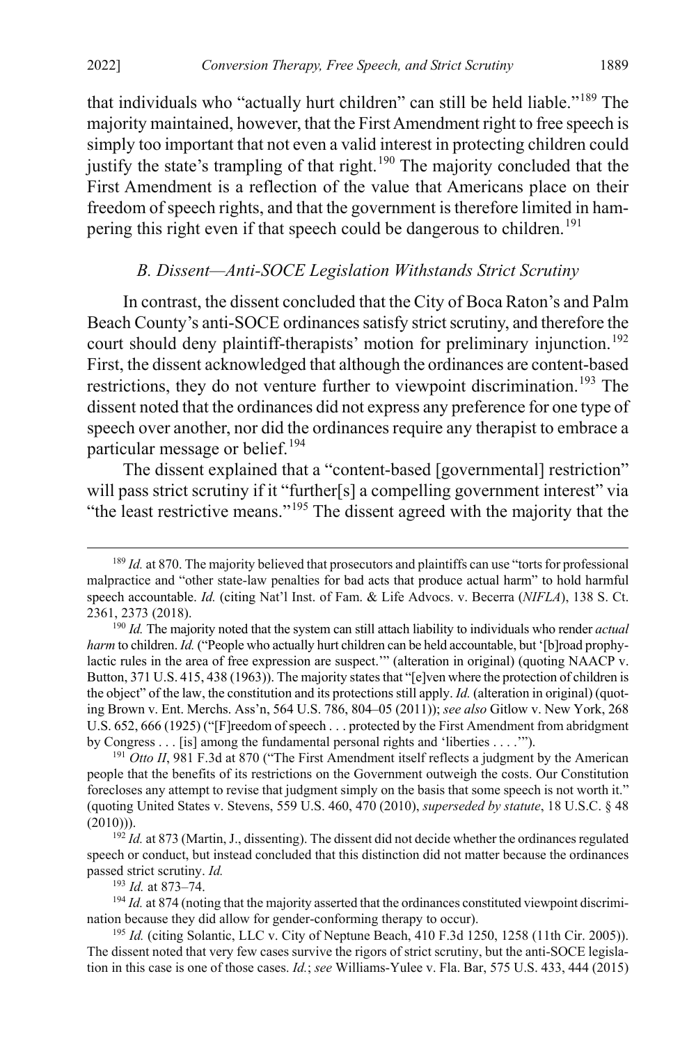that individuals who "actually hurt children" can still be held liable."[189] The majority maintained, however, that the First Amendment right to free speech is simply too important that not even a valid interest in protecting children could justify the state's trampling of that right.[190] The majority concluded that the First Amendment is a reflection of the value that Americans place on their freedom of speech rights, and that the government is therefore limited in hampering this right even if that speech could be dangerous to children.[191]

### *B. Dissent—Anti-SOCE Legislation Withstands Strict Scrutiny*

In contrast, the dissent concluded that the City of Boca Raton's and Palm Beach County's anti-SOCE ordinances satisfy strict scrutiny, and therefore the court should deny plaintiff-therapists' motion for preliminary injunction.[192] First, the dissent acknowledged that although the ordinances are content-based restrictions, they do not venture further to viewpoint discrimination.[193] The dissent noted that the ordinances did not express any preference for one type of speech over another, nor did the ordinances require any therapist to embrace a particular message or belief.[194]

The dissent explained that a "content-based [governmental] restriction" will pass strict scrutiny if it "further[s] a compelling government interest" via "the least restrictive means."[195] The dissent agreed with the majority that the

---

[189] *Id.* at 870. The majority believed that prosecutors and plaintiffs can use "torts for professional malpractice and "other state-law penalties for bad acts that produce actual harm" to hold harmful speech accountable. *Id.* (citing Nat'l Inst. of Fam. & Life Advocs. v. Becerra (*NIFLA*), 138 S. Ct. 2361, 2373 (2018).

[190] *Id.* The majority noted that the system can still attach liability to individuals who render *actual harm* to children. *Id.* ("People who actually hurt children can be held accountable, but '[b]road prophylactic rules in the area of free expression are suspect.'" (alteration in original) (quoting NAACP v. Button, 371 U.S. 415, 438 (1963)). The majority states that "[e]ven where the protection of children is the object" of the law, the constitution and its protections still apply. *Id.* (alteration in original) (quoting Brown v. Ent. Merchs. Ass'n, 564 U.S. 786, 804–05 (2011)); *see also* Gitlow v. New York, 268 U.S. 652, 666 (1925) ("[F]reedom of speech . . . protected by the First Amendment from abridgment by Congress . . . [is] among the fundamental personal rights and 'liberties . . . .'").

[191] *Otto II*, 981 F.3d at 870 ("The First Amendment itself reflects a judgment by the American people that the benefits of its restrictions on the Government outweigh the costs. Our Constitution forecloses any attempt to revise that judgment simply on the basis that some speech is not worth it." (quoting United States v. Stevens, 559 U.S. 460, 470 (2010), *superseded by statute*, 18 U.S.C. § 48 (2010))).

[192] *Id.* at 873 (Martin, J., dissenting). The dissent did not decide whether the ordinances regulated speech or conduct, but instead concluded that this distinction did not matter because the ordinances passed strict scrutiny. *Id.*

[193] *Id.* at 873–74.

[194] *Id.* at 874 (noting that the majority asserted that the ordinances constituted viewpoint discrimination because they did allow for gender-conforming therapy to occur).

[195] *Id.* (citing Solantic, LLC v. City of Neptune Beach, 410 F.3d 1250, 1258 (11th Cir. 2005)). The dissent noted that very few cases survive the rigors of strict scrutiny, but the anti-SOCE legislation in this case is one of those cases. *Id.*; *see* Williams-Yulee v. Fla. Bar, 575 U.S. 433, 444 (2015)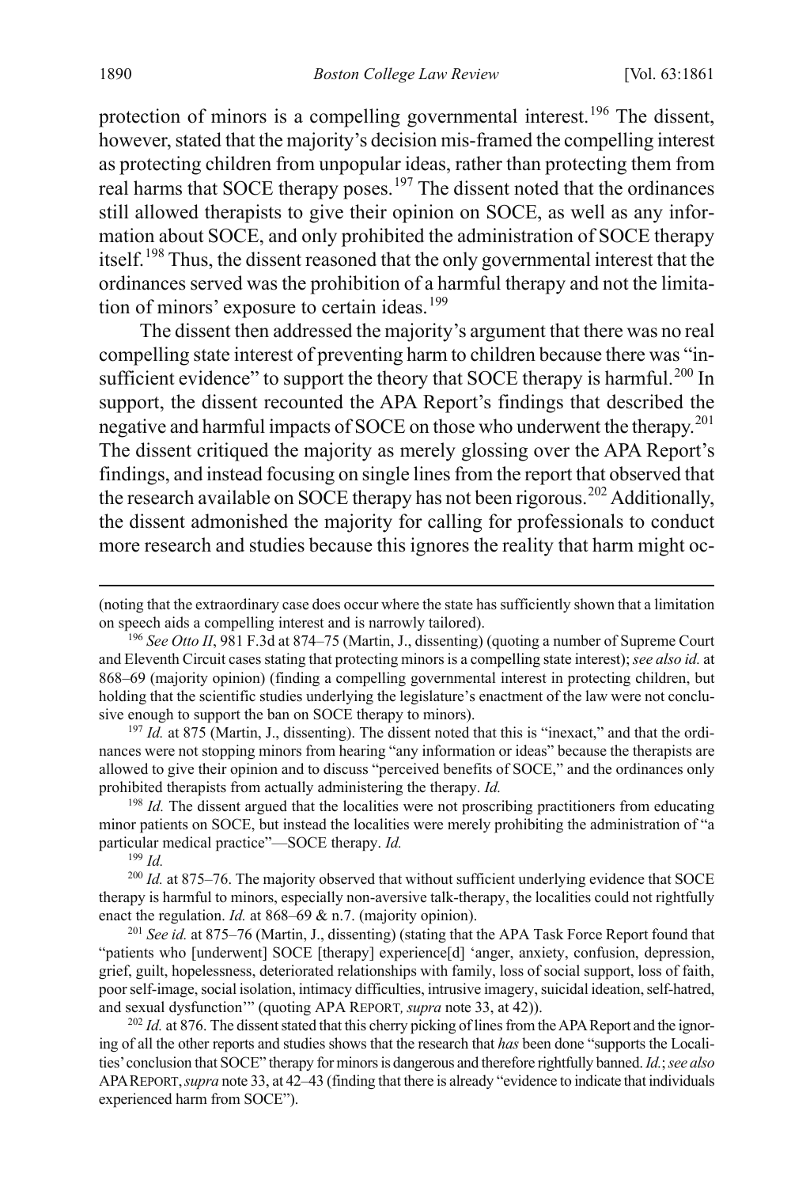protection of minors is a compelling governmental interest.[196] The dissent, however, stated that the majority's decision mis-framed the compelling interest as protecting children from unpopular ideas, rather than protecting them from real harms that SOCE therapy poses.[197] The dissent noted that the ordinances still allowed therapists to give their opinion on SOCE, as well as any information about SOCE, and only prohibited the administration of SOCE therapy itself.[198] Thus, the dissent reasoned that the only governmental interest that the ordinances served was the prohibition of a harmful therapy and not the limitation of minors' exposure to certain ideas.[199]

The dissent then addressed the majority's argument that there was no real compelling state interest of preventing harm to children because there was "insufficient evidence" to support the theory that SOCE therapy is harmful.[200] In support, the dissent recounted the APA Report's findings that described the negative and harmful impacts of SOCE on those who underwent the therapy.[201] The dissent critiqued the majority as merely glossing over the APA Report's findings, and instead focusing on single lines from the report that observed that the research available on SOCE therapy has not been rigorous.[202] Additionally, the dissent admonished the majority for calling for professionals to conduct more research and studies because this ignores the reality that harm might oc-

---

(noting that the extraordinary case does occur where the state has sufficiently shown that a limitation on speech aids a compelling interest and is narrowly tailored).

[196] *See Otto II*, 981 F.3d at 874–75 (Martin, J., dissenting) (quoting a number of Supreme Court and Eleventh Circuit cases stating that protecting minors is a compelling state interest); *see also id.* at 868–69 (majority opinion) (finding a compelling governmental interest in protecting children, but holding that the scientific studies underlying the legislature's enactment of the law were not conclusive enough to support the ban on SOCE therapy to minors).

[197] *Id.* at 875 (Martin, J., dissenting). The dissent noted that this is "inexact," and that the ordinances were not stopping minors from hearing "any information or ideas" because the therapists are allowed to give their opinion and to discuss "perceived benefits of SOCE," and the ordinances only prohibited therapists from actually administering the therapy. *Id.*

[198] *Id.* The dissent argued that the localities were not proscribing practitioners from educating minor patients on SOCE, but instead the localities were merely prohibiting the administration of "a particular medical practice"—SOCE therapy. *Id.*

[199] *Id.*

[200] *Id.* at 875–76. The majority observed that without sufficient underlying evidence that SOCE therapy is harmful to minors, especially non-aversive talk-therapy, the localities could not rightfully enact the regulation. *Id.* at 868–69 & n.7. (majority opinion).

[201] *See id.* at 875–76 (Martin, J., dissenting) (stating that the APA Task Force Report found that "patients who [underwent] SOCE [therapy] experience[d] 'anger, anxiety, confusion, depression, grief, guilt, hopelessness, deteriorated relationships with family, loss of social support, loss of faith, poor self-image, social isolation, intimacy difficulties, intrusive imagery, suicidal ideation, self-hatred, and sexual dysfunction'" (quoting APA REPORT, *supra* note 33, at 42)).

[202] *Id.* at 876. The dissent stated that this cherry picking of lines from the APA Report and the ignoring of all the other reports and studies shows that the research that *has* been done "supports the Localities' conclusion that SOCE" therapy for minors is dangerous and therefore rightfully banned. *Id.*; *see also* APA REPORT, *supra* note 33, at 42–43 (finding that there is already "evidence to indicate that individuals experienced harm from SOCE").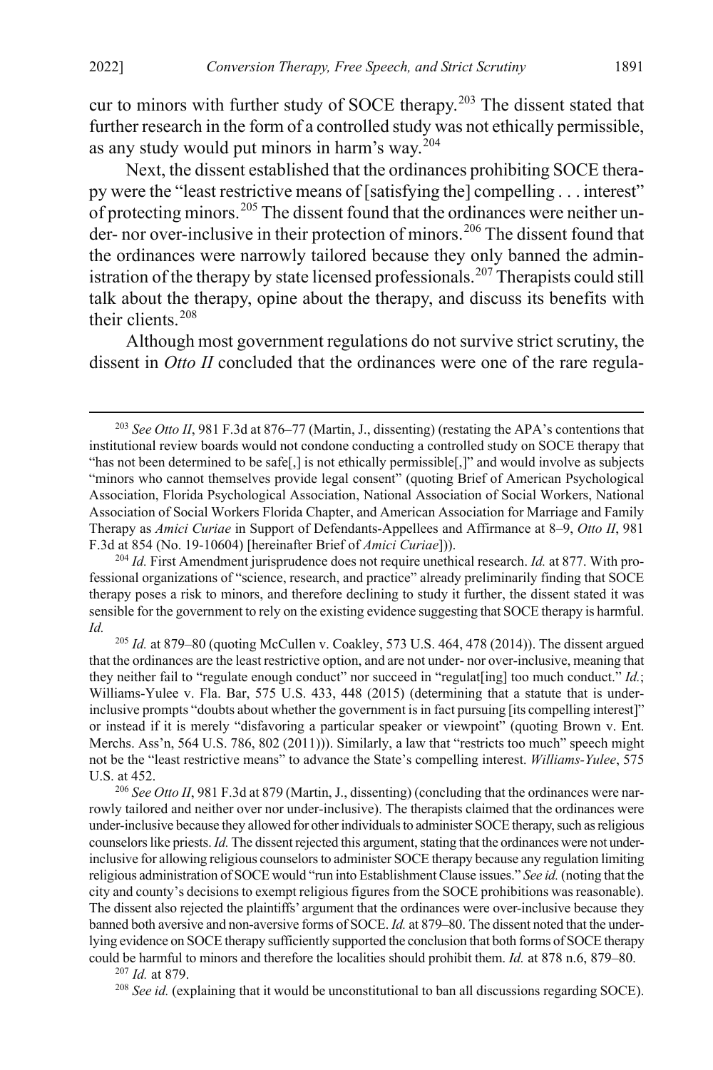cur to minors with further study of SOCE therapy.[203] The dissent stated that further research in the form of a controlled study was not ethically permissible, as any study would put minors in harm's way.[204]

Next, the dissent established that the ordinances prohibiting SOCE therapy were the "least restrictive means of [satisfying the] compelling . . . interest" of protecting minors.[205] The dissent found that the ordinances were neither under- nor over-inclusive in their protection of minors.[206] The dissent found that the ordinances were narrowly tailored because they only banned the administration of the therapy by state licensed professionals.[207] Therapists could still talk about the therapy, opine about the therapy, and discuss its benefits with their clients.[208]

Although most government regulations do not survive strict scrutiny, the dissent in *Otto II* concluded that the ordinances were one of the rare regula-

---

[203] *See Otto II*, 981 F.3d at 876–77 (Martin, J., dissenting) (restating the APA's contentions that institutional review boards would not condone conducting a controlled study on SOCE therapy that "has not been determined to be safe[,] is not ethically permissible[,]" and would involve as subjects "minors who cannot themselves provide legal consent" (quoting Brief of American Psychological Association, Florida Psychological Association, National Association of Social Workers, National Association of Social Workers Florida Chapter, and American Association for Marriage and Family Therapy as *Amici Curiae* in Support of Defendants-Appellees and Affirmance at 8–9, *Otto II*, 981 F.3d at 854 (No. 19-10604) [hereinafter Brief of *Amici Curiae*])).

[204] *Id.* First Amendment jurisprudence does not require unethical research. *Id.* at 877. With professional organizations of "science, research, and practice" already preliminarily finding that SOCE therapy poses a risk to minors, and therefore declining to study it further, the dissent stated it was sensible for the government to rely on the existing evidence suggesting that SOCE therapy is harmful. *Id.*

[205] *Id.* at 879–80 (quoting McCullen v. Coakley, 573 U.S. 464, 478 (2014)). The dissent argued that the ordinances are the least restrictive option, and are not under- nor over-inclusive, meaning that they neither fail to "regulate enough conduct" nor succeed in "regulat[ing] too much conduct." *Id.*; Williams-Yulee v. Fla. Bar, 575 U.S. 433, 448 (2015) (determining that a statute that is under-inclusive prompts "doubts about whether the government is in fact pursuing [its compelling interest]" or instead if it is merely "disfavoring a particular speaker or viewpoint" (quoting Brown v. Ent. Merchs. Ass'n, 564 U.S. 786, 802 (2011))). Similarly, a law that "restricts too much" speech might not be the "least restrictive means" to advance the State's compelling interest. *Williams-Yulee*, 575 U.S. at 452.

[206] *See Otto II*, 981 F.3d at 879 (Martin, J., dissenting) (concluding that the ordinances were narrowly tailored and neither over nor under-inclusive). The therapists claimed that the ordinances were under-inclusive because they allowed for other individuals to administer SOCE therapy, such as religious counselors like priests. *Id.* The dissent rejected this argument, stating that the ordinances were not under-inclusive for allowing religious counselors to administer SOCE therapy because any regulation limiting religious administration of SOCE would "run into Establishment Clause issues." *See id.* (noting that the city and county's decisions to exempt religious figures from the SOCE prohibitions was reasonable). The dissent also rejected the plaintiffs' argument that the ordinances were over-inclusive because they banned both aversive and non-aversive forms of SOCE. *Id.* at 879–80. The dissent noted that the underlying evidence on SOCE therapy sufficiently supported the conclusion that both forms of SOCE therapy could be harmful to minors and therefore the localities should prohibit them. *Id.* at 878 n.6, 879–80.

[207] *Id.* at 879.

[208] *See id.* (explaining that it would be unconstitutional to ban all discussions regarding SOCE).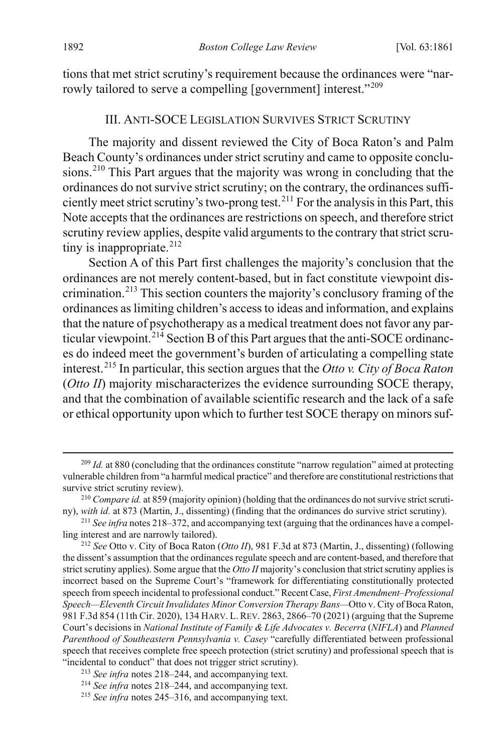tions that met strict scrutiny's requirement because the ordinances were "narrowly tailored to serve a compelling [government] interest."[209]

## III. Anti-SOCE Legislation Survives Strict Scrutiny

The majority and dissent reviewed the City of Boca Raton's and Palm Beach County's ordinances under strict scrutiny and came to opposite conclusions.[210] This Part argues that the majority was wrong in concluding that the ordinances do not survive strict scrutiny; on the contrary, the ordinances sufficiently meet strict scrutiny's two-prong test.[211] For the analysis in this Part, this Note accepts that the ordinances are restrictions on speech, and therefore strict scrutiny review applies, despite valid arguments to the contrary that strict scrutiny is inappropriate.[212]

Section A of this Part first challenges the majority's conclusion that the ordinances are not merely content-based, but in fact constitute viewpoint discrimination.[213] This section counters the majority's conclusory framing of the ordinances as limiting children's access to ideas and information, and explains that the nature of psychotherapy as a medical treatment does not favor any particular viewpoint.[214] Section B of this Part argues that the anti-SOCE ordinances do indeed meet the government's burden of articulating a compelling state interest.[215] In particular, this section argues that the *Otto v. City of Boca Raton* (*Otto II*) majority mischaracterizes the evidence surrounding SOCE therapy, and that the combination of available scientific research and the lack of a safe or ethical opportunity upon which to further test SOCE therapy on minors suf-

---

[209] *Id.* at 880 (concluding that the ordinances constitute "narrow regulation" aimed at protecting vulnerable children from "a harmful medical practice" and therefore are constitutional restrictions that survive strict scrutiny review).

[210] *Compare id.* at 859 (majority opinion) (holding that the ordinances do not survive strict scrutiny), *with id.* at 873 (Martin, J., dissenting) (finding that the ordinances do survive strict scrutiny).

[211] *See infra* notes 218–372, and accompanying text (arguing that the ordinances have a compelling interest and are narrowly tailored).

[212] *See* Otto v. City of Boca Raton (*Otto II*), 981 F.3d at 873 (Martin, J., dissenting) (following the dissent's assumption that the ordinances regulate speech and are content-based, and therefore that strict scrutiny applies). Some argue that the *Otto II* majority's conclusion that strict scrutiny applies is incorrect based on the Supreme Court's "framework for differentiating constitutionally protected speech from speech incidental to professional conduct." Recent Case, *First Amendment–Professional Speech—Eleventh Circuit Invalidates Minor Conversion Therapy Bans*—Otto v. City of Boca Raton, 981 F.3d 854 (11th Cir. 2020), 134 Harv. L. Rev. 2863, 2866–70 (2021) (arguing that the Supreme Court's decisions in *National Institute of Family & Life Advocates v. Becerra* (*NIFLA*) and *Planned Parenthood of Southeastern Pennsylvania v. Casey* "carefully differentiated between professional speech that receives complete free speech protection (strict scrutiny) and professional speech that is "incidental to conduct" that does not trigger strict scrutiny).

[213] *See infra* notes 218–244, and accompanying text.

[214] *See infra* notes 218–244, and accompanying text.

[215] *See infra* notes 245–316, and accompanying text.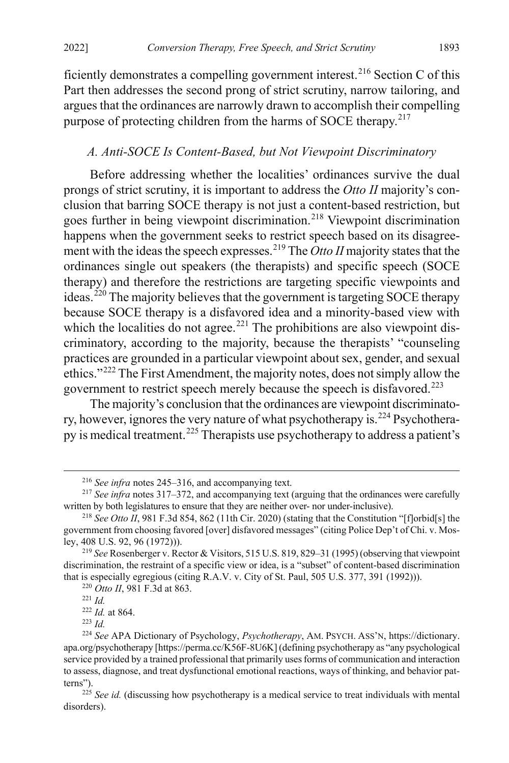ficiently demonstrates a compelling government interest.[216] Section C of this Part then addresses the second prong of strict scrutiny, narrow tailoring, and argues that the ordinances are narrowly drawn to accomplish their compelling purpose of protecting children from the harms of SOCE therapy.[217]

### *A. Anti-SOCE Is Content-Based, but Not Viewpoint Discriminatory*

Before addressing whether the localities' ordinances survive the dual prongs of strict scrutiny, it is important to address the *Otto II* majority's conclusion that barring SOCE therapy is not just a content-based restriction, but goes further in being viewpoint discrimination.[218] Viewpoint discrimination happens when the government seeks to restrict speech based on its disagreement with the ideas the speech expresses.[219] The *Otto II* majority states that the ordinances single out speakers (the therapists) and specific speech (SOCE therapy) and therefore the restrictions are targeting specific viewpoints and ideas.[220] The majority believes that the government is targeting SOCE therapy because SOCE therapy is a disfavored idea and a minority-based view with which the localities do not agree.[221] The prohibitions are also viewpoint discriminatory, according to the majority, because the therapists' "counseling practices are grounded in a particular viewpoint about sex, gender, and sexual ethics."[222] The First Amendment, the majority notes, does not simply allow the government to restrict speech merely because the speech is disfavored.[223]

The majority's conclusion that the ordinances are viewpoint discriminatory, however, ignores the very nature of what psychotherapy is.[224] Psychotherapy is medical treatment.[225] Therapists use psychotherapy to address a patient's

---

[216] *See infra* notes 245–316, and accompanying text.

[217] *See infra* notes 317–372, and accompanying text (arguing that the ordinances were carefully written by both legislatures to ensure that they are neither over- nor under-inclusive).

[218] *See Otto II*, 981 F.3d 854, 862 (11th Cir. 2020) (stating that the Constitution "[f]orbid[s] the government from choosing favored [over] disfavored messages" (citing Police Dep't of Chi. v. Mosley, 408 U.S. 92, 96 (1972))).

[219] *See* Rosenberger v. Rector & Visitors, 515 U.S. 819, 829–31 (1995) (observing that viewpoint discrimination, the restraint of a specific view or idea, is a "subset" of content-based discrimination that is especially egregious (citing R.A.V. v. City of St. Paul, 505 U.S. 377, 391 (1992))).

[220] *Otto II*, 981 F.3d at 863.

[221] *Id.*

[222] *Id.* at 864.

[223] *Id.*

[224] *See* APA Dictionary of Psychology, *Psychotherapy*, AM. PSYCH. ASS'N, https://dictionary.apa.org/psychotherapy [https://perma.cc/K56F-8U6K] (defining psychotherapy as "any psychological service provided by a trained professional that primarily uses forms of communication and interaction to assess, diagnose, and treat dysfunctional emotional reactions, ways of thinking, and behavior patterns").

[225] *See id.* (discussing how psychotherapy is a medical service to treat individuals with mental disorders).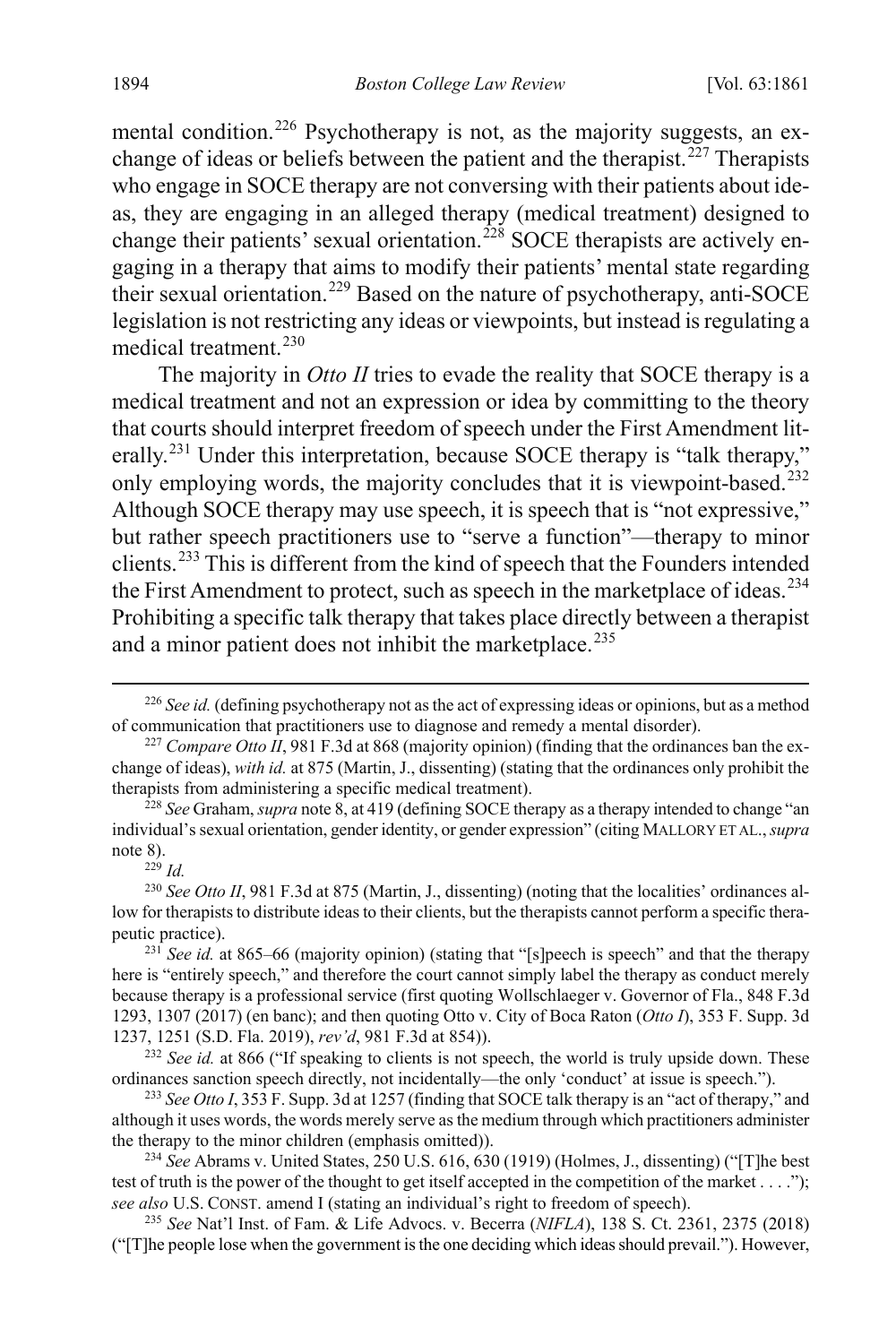mental condition.[226] Psychotherapy is not, as the majority suggests, an exchange of ideas or beliefs between the patient and the therapist.[227] Therapists who engage in SOCE therapy are not conversing with their patients about ideas, they are engaging in an alleged therapy (medical treatment) designed to change their patients' sexual orientation.[228] SOCE therapists are actively engaging in a therapy that aims to modify their patients' mental state regarding their sexual orientation.[229] Based on the nature of psychotherapy, anti-SOCE legislation is not restricting any ideas or viewpoints, but instead is regulating a medical treatment.[230]

The majority in *Otto II* tries to evade the reality that SOCE therapy is a medical treatment and not an expression or idea by committing to the theory that courts should interpret freedom of speech under the First Amendment literally.[231] Under this interpretation, because SOCE therapy is "talk therapy," only employing words, the majority concludes that it is viewpoint-based.[232] Although SOCE therapy may use speech, it is speech that is "not expressive," but rather speech practitioners use to "serve a function"—therapy to minor clients.[233] This is different from the kind of speech that the Founders intended the First Amendment to protect, such as speech in the marketplace of ideas.[234] Prohibiting a specific talk therapy that takes place directly between a therapist and a minor patient does not inhibit the marketplace.[235]

---

[226] *See id.* (defining psychotherapy not as the act of expressing ideas or opinions, but as a method of communication that practitioners use to diagnose and remedy a mental disorder).

[227] *Compare Otto II*, 981 F.3d at 868 (majority opinion) (finding that the ordinances ban the exchange of ideas), *with id.* at 875 (Martin, J., dissenting) (stating that the ordinances only prohibit the therapists from administering a specific medical treatment).

[228] *See* Graham, *supra* note 8, at 419 (defining SOCE therapy as a therapy intended to change "an individual's sexual orientation, gender identity, or gender expression" (citing MALLORY ET AL., *supra* note 8).

[229] *Id.*

[230] *See Otto II*, 981 F.3d at 875 (Martin, J., dissenting) (noting that the localities' ordinances allow for therapists to distribute ideas to their clients, but the therapists cannot perform a specific therapeutic practice).

[231] *See id.* at 865–66 (majority opinion) (stating that "[s]peech is speech" and that the therapy here is "entirely speech," and therefore the court cannot simply label the therapy as conduct merely because therapy is a professional service (first quoting Wollschlaeger v. Governor of Fla., 848 F.3d 1293, 1307 (2017) (en banc); and then quoting Otto v. City of Boca Raton (*Otto I*), 353 F. Supp. 3d 1237, 1251 (S.D. Fla. 2019), *rev'd*, 981 F.3d at 854)).

[232] *See id.* at 866 ("If speaking to clients is not speech, the world is truly upside down. These ordinances sanction speech directly, not incidentally—the only 'conduct' at issue is speech.").

[233] *See Otto I*, 353 F. Supp. 3d at 1257 (finding that SOCE talk therapy is an "act of therapy," and although it uses words, the words merely serve as the medium through which practitioners administer the therapy to the minor children (emphasis omitted)).

[234] *See* Abrams v. United States, 250 U.S. 616, 630 (1919) (Holmes, J., dissenting) ("[T]he best test of truth is the power of the thought to get itself accepted in the competition of the market . . . ."); *see also* U.S. CONST. amend I (stating an individual's right to freedom of speech).

[235] *See* Nat'l Inst. of Fam. & Life Advocs. v. Becerra (*NIFLA*), 138 S. Ct. 2361, 2375 (2018) ("[T]he people lose when the government is the one deciding which ideas should prevail."). However,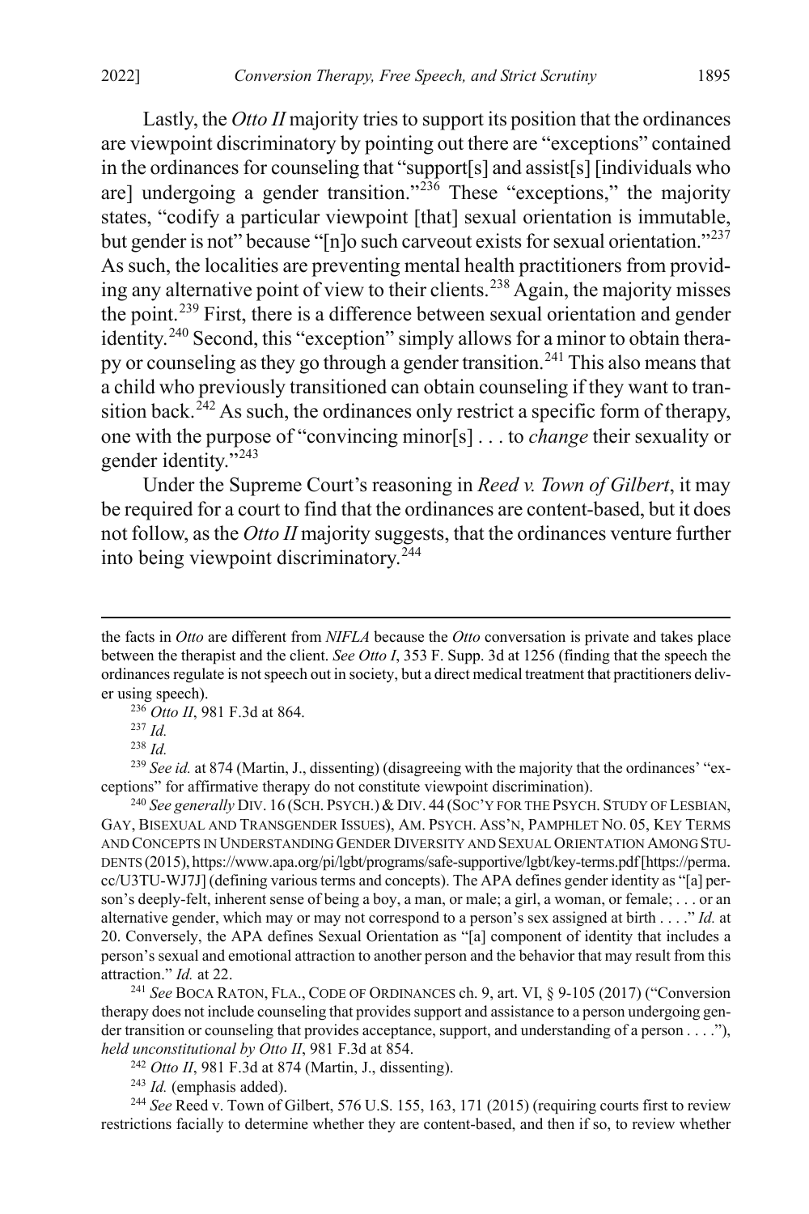Lastly, the *Otto II* majority tries to support its position that the ordinances are viewpoint discriminatory by pointing out there are "exceptions" contained in the ordinances for counseling that "support[s] and assist[s] [individuals who are] undergoing a gender transition."[236] These "exceptions," the majority states, "codify a particular viewpoint [that] sexual orientation is immutable, but gender is not" because "[n]o such carveout exists for sexual orientation."[237] As such, the localities are preventing mental health practitioners from providing any alternative point of view to their clients.[238] Again, the majority misses the point.[239] First, there is a difference between sexual orientation and gender identity.[240] Second, this "exception" simply allows for a minor to obtain therapy or counseling as they go through a gender transition.[241] This also means that a child who previously transitioned can obtain counseling if they want to transition back.[242] As such, the ordinances only restrict a specific form of therapy, one with the purpose of "convincing minor[s] . . . to *change* their sexuality or gender identity."[243]

Under the Supreme Court's reasoning in *Reed v. Town of Gilbert*, it may be required for a court to find that the ordinances are content-based, but it does not follow, as the *Otto II* majority suggests, that the ordinances venture further into being viewpoint discriminatory.[244]

---

the facts in *Otto* are different from *NIFLA* because the *Otto* conversation is private and takes place between the therapist and the client. *See Otto I*, 353 F. Supp. 3d at 1256 (finding that the speech the ordinances regulate is not speech out in society, but a direct medical treatment that practitioners deliver using speech).

[236] *Otto II*, 981 F.3d at 864.

[237] *Id.*

[238] *Id.*

[239] *See id.* at 874 (Martin, J., dissenting) (disagreeing with the majority that the ordinances' "exceptions" for affirmative therapy do not constitute viewpoint discrimination).

[240] *See generally* DIV. 16 (SCH. PSYCH.) & DIV. 44 (SOC'Y FOR THE PSYCH. STUDY OF LESBIAN, GAY, BISEXUAL AND TRANSGENDER ISSUES), AM. PSYCH. ASS'N, PAMPHLET NO. 05, KEY TERMS AND CONCEPTS IN UNDERSTANDING GENDER DIVERSITY AND SEXUAL ORIENTATION AMONG STUDENTS (2015), https://www.apa.org/pi/lgbt/programs/safe-supportive/lgbt/key-terms.pdf [https://perma.cc/U3TU-WJ7J] (defining various terms and concepts). The APA defines gender identity as "[a] person's deeply-felt, inherent sense of being a boy, a man, or male; a girl, a woman, or female; . . . or an alternative gender, which may or may not correspond to a person's sex assigned at birth . . . ." *Id.* at 20. Conversely, the APA defines Sexual Orientation as "[a] component of identity that includes a person's sexual and emotional attraction to another person and the behavior that may result from this attraction." *Id.* at 22.

[241] *See* BOCA RATON, FLA., CODE OF ORDINANCES ch. 9, art. VI, § 9-105 (2017) ("Conversion therapy does not include counseling that provides support and assistance to a person undergoing gender transition or counseling that provides acceptance, support, and understanding of a person . . . ."), *held unconstitutional by Otto II*, 981 F.3d at 854.

[242] *Otto II*, 981 F.3d at 874 (Martin, J., dissenting).

[243] *Id.* (emphasis added).

[244] *See* Reed v. Town of Gilbert, 576 U.S. 155, 163, 171 (2015) (requiring courts first to review restrictions facially to determine whether they are content-based, and then if so, to review whether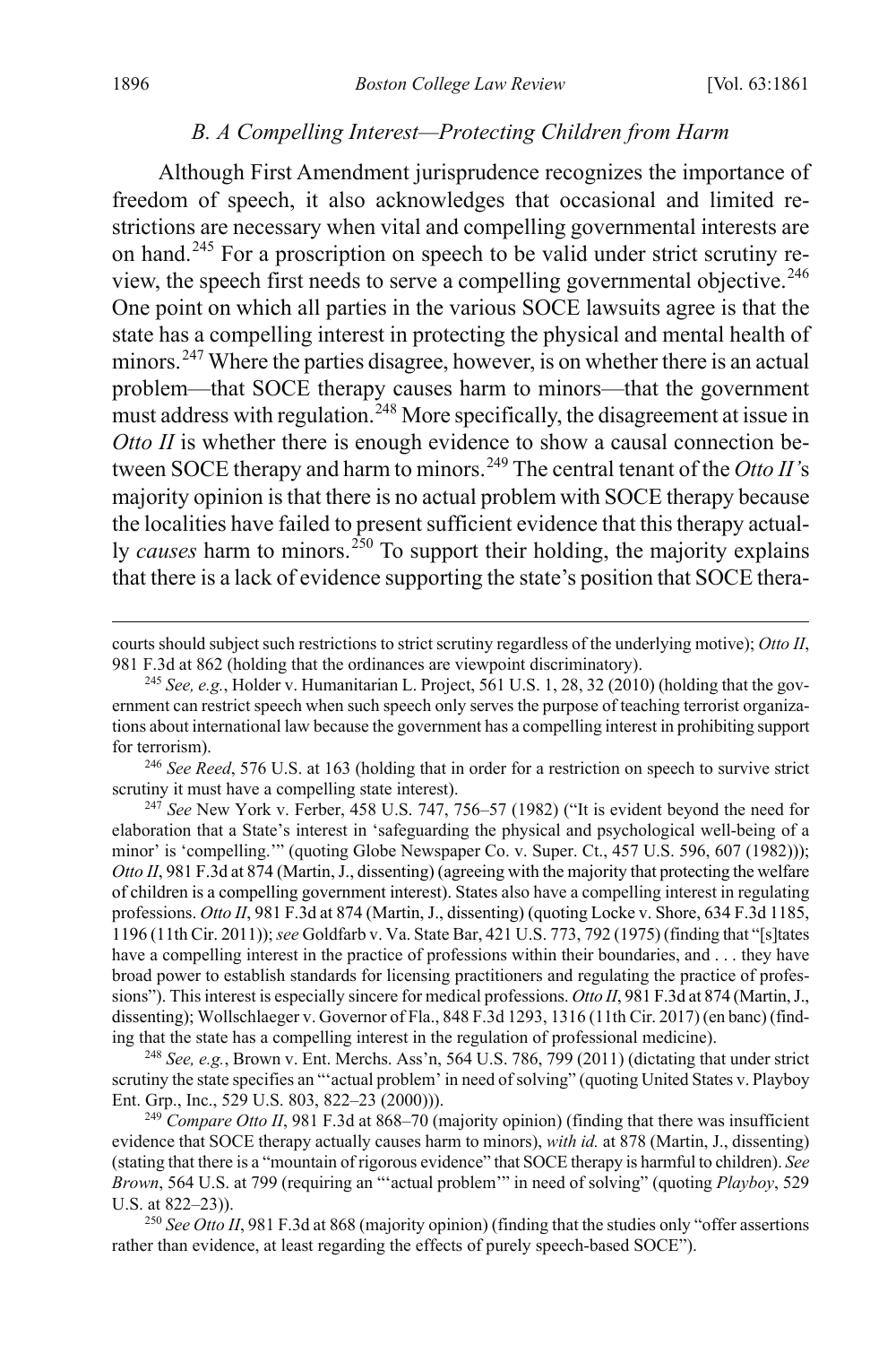### *B. A Compelling Interest—Protecting Children from Harm*

Although First Amendment jurisprudence recognizes the importance of freedom of speech, it also acknowledges that occasional and limited restrictions are necessary when vital and compelling governmental interests are on hand.[245] For a proscription on speech to be valid under strict scrutiny review, the speech first needs to serve a compelling governmental objective.[246] One point on which all parties in the various SOCE lawsuits agree is that the state has a compelling interest in protecting the physical and mental health of minors.[247] Where the parties disagree, however, is on whether there is an actual problem—that SOCE therapy causes harm to minors—that the government must address with regulation.[248] More specifically, the disagreement at issue in *Otto II* is whether there is enough evidence to show a causal connection between SOCE therapy and harm to minors.[249] The central tenant of the *Otto II*'s majority opinion is that there is no actual problem with SOCE therapy because the localities have failed to present sufficient evidence that this therapy actually *causes* harm to minors.[250] To support their holding, the majority explains that there is a lack of evidence supporting the state's position that SOCE thera-

---

courts should subject such restrictions to strict scrutiny regardless of the underlying motive); *Otto II*, 981 F.3d at 862 (holding that the ordinances are viewpoint discriminatory).

[245] *See, e.g.*, Holder v. Humanitarian L. Project, 561 U.S. 1, 28, 32 (2010) (holding that the government can restrict speech when such speech only serves the purpose of teaching terrorist organizations about international law because the government has a compelling interest in prohibiting support for terrorism).

[246] *See Reed*, 576 U.S. at 163 (holding that in order for a restriction on speech to survive strict scrutiny it must have a compelling state interest).

[247] *See* New York v. Ferber, 458 U.S. 747, 756–57 (1982) ("It is evident beyond the need for elaboration that a State's interest in 'safeguarding the physical and psychological well-being of a minor' is 'compelling.'" (quoting Globe Newspaper Co. v. Super. Ct., 457 U.S. 596, 607 (1982))); *Otto II*, 981 F.3d at 874 (Martin, J., dissenting) (agreeing with the majority that protecting the welfare of children is a compelling government interest). States also have a compelling interest in regulating professions. *Otto II*, 981 F.3d at 874 (Martin, J., dissenting) (quoting Locke v. Shore, 634 F.3d 1185, 1196 (11th Cir. 2011)); *see* Goldfarb v. Va. State Bar, 421 U.S. 773, 792 (1975) (finding that "[s]tates have a compelling interest in the practice of professions within their boundaries, and . . . they have broad power to establish standards for licensing practitioners and regulating the practice of professions"). This interest is especially sincere for medical professions. *Otto II*, 981 F.3d at 874 (Martin, J., dissenting); Wollschlaeger v. Governor of Fla., 848 F.3d 1293, 1316 (11th Cir. 2017) (en banc) (finding that the state has a compelling interest in the regulation of professional medicine).

[248] *See, e.g.*, Brown v. Ent. Merchs. Ass'n, 564 U.S. 786, 799 (2011) (dictating that under strict scrutiny the state specifies an "'actual problem' in need of solving" (quoting United States v. Playboy Ent. Grp., Inc., 529 U.S. 803, 822–23 (2000))).

[249] *Compare Otto II*, 981 F.3d at 868–70 (majority opinion) (finding that there was insufficient evidence that SOCE therapy actually causes harm to minors), *with id.* at 878 (Martin, J., dissenting) (stating that there is a "mountain of rigorous evidence" that SOCE therapy is harmful to children). *See Brown*, 564 U.S. at 799 (requiring an "'actual problem'" in need of solving" (quoting *Playboy*, 529 U.S. at 822–23)).

[250] *See Otto II*, 981 F.3d at 868 (majority opinion) (finding that the studies only "offer assertions rather than evidence, at least regarding the effects of purely speech-based SOCE").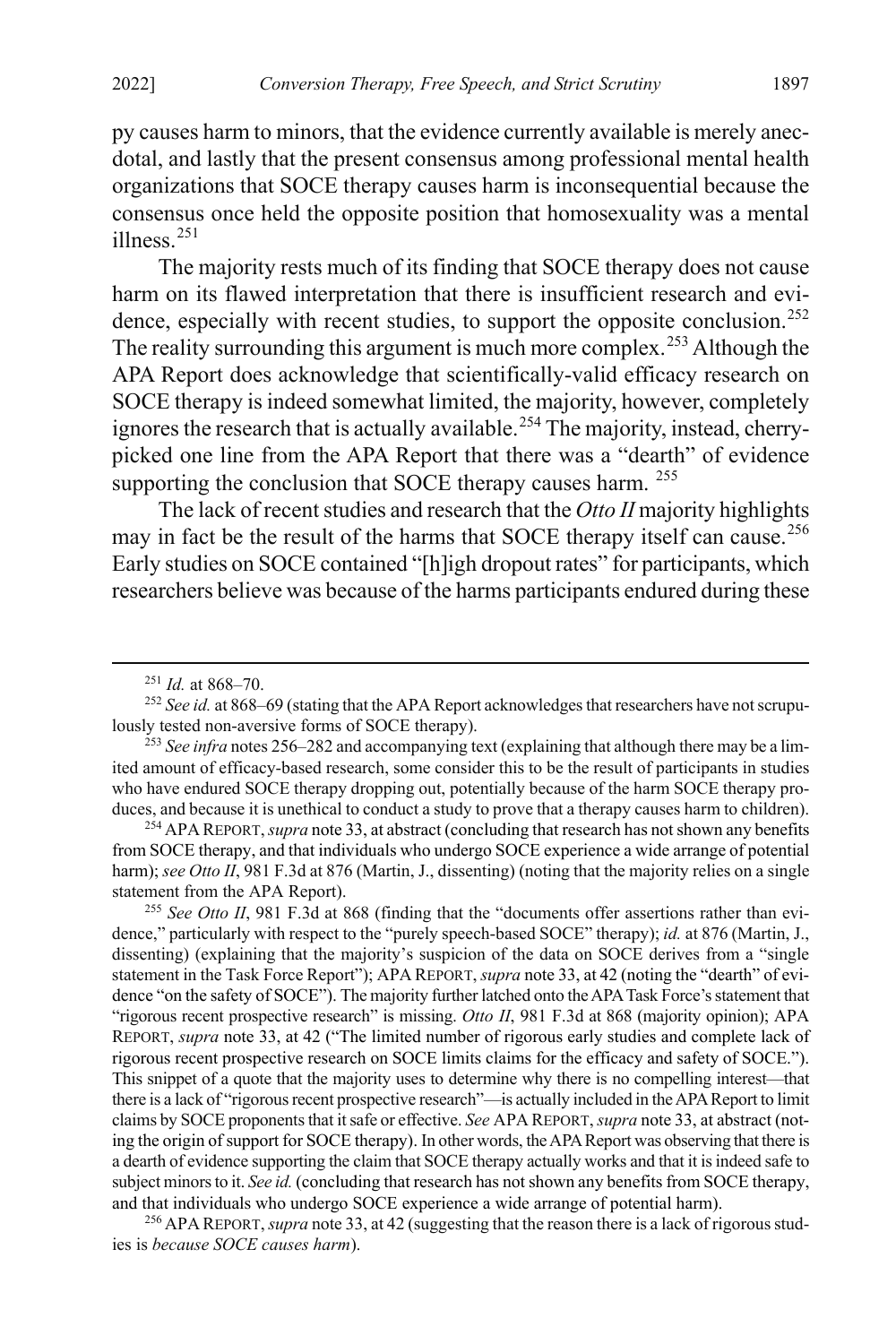py causes harm to minors, that the evidence currently available is merely anecdotal, and lastly that the present consensus among professional mental health organizations that SOCE therapy causes harm is inconsequential because the consensus once held the opposite position that homosexuality was a mental illness.[251]

The majority rests much of its finding that SOCE therapy does not cause harm on its flawed interpretation that there is insufficient research and evidence, especially with recent studies, to support the opposite conclusion.[252] The reality surrounding this argument is much more complex.[253] Although the APA Report does acknowledge that scientifically-valid efficacy research on SOCE therapy is indeed somewhat limited, the majority, however, completely ignores the research that is actually available.[254] The majority, instead, cherry-picked one line from the APA Report that there was a "dearth" of evidence supporting the conclusion that SOCE therapy causes harm. [255]

The lack of recent studies and research that the *Otto II* majority highlights may in fact be the result of the harms that SOCE therapy itself can cause.[256] Early studies on SOCE contained "[h]igh dropout rates" for participants, which researchers believe was because of the harms participants endured during these

---

[251] *Id.* at 868–70.

[252] *See id.* at 868–69 (stating that the APA Report acknowledges that researchers have not scrupulously tested non-aversive forms of SOCE therapy).

[253] *See infra* notes 256–282 and accompanying text (explaining that although there may be a limited amount of efficacy-based research, some consider this to be the result of participants in studies who have endured SOCE therapy dropping out, potentially because of the harm SOCE therapy produces, and because it is unethical to conduct a study to prove that a therapy causes harm to children).

[254] APA REPORT, *supra* note 33, at abstract (concluding that research has not shown any benefits from SOCE therapy, and that individuals who undergo SOCE experience a wide arrange of potential harm); *see Otto II*, 981 F.3d at 876 (Martin, J., dissenting) (noting that the majority relies on a single statement from the APA Report).

[255] *See Otto II*, 981 F.3d at 868 (finding that the "documents offer assertions rather than evidence," particularly with respect to the "purely speech-based SOCE" therapy); *id.* at 876 (Martin, J., dissenting) (explaining that the majority's suspicion of the data on SOCE derives from a "single statement in the Task Force Report"); APA REPORT, *supra* note 33, at 42 (noting the "dearth" of evidence "on the safety of SOCE"). The majority further latched onto the APA Task Force's statement that "rigorous recent prospective research" is missing. *Otto II*, 981 F.3d at 868 (majority opinion); APA REPORT, *supra* note 33, at 42 ("The limited number of rigorous early studies and complete lack of rigorous recent prospective research on SOCE limits claims for the efficacy and safety of SOCE."). This snippet of a quote that the majority uses to determine why there is no compelling interest—that there is a lack of "rigorous recent prospective research"—is actually included in the APA Report to limit claims by SOCE proponents that it safe or effective. *See* APA REPORT, *supra* note 33, at abstract (noting the origin of support for SOCE therapy). In other words, the APA Report was observing that there is a dearth of evidence supporting the claim that SOCE therapy actually works and that it is indeed safe to subject minors to it. *See id.* (concluding that research has not shown any benefits from SOCE therapy, and that individuals who undergo SOCE experience a wide arrange of potential harm).

[256] APA REPORT, *supra* note 33, at 42 (suggesting that the reason there is a lack of rigorous studies is *because SOCE causes harm*).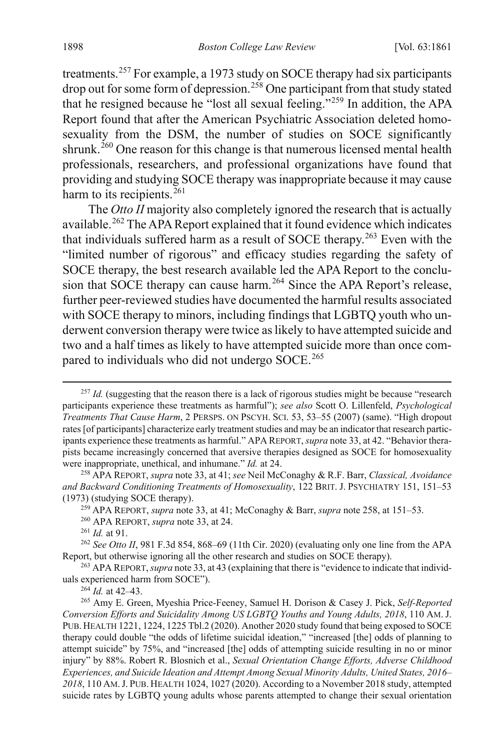treatments.[257] For example, a 1973 study on SOCE therapy had six participants drop out for some form of depression.[258] One participant from that study stated that he resigned because he "lost all sexual feeling."[259] In addition, the APA Report found that after the American Psychiatric Association deleted homosexuality from the DSM, the number of studies on SOCE significantly shrunk.[260] One reason for this change is that numerous licensed mental health professionals, researchers, and professional organizations have found that providing and studying SOCE therapy was inappropriate because it may cause harm to its recipients.[261]

The *Otto II* majority also completely ignored the research that is actually available.[262] The APA Report explained that it found evidence which indicates that individuals suffered harm as a result of SOCE therapy.[263] Even with the "limited number of rigorous" and efficacy studies regarding the safety of SOCE therapy, the best research available led the APA Report to the conclusion that SOCE therapy can cause harm.[264] Since the APA Report's release, further peer-reviewed studies have documented the harmful results associated with SOCE therapy to minors, including findings that LGBTQ youth who underwent conversion therapy were twice as likely to have attempted suicide and two and a half times as likely to have attempted suicide more than once compared to individuals who did not undergo SOCE.[265]

---

[257] *Id.* (suggesting that the reason there is a lack of rigorous studies might be because "research participants experience these treatments as harmful"); *see also* Scott O. Lillenfeld, *Psychological Treatments That Cause Harm*, 2 PERSPS. ON PSCYH. SCI. 53, 53–55 (2007) (same). "High dropout rates [of participants] characterize early treatment studies and may be an indicator that research participants experience these treatments as harmful." APA REPORT, *supra* note 33, at 42. "Behavior therapists became increasingly concerned that aversive therapies designed as SOCE for homosexuality were inappropriate, unethical, and inhumane." *Id.* at 24.

[258] APA REPORT, *supra* note 33, at 41; *see* Neil McConaghy & R.F. Barr, *Classical, Avoidance and Backward Conditioning Treatments of Homosexuality*, 122 BRIT. J. PSYCHIATRY 151, 151–53 (1973) (studying SOCE therapy).

[259] APA REPORT, *supra* note 33, at 41; McConaghy & Barr, *supra* note 258, at 151–53.

[260] APA REPORT, *supra* note 33, at 24.

[261] *Id.* at 91.

[262] *See Otto II*, 981 F.3d 854, 868–69 (11th Cir. 2020) (evaluating only one line from the APA Report, but otherwise ignoring all the other research and studies on SOCE therapy).

[263] APA REPORT, *supra* note 33, at 43 (explaining that there is "evidence to indicate that individuals experienced harm from SOCE").

[264] *Id.* at 42–43.

[265] Amy E. Green, Myeshia Price-Feeney, Samuel H. Dorison & Casey J. Pick, *Self-Reported Conversion Efforts and Suicidality Among US LGBTQ Youths and Young Adults, 2018*, 110 AM. J. PUB. HEALTH 1221, 1224, 1225 Tbl.2 (2020). Another 2020 study found that being exposed to SOCE therapy could double "the odds of lifetime suicidal ideation," "increased [the] odds of planning to attempt suicide" by 75%, and "increased [the] odds of attempting suicide resulting in no or minor injury" by 88%. Robert R. Blosnich et al., *Sexual Orientation Change Efforts, Adverse Childhood Experiences, and Suicide Ideation and Attempt Among Sexual Minority Adults, United States, 2016–2018*, 110 AM. J. PUB. HEALTH 1024, 1027 (2020). According to a November 2018 study, attempted suicide rates by LGBTQ young adults whose parents attempted to change their sexual orientation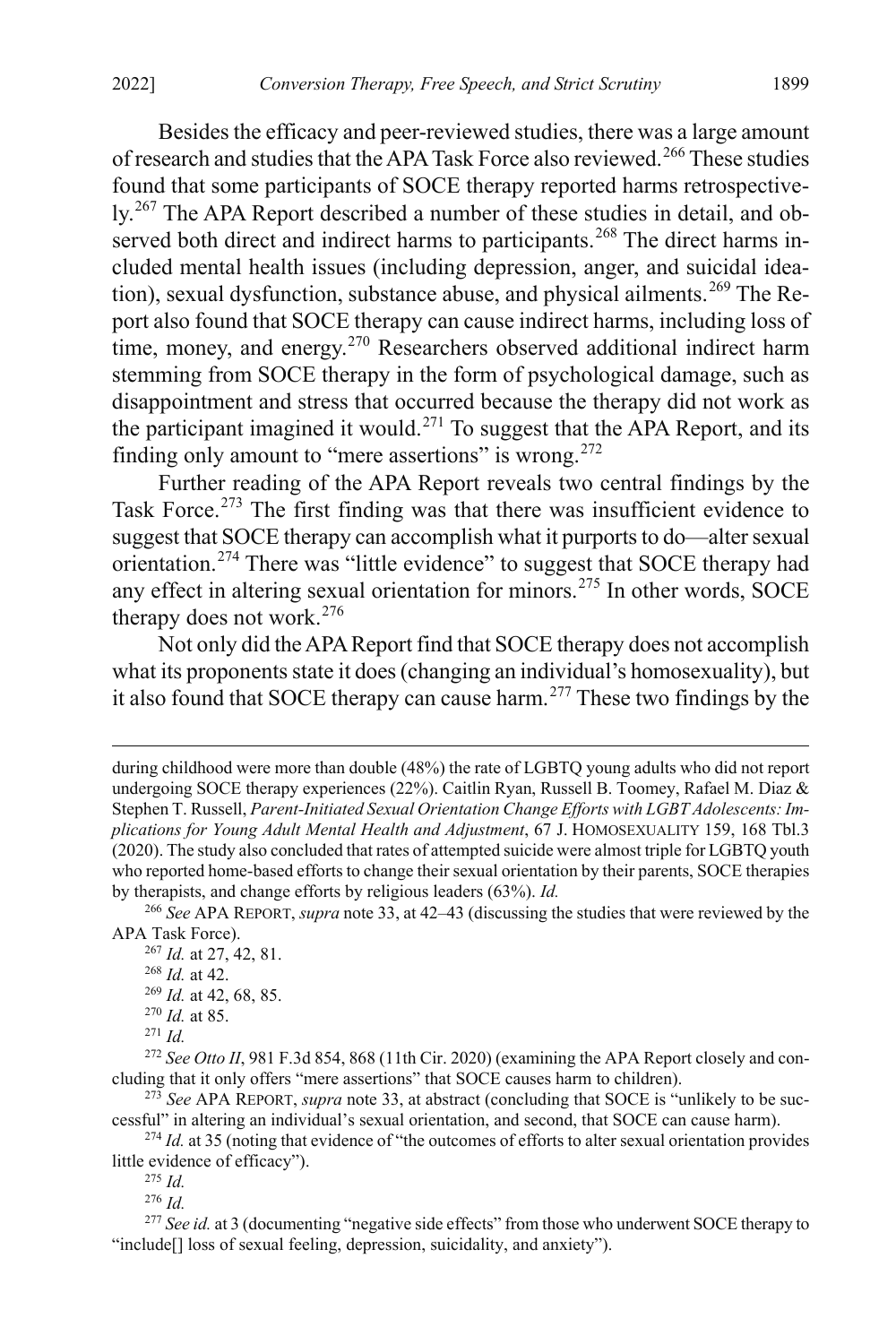Besides the efficacy and peer-reviewed studies, there was a large amount of research and studies that the APA Task Force also reviewed.[266] These studies found that some participants of SOCE therapy reported harms retrospectively.[267] The APA Report described a number of these studies in detail, and observed both direct and indirect harms to participants.[268] The direct harms included mental health issues (including depression, anger, and suicidal ideation), sexual dysfunction, substance abuse, and physical ailments.[269] The Report also found that SOCE therapy can cause indirect harms, including loss of time, money, and energy.[270] Researchers observed additional indirect harm stemming from SOCE therapy in the form of psychological damage, such as disappointment and stress that occurred because the therapy did not work as the participant imagined it would.[271] To suggest that the APA Report, and its finding only amount to "mere assertions" is wrong.[272]

Further reading of the APA Report reveals two central findings by the Task Force.[273] The first finding was that there was insufficient evidence to suggest that SOCE therapy can accomplish what it purports to do—alter sexual orientation.[274] There was "little evidence" to suggest that SOCE therapy had any effect in altering sexual orientation for minors.[275] In other words, SOCE therapy does not work.[276]

Not only did the APA Report find that SOCE therapy does not accomplish what its proponents state it does (changing an individual's homosexuality), but it also found that SOCE therapy can cause harm.[277] These two findings by the

---

during childhood were more than double (48%) the rate of LGBTQ young adults who did not report undergoing SOCE therapy experiences (22%). Caitlin Ryan, Russell B. Toomey, Rafael M. Diaz & Stephen T. Russell, *Parent-Initiated Sexual Orientation Change Efforts with LGBT Adolescents: Implications for Young Adult Mental Health and Adjustment*, 67 J. HOMOSEXUALITY 159, 168 Tbl.3 (2020). The study also concluded that rates of attempted suicide were almost triple for LGBTQ youth who reported home-based efforts to change their sexual orientation by their parents, SOCE therapies by therapists, and change efforts by religious leaders (63%). *Id.*

[266] *See* APA REPORT, *supra* note 33, at 42–43 (discussing the studies that were reviewed by the APA Task Force).

[267] *Id.* at 27, 42, 81.

[268] *Id.* at 42.

[269] *Id.* at 42, 68, 85.

[270] *Id.* at 85.

[271] *Id.*

[272] *See Otto II*, 981 F.3d 854, 868 (11th Cir. 2020) (examining the APA Report closely and concluding that it only offers "mere assertions" that SOCE causes harm to children).

[273] *See* APA REPORT, *supra* note 33, at abstract (concluding that SOCE is "unlikely to be successful" in altering an individual's sexual orientation, and second, that SOCE can cause harm).

[274] *Id.* at 35 (noting that evidence of "the outcomes of efforts to alter sexual orientation provides little evidence of efficacy").

[275] *Id.*

[276] *Id.*

[277] *See id.* at 3 (documenting "negative side effects" from those who underwent SOCE therapy to "include[] loss of sexual feeling, depression, suicidality, and anxiety").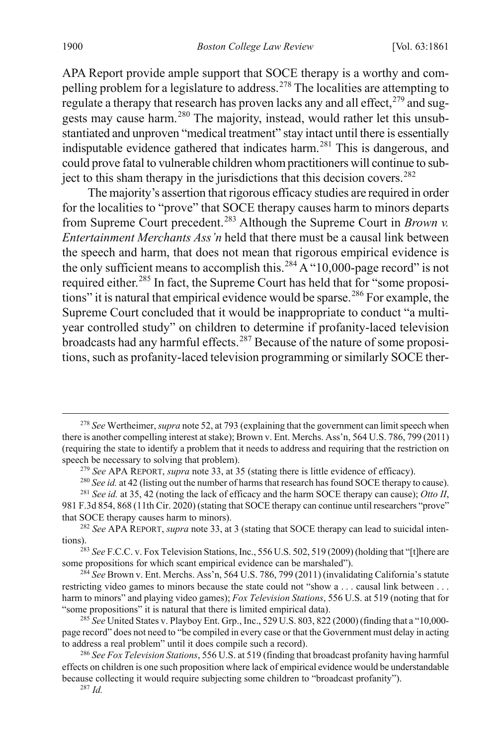APA Report provide ample support that SOCE therapy is a worthy and compelling problem for a legislature to address.[278] The localities are attempting to regulate a therapy that research has proven lacks any and all effect,[279] and suggests may cause harm.[280] The majority, instead, would rather let this unsubstantiated and unproven "medical treatment" stay intact until there is essentially indisputable evidence gathered that indicates harm.[281] This is dangerous, and could prove fatal to vulnerable children whom practitioners will continue to subject to this sham therapy in the jurisdictions that this decision covers.[282]

The majority's assertion that rigorous efficacy studies are required in order for the localities to "prove" that SOCE therapy causes harm to minors departs from Supreme Court precedent.[283] Although the Supreme Court in *Brown v. Entertainment Merchants Ass'n* held that there must be a causal link between the speech and harm, that does not mean that rigorous empirical evidence is the only sufficient means to accomplish this.[284] A "10,000-page record" is not required either.[285] In fact, the Supreme Court has held that for "some propositions" it is natural that empirical evidence would be sparse.[286] For example, the Supreme Court concluded that it would be inappropriate to conduct "a multi-year controlled study" on children to determine if profanity-laced television broadcasts had any harmful effects.[287] Because of the nature of some propositions, such as profanity-laced television programming or similarly SOCE ther-

---

[278] *See* Wertheimer, *supra* note 52, at 793 (explaining that the government can limit speech when there is another compelling interest at stake); Brown v. Ent. Merchs. Ass'n, 564 U.S. 786, 799 (2011) (requiring the state to identify a problem that it needs to address and requiring that the restriction on speech be necessary to solving that problem).

[279] *See* APA REPORT, *supra* note 33, at 35 (stating there is little evidence of efficacy).

[280] *See id.* at 42 (listing out the number of harms that research has found SOCE therapy to cause).

[281] *See id.* at 35, 42 (noting the lack of efficacy and the harm SOCE therapy can cause); *Otto II*, 981 F.3d 854, 868 (11th Cir. 2020) (stating that SOCE therapy can continue until researchers "prove" that SOCE therapy causes harm to minors).

[282] *See* APA REPORT, *supra* note 33, at 3 (stating that SOCE therapy can lead to suicidal intentions).

[283] *See* F.C.C. v. Fox Television Stations, Inc., 556 U.S. 502, 519 (2009) (holding that "[t]here are some propositions for which scant empirical evidence can be marshaled").

[284] *See* Brown v. Ent. Merchs. Ass'n, 564 U.S. 786, 799 (2011) (invalidating California's statute restricting video games to minors because the state could not "show a . . . causal link between . . . harm to minors" and playing video games); *Fox Television Stations*, 556 U.S. at 519 (noting that for "some propositions" it is natural that there is limited empirical data).

[285] *See* United States v. Playboy Ent. Grp., Inc., 529 U.S. 803, 822 (2000) (finding that a "10,000-page record" does not need to "be compiled in every case or that the Government must delay in acting to address a real problem" until it does compile such a record).

[286] *See Fox Television Stations*, 556 U.S. at 519 (finding that broadcast profanity having harmful effects on children is one such proposition where lack of empirical evidence would be understandable because collecting it would require subjecting some children to "broadcast profanity").

[287] *Id.*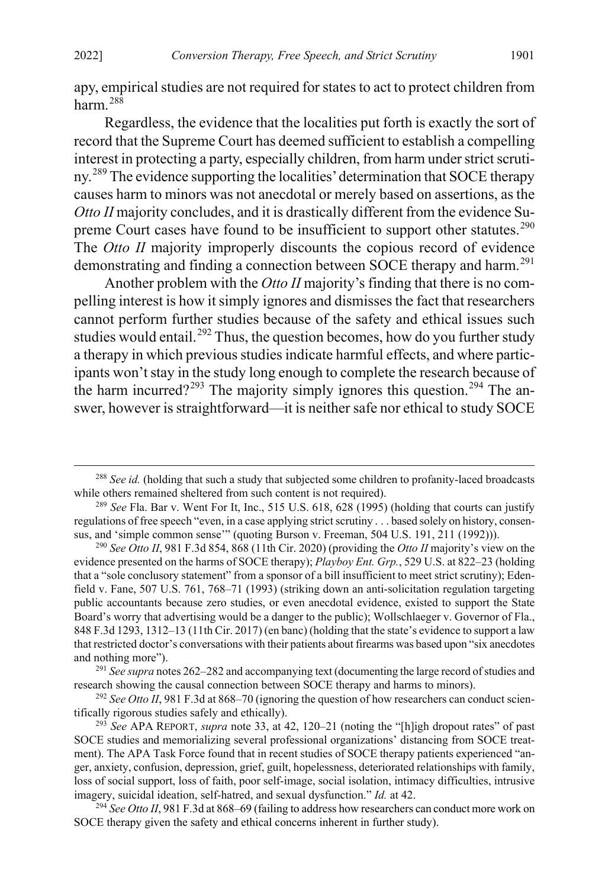apy, empirical studies are not required for states to act to protect children from harm.[288]

Regardless, the evidence that the localities put forth is exactly the sort of record that the Supreme Court has deemed sufficient to establish a compelling interest in protecting a party, especially children, from harm under strict scrutiny.[289] The evidence supporting the localities' determination that SOCE therapy causes harm to minors was not anecdotal or merely based on assertions, as the *Otto II* majority concludes, and it is drastically different from the evidence Supreme Court cases have found to be insufficient to support other statutes.[290] The *Otto II* majority improperly discounts the copious record of evidence demonstrating and finding a connection between SOCE therapy and harm.[291]

Another problem with the *Otto II* majority's finding that there is no compelling interest is how it simply ignores and dismisses the fact that researchers cannot perform further studies because of the safety and ethical issues such studies would entail.[292] Thus, the question becomes, how do you further study a therapy in which previous studies indicate harmful effects, and where participants won't stay in the study long enough to complete the research because of the harm incurred?[293] The majority simply ignores this question.[294] The answer, however is straightforward—it is neither safe nor ethical to study SOCE

---

[288] *See id.* (holding that such a study that subjected some children to profanity-laced broadcasts while others remained sheltered from such content is not required).

[289] *See* Fla. Bar v. Went For It, Inc., 515 U.S. 618, 628 (1995) (holding that courts can justify regulations of free speech "even, in a case applying strict scrutiny . . . based solely on history, consensus, and 'simple common sense'" (quoting Burson v. Freeman, 504 U.S. 191, 211 (1992))).

[290] *See Otto II*, 981 F.3d 854, 868 (11th Cir. 2020) (providing the *Otto II* majority's view on the evidence presented on the harms of SOCE therapy); *Playboy Ent. Grp.*, 529 U.S. at 822–23 (holding that a "sole conclusory statement" from a sponsor of a bill insufficient to meet strict scrutiny); Edenfield v. Fane, 507 U.S. 761, 768–71 (1993) (striking down an anti-solicitation regulation targeting public accountants because zero studies, or even anecdotal evidence, existed to support the State Board's worry that advertising would be a danger to the public); Wollschlaeger v. Governor of Fla., 848 F.3d 1293, 1312–13 (11th Cir. 2017) (en banc) (holding that the state's evidence to support a law that restricted doctor's conversations with their patients about firearms was based upon "six anecdotes and nothing more").

[291] *See supra* notes 262–282 and accompanying text (documenting the large record of studies and research showing the causal connection between SOCE therapy and harms to minors).

[292] *See Otto II*, 981 F.3d at 868–70 (ignoring the question of how researchers can conduct scientifically rigorous studies safely and ethically).

[293] *See* APA REPORT, *supra* note 33, at 42, 120–21 (noting the "[h]igh dropout rates" of past SOCE studies and memorializing several professional organizations' distancing from SOCE treatment). The APA Task Force found that in recent studies of SOCE therapy patients experienced "anger, anxiety, confusion, depression, grief, guilt, hopelessness, deteriorated relationships with family, loss of social support, loss of faith, poor self-image, social isolation, intimacy difficulties, intrusive imagery, suicidal ideation, self-hatred, and sexual dysfunction." *Id.* at 42.

[294] *See Otto II*, 981 F.3d at 868–69 (failing to address how researchers can conduct more work on SOCE therapy given the safety and ethical concerns inherent in further study).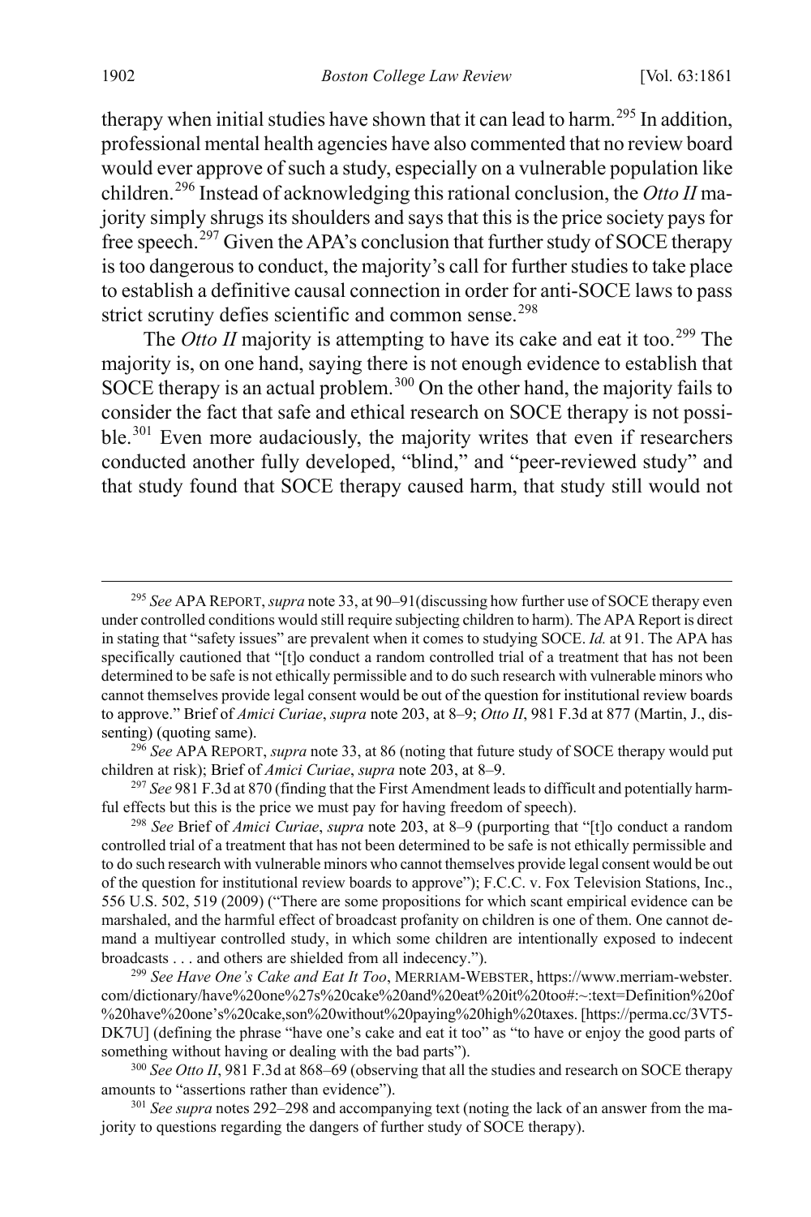therapy when initial studies have shown that it can lead to harm.[295] In addition, professional mental health agencies have also commented that no review board would ever approve of such a study, especially on a vulnerable population like children.[296] Instead of acknowledging this rational conclusion, the *Otto II* majority simply shrugs its shoulders and says that this is the price society pays for free speech.[297] Given the APA's conclusion that further study of SOCE therapy is too dangerous to conduct, the majority's call for further studies to take place to establish a definitive causal connection in order for anti-SOCE laws to pass strict scrutiny defies scientific and common sense.[298]

The *Otto II* majority is attempting to have its cake and eat it too.[299] The majority is, on one hand, saying there is not enough evidence to establish that SOCE therapy is an actual problem.[300] On the other hand, the majority fails to consider the fact that safe and ethical research on SOCE therapy is not possible.[301] Even more audaciously, the majority writes that even if researchers conducted another fully developed, "blind," and "peer-reviewed study" and that study found that SOCE therapy caused harm, that study still would not

---

[295] *See* APA REPORT, *supra* note 33, at 90–91(discussing how further use of SOCE therapy even under controlled conditions would still require subjecting children to harm). The APA Report is direct in stating that "safety issues" are prevalent when it comes to studying SOCE. *Id.* at 91. The APA has specifically cautioned that "[t]o conduct a random controlled trial of a treatment that has not been determined to be safe is not ethically permissible and to do such research with vulnerable minors who cannot themselves provide legal consent would be out of the question for institutional review boards to approve." Brief of *Amici Curiae*, *supra* note 203, at 8–9; *Otto II*, 981 F.3d at 877 (Martin, J., dissenting) (quoting same).

[296] *See* APA REPORT, *supra* note 33, at 86 (noting that future study of SOCE therapy would put children at risk); Brief of *Amici Curiae*, *supra* note 203, at 8–9.

[297] *See* 981 F.3d at 870 (finding that the First Amendment leads to difficult and potentially harmful effects but this is the price we must pay for having freedom of speech).

[298] *See* Brief of *Amici Curiae*, *supra* note 203, at 8–9 (purporting that "[t]o conduct a random controlled trial of a treatment that has not been determined to be safe is not ethically permissible and to do such research with vulnerable minors who cannot themselves provide legal consent would be out of the question for institutional review boards to approve"); F.C.C. v. Fox Television Stations, Inc., 556 U.S. 502, 519 (2009) ("There are some propositions for which scant empirical evidence can be marshaled, and the harmful effect of broadcast profanity on children is one of them. One cannot demand a multiyear controlled study, in which some children are intentionally exposed to indecent broadcasts . . . and others are shielded from all indecency.").

[299] *See Have One's Cake and Eat It Too*, MERRIAM-WEBSTER, https://www.merriam-webster.com/dictionary/have%20one%27s%20cake%20and%20eat%20it%20too#:~:text=Definition%20of%20have%20one's%20cake,son%20without%20paying%20high%20taxes. [https://perma.cc/3VT5-DK7U] (defining the phrase "have one's cake and eat it too" as "to have or enjoy the good parts of something without having or dealing with the bad parts").

[300] *See Otto II*, 981 F.3d at 868–69 (observing that all the studies and research on SOCE therapy amounts to "assertions rather than evidence").

[301] *See supra* notes 292–298 and accompanying text (noting the lack of an answer from the majority to questions regarding the dangers of further study of SOCE therapy).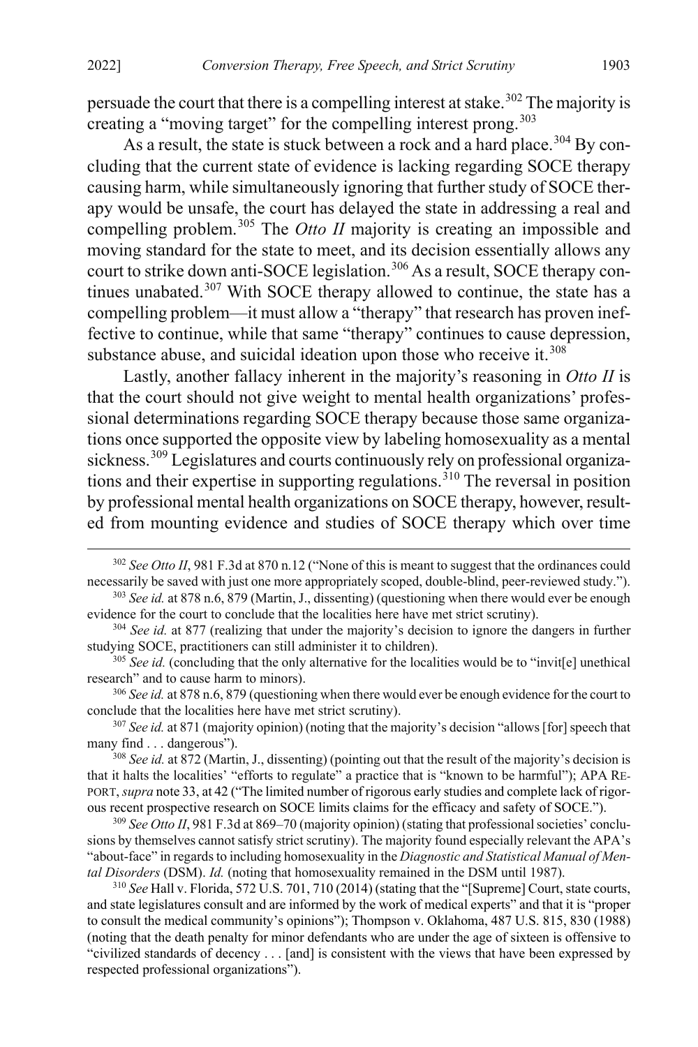persuade the court that there is a compelling interest at stake.[302] The majority is creating a "moving target" for the compelling interest prong.[303]

As a result, the state is stuck between a rock and a hard place.[304] By concluding that the current state of evidence is lacking regarding SOCE therapy causing harm, while simultaneously ignoring that further study of SOCE therapy would be unsafe, the court has delayed the state in addressing a real and compelling problem.[305] The *Otto II* majority is creating an impossible and moving standard for the state to meet, and its decision essentially allows any court to strike down anti-SOCE legislation.[306] As a result, SOCE therapy continues unabated.[307] With SOCE therapy allowed to continue, the state has a compelling problem—it must allow a "therapy" that research has proven ineffective to continue, while that same "therapy" continues to cause depression, substance abuse, and suicidal ideation upon those who receive it.[308]

Lastly, another fallacy inherent in the majority's reasoning in *Otto II* is that the court should not give weight to mental health organizations' professional determinations regarding SOCE therapy because those same organizations once supported the opposite view by labeling homosexuality as a mental sickness.[309] Legislatures and courts continuously rely on professional organizations and their expertise in supporting regulations.[310] The reversal in position by professional mental health organizations on SOCE therapy, however, resulted from mounting evidence and studies of SOCE therapy which over time

---

[302] *See Otto II*, 981 F.3d at 870 n.12 ("None of this is meant to suggest that the ordinances could necessarily be saved with just one more appropriately scoped, double-blind, peer-reviewed study.").

[303] *See id.* at 878 n.6, 879 (Martin, J., dissenting) (questioning when there would ever be enough evidence for the court to conclude that the localities here have met strict scrutiny).

[304] *See id.* at 877 (realizing that under the majority's decision to ignore the dangers in further studying SOCE, practitioners can still administer it to children).

[305] *See id.* (concluding that the only alternative for the localities would be to "invit[e] unethical research" and to cause harm to minors).

[306] *See id.* at 878 n.6, 879 (questioning when there would ever be enough evidence for the court to conclude that the localities here have met strict scrutiny).

[307] *See id.* at 871 (majority opinion) (noting that the majority's decision "allows [for] speech that many find . . . dangerous").

[308] *See id.* at 872 (Martin, J., dissenting) (pointing out that the result of the majority's decision is that it halts the localities' "efforts to regulate" a practice that is "known to be harmful"); APA REPORT, *supra* note 33, at 42 ("The limited number of rigorous early studies and complete lack of rigorous recent prospective research on SOCE limits claims for the efficacy and safety of SOCE.").

[309] *See Otto II*, 981 F.3d at 869–70 (majority opinion) (stating that professional societies' conclusions by themselves cannot satisfy strict scrutiny). The majority found especially relevant the APA's "about-face" in regards to including homosexuality in the *Diagnostic and Statistical Manual of Mental Disorders* (DSM). *Id.* (noting that homosexuality remained in the DSM until 1987).

[310] *See* Hall v. Florida, 572 U.S. 701, 710 (2014) (stating that the "[Supreme] Court, state courts, and state legislatures consult and are informed by the work of medical experts" and that it is "proper to consult the medical community's opinions"); Thompson v. Oklahoma, 487 U.S. 815, 830 (1988) (noting that the death penalty for minor defendants who are under the age of sixteen is offensive to "civilized standards of decency . . . [and] is consistent with the views that have been expressed by respected professional organizations").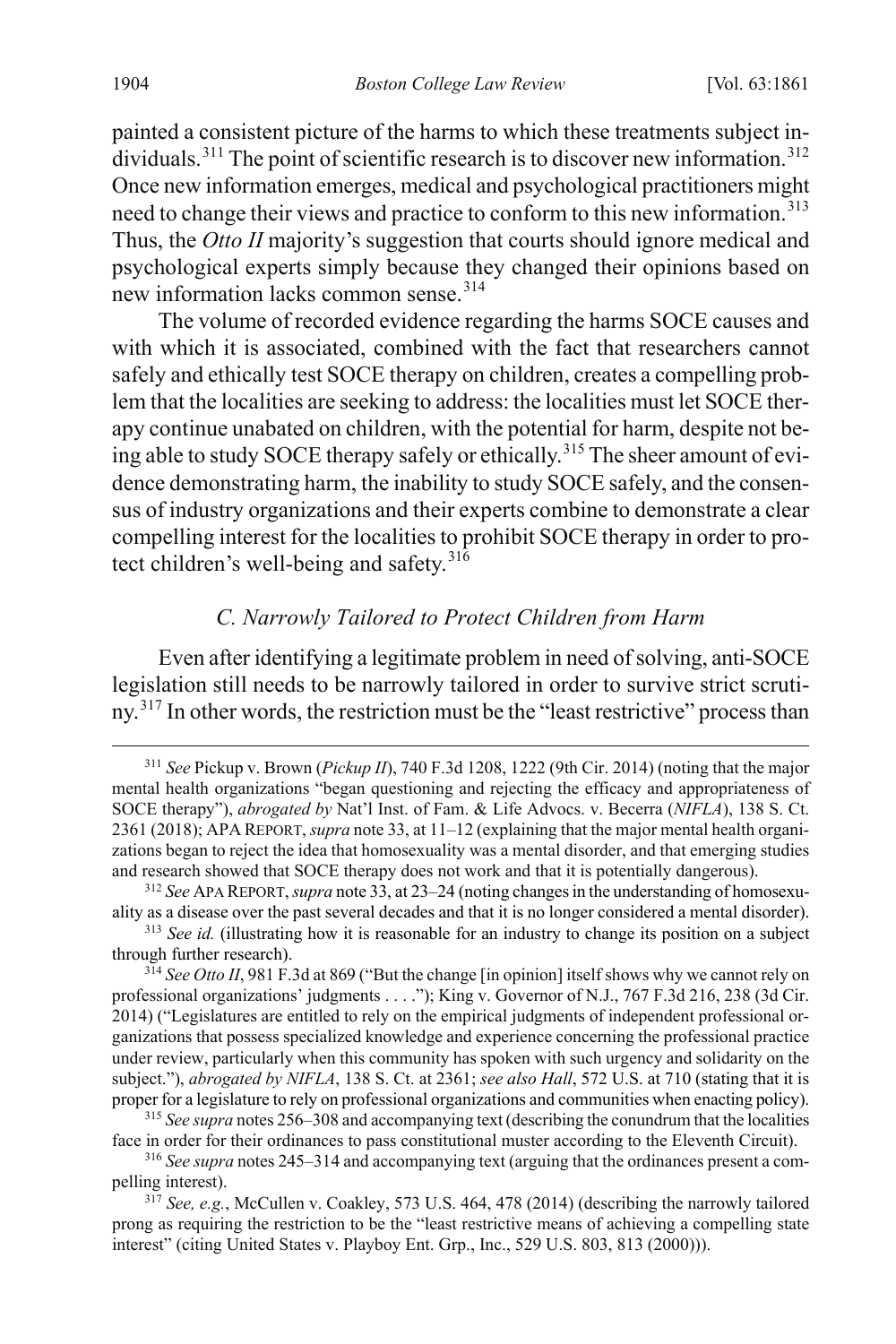painted a consistent picture of the harms to which these treatments subject individuals.[311] The point of scientific research is to discover new information.[312] Once new information emerges, medical and psychological practitioners might need to change their views and practice to conform to this new information.[313] Thus, the *Otto II* majority's suggestion that courts should ignore medical and psychological experts simply because they changed their opinions based on new information lacks common sense.[314]

The volume of recorded evidence regarding the harms SOCE causes and with which it is associated, combined with the fact that researchers cannot safely and ethically test SOCE therapy on children, creates a compelling problem that the localities are seeking to address: the localities must let SOCE therapy continue unabated on children, with the potential for harm, despite not being able to study SOCE therapy safely or ethically.[315] The sheer amount of evidence demonstrating harm, the inability to study SOCE safely, and the consensus of industry organizations and their experts combine to demonstrate a clear compelling interest for the localities to prohibit SOCE therapy in order to protect children's well-being and safety.[316]

### *C. Narrowly Tailored to Protect Children from Harm*

Even after identifying a legitimate problem in need of solving, anti-SOCE legislation still needs to be narrowly tailored in order to survive strict scrutiny.[317] In other words, the restriction must be the "least restrictive" process than

---

[311] *See* Pickup v. Brown (*Pickup II*), 740 F.3d 1208, 1222 (9th Cir. 2014) (noting that the major mental health organizations "began questioning and rejecting the efficacy and appropriateness of SOCE therapy"), *abrogated by* Nat'l Inst. of Fam. & Life Advocs. v. Becerra (*NIFLA*), 138 S. Ct. 2361 (2018); APA REPORT, *supra* note 33, at 11–12 (explaining that the major mental health organizations began to reject the idea that homosexuality was a mental disorder, and that emerging studies and research showed that SOCE therapy does not work and that it is potentially dangerous).

[312] *See* APA REPORT, *supra* note 33, at 23–24 (noting changes in the understanding of homosexuality as a disease over the past several decades and that it is no longer considered a mental disorder).

[313] *See id.* (illustrating how it is reasonable for an industry to change its position on a subject through further research).

[314] *See Otto II*, 981 F.3d at 869 ("But the change [in opinion] itself shows why we cannot rely on professional organizations' judgments . . . ."); King v. Governor of N.J., 767 F.3d 216, 238 (3d Cir. 2014) ("Legislatures are entitled to rely on the empirical judgments of independent professional organizations that possess specialized knowledge and experience concerning the professional practice under review, particularly when this community has spoken with such urgency and solidarity on the subject."), *abrogated by NIFLA*, 138 S. Ct. at 2361; *see also Hall*, 572 U.S. at 710 (stating that it is proper for a legislature to rely on professional organizations and communities when enacting policy).

[315] *See supra* notes 256–308 and accompanying text (describing the conundrum that the localities face in order for their ordinances to pass constitutional muster according to the Eleventh Circuit).

[316] *See supra* notes 245–314 and accompanying text (arguing that the ordinances present a compelling interest).

[317] *See, e.g.*, McCullen v. Coakley, 573 U.S. 464, 478 (2014) (describing the narrowly tailored prong as requiring the restriction to be the "least restrictive means of achieving a compelling state interest" (citing United States v. Playboy Ent. Grp., Inc., 529 U.S. 803, 813 (2000))).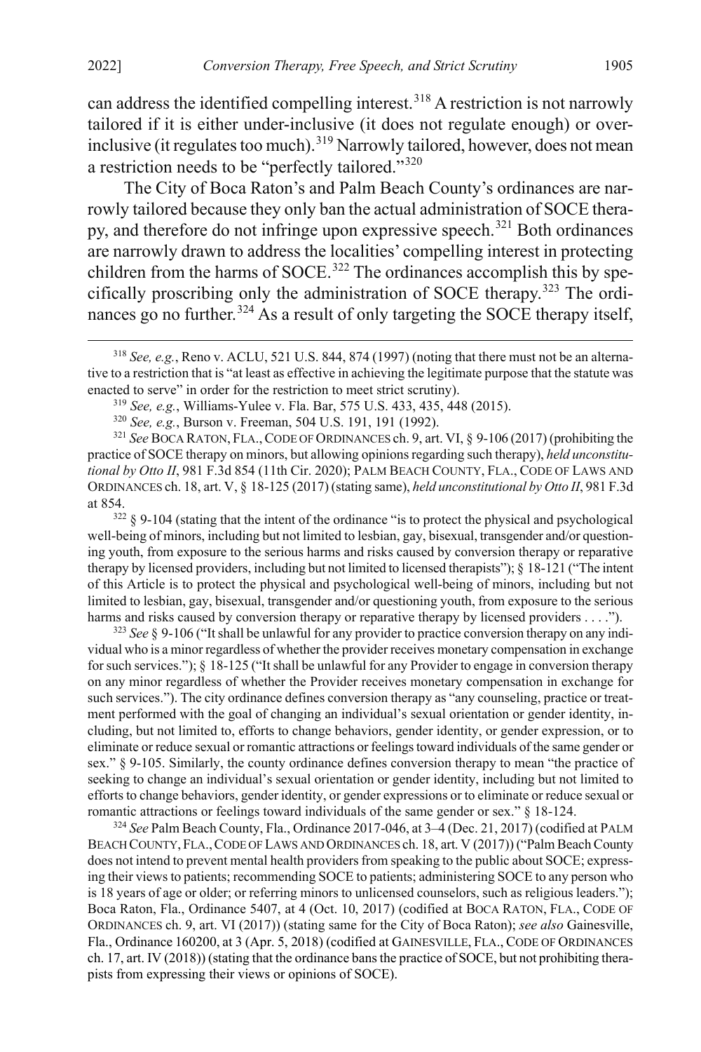can address the identified compelling interest.[318] A restriction is not narrowly tailored if it is either under-inclusive (it does not regulate enough) or over-inclusive (it regulates too much).[319] Narrowly tailored, however, does not mean a restriction needs to be "perfectly tailored."[320]

The City of Boca Raton's and Palm Beach County's ordinances are narrowly tailored because they only ban the actual administration of SOCE therapy, and therefore do not infringe upon expressive speech.[321] Both ordinances are narrowly drawn to address the localities' compelling interest in protecting children from the harms of SOCE.[322] The ordinances accomplish this by specifically proscribing only the administration of SOCE therapy.[323] The ordinances go no further.[324] As a result of only targeting the SOCE therapy itself,

---

[318] *See, e.g.*, Reno v. ACLU, 521 U.S. 844, 874 (1997) (noting that there must not be an alternative to a restriction that is "at least as effective in achieving the legitimate purpose that the statute was enacted to serve" in order for the restriction to meet strict scrutiny).

[319] *See, e.g.*, Williams-Yulee v. Fla. Bar, 575 U.S. 433, 435, 448 (2015).

[320] *See, e.g.*, Burson v. Freeman, 504 U.S. 191, 191 (1992).

[321] *See* BOCA RATON, FLA., CODE OF ORDINANCES ch. 9, art. VI, § 9-106 (2017) (prohibiting the practice of SOCE therapy on minors, but allowing opinions regarding such therapy), *held unconstitutional by Otto II*, 981 F.3d 854 (11th Cir. 2020); PALM BEACH COUNTY, FLA., CODE OF LAWS AND ORDINANCES ch. 18, art. V, § 18-125 (2017) (stating same), *held unconstitutional by Otto II*, 981 F.3d at 854.

[322] § 9-104 (stating that the intent of the ordinance "is to protect the physical and psychological well-being of minors, including but not limited to lesbian, gay, bisexual, transgender and/or questioning youth, from exposure to the serious harms and risks caused by conversion therapy or reparative therapy by licensed providers, including but not limited to licensed therapists"); § 18-121 ("The intent of this Article is to protect the physical and psychological well-being of minors, including but not limited to lesbian, gay, bisexual, transgender and/or questioning youth, from exposure to the serious harms and risks caused by conversion therapy or reparative therapy by licensed providers . . . .").

[323] *See* § 9-106 ("It shall be unlawful for any provider to practice conversion therapy on any individual who is a minor regardless of whether the provider receives monetary compensation in exchange for such services."); § 18-125 ("It shall be unlawful for any Provider to engage in conversion therapy on any minor regardless of whether the Provider receives monetary compensation in exchange for such services."). The city ordinance defines conversion therapy as "any counseling, practice or treatment performed with the goal of changing an individual's sexual orientation or gender identity, including, but not limited to, efforts to change behaviors, gender identity, or gender expression, or to eliminate or reduce sexual or romantic attractions or feelings toward individuals of the same gender or sex." § 9-105. Similarly, the county ordinance defines conversion therapy to mean "the practice of seeking to change an individual's sexual orientation or gender identity, including but not limited to efforts to change behaviors, gender identity, or gender expressions or to eliminate or reduce sexual or romantic attractions or feelings toward individuals of the same gender or sex." § 18-124.

[324] *See* Palm Beach County, Fla., Ordinance 2017-046, at 3–4 (Dec. 21, 2017) (codified at PALM BEACH COUNTY, FLA., CODE OF LAWS AND ORDINANCES ch. 18, art. V (2017)) ("Palm Beach County does not intend to prevent mental health providers from speaking to the public about SOCE; expressing their views to patients; recommending SOCE to patients; administering SOCE to any person who is 18 years of age or older; or referring minors to unlicensed counselors, such as religious leaders."); Boca Raton, Fla., Ordinance 5407, at 4 (Oct. 10, 2017) (codified at BOCA RATON, FLA., CODE OF ORDINANCES ch. 9, art. VI (2017)) (stating same for the City of Boca Raton); *see also* Gainesville, Fla., Ordinance 160200, at 3 (Apr. 5, 2018) (codified at GAINESVILLE, FLA., CODE OF ORDINANCES ch. 17, art. IV (2018)) (stating that the ordinance bans the practice of SOCE, but not prohibiting therapists from expressing their views or opinions of SOCE).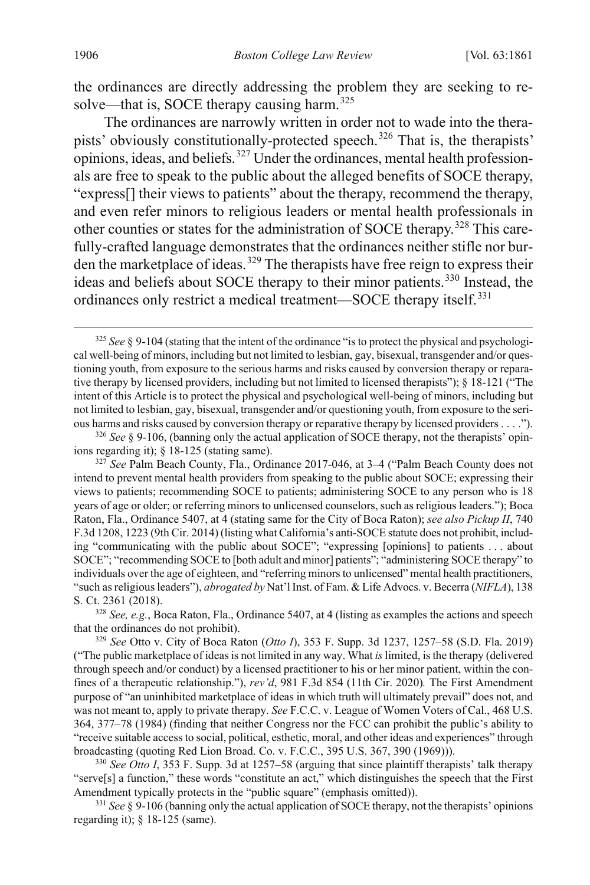the ordinances are directly addressing the problem they are seeking to resolve—that is, SOCE therapy causing harm.[325]

The ordinances are narrowly written in order not to wade into the therapists' obviously constitutionally-protected speech.[326] That is, the therapists' opinions, ideas, and beliefs.[327] Under the ordinances, mental health professionals are free to speak to the public about the alleged benefits of SOCE therapy, "express[] their views to patients" about the therapy, recommend the therapy, and even refer minors to religious leaders or mental health professionals in other counties or states for the administration of SOCE therapy.[328] This carefully-crafted language demonstrates that the ordinances neither stifle nor burden the marketplace of ideas.[329] The therapists have free reign to express their ideas and beliefs about SOCE therapy to their minor patients.[330] Instead, the ordinances only restrict a medical treatment—SOCE therapy itself.[331]

---

[325] *See* § 9-104 (stating that the intent of the ordinance "is to protect the physical and psychological well-being of minors, including but not limited to lesbian, gay, bisexual, transgender and/or questioning youth, from exposure to the serious harms and risks caused by conversion therapy or reparative therapy by licensed providers, including but not limited to licensed therapists"); § 18-121 ("The intent of this Article is to protect the physical and psychological well-being of minors, including but not limited to lesbian, gay, bisexual, transgender and/or questioning youth, from exposure to the serious harms and risks caused by conversion therapy or reparative therapy by licensed providers . . . .").

[326] *See* § 9-106, (banning only the actual application of SOCE therapy, not the therapists' opinions regarding it); § 18-125 (stating same).

[327] *See* Palm Beach County, Fla., Ordinance 2017-046, at 3–4 ("Palm Beach County does not intend to prevent mental health providers from speaking to the public about SOCE; expressing their views to patients; recommending SOCE to patients; administering SOCE to any person who is 18 years of age or older; or referring minors to unlicensed counselors, such as religious leaders."); Boca Raton, Fla., Ordinance 5407, at 4 (stating same for the City of Boca Raton); *see also Pickup II*, 740 F.3d 1208, 1223 (9th Cir. 2014) (listing what California's anti-SOCE statute does not prohibit, including "communicating with the public about SOCE"; "expressing [opinions] to patients . . . about SOCE"; "recommending SOCE to [both adult and minor] patients"; "administering SOCE therapy" to individuals over the age of eighteen, and "referring minors to unlicensed" mental health practitioners, "such as religious leaders"), *abrogated by* Nat'l Inst. of Fam. & Life Advocs. v. Becerra (*NIFLA*), 138 S. Ct. 2361 (2018).

[328] *See, e.g.*, Boca Raton, Fla., Ordinance 5407, at 4 (listing as examples the actions and speech that the ordinances do not prohibit).

[329] *See* Otto v. City of Boca Raton (*Otto I*), 353 F. Supp. 3d 1237, 1257–58 (S.D. Fla. 2019) ("The public marketplace of ideas is not limited in any way. What *is* limited, is the therapy (delivered through speech and/or conduct) by a licensed practitioner to his or her minor patient, within the confines of a therapeutic relationship."), *rev'd*, 981 F.3d 854 (11th Cir. 2020)*.* The First Amendment purpose of "an uninhibited marketplace of ideas in which truth will ultimately prevail" does not, and was not meant to, apply to private therapy. *See* F.C.C. v. League of Women Voters of Cal., 468 U.S. 364, 377–78 (1984) (finding that neither Congress nor the FCC can prohibit the public's ability to "receive suitable access to social, political, esthetic, moral, and other ideas and experiences" through broadcasting (quoting Red Lion Broad. Co. v. F.C.C., 395 U.S. 367, 390 (1969))).

[330] *See Otto I*, 353 F. Supp. 3d at 1257–58 (arguing that since plaintiff therapists' talk therapy "serve[s] a function," these words "constitute an act," which distinguishes the speech that the First Amendment typically protects in the "public square" (emphasis omitted)).

[331] *See* § 9-106 (banning only the actual application of SOCE therapy, not the therapists' opinions regarding it); § 18-125 (same).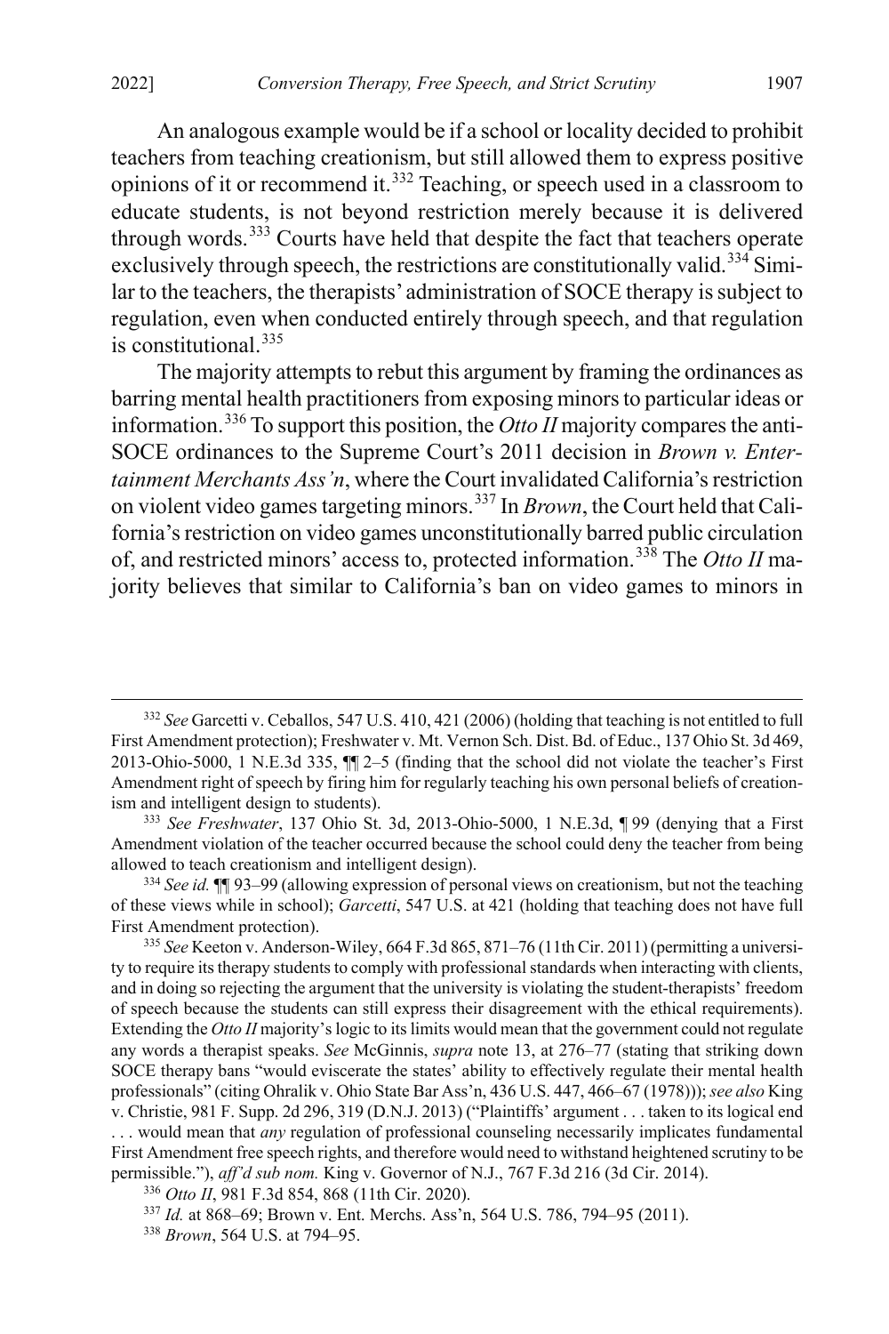An analogous example would be if a school or locality decided to prohibit teachers from teaching creationism, but still allowed them to express positive opinions of it or recommend it.[332] Teaching, or speech used in a classroom to educate students, is not beyond restriction merely because it is delivered through words.[333] Courts have held that despite the fact that teachers operate exclusively through speech, the restrictions are constitutionally valid.[334] Similar to the teachers, the therapists' administration of SOCE therapy is subject to regulation, even when conducted entirely through speech, and that regulation is constitutional.[335]

The majority attempts to rebut this argument by framing the ordinances as barring mental health practitioners from exposing minors to particular ideas or information.[336] To support this position, the *Otto II* majority compares the anti-SOCE ordinances to the Supreme Court's 2011 decision in *Brown v. Entertainment Merchants Ass'n*, where the Court invalidated California's restriction on violent video games targeting minors.[337] In *Brown*, the Court held that California's restriction on video games unconstitutionally barred public circulation of, and restricted minors' access to, protected information.[338] The *Otto II* majority believes that similar to California's ban on video games to minors in

---

[332] *See* Garcetti v. Ceballos, 547 U.S. 410, 421 (2006) (holding that teaching is not entitled to full First Amendment protection); Freshwater v. Mt. Vernon Sch. Dist. Bd. of Educ., 137 Ohio St. 3d 469, 2013-Ohio-5000, 1 N.E.3d 335, ¶¶ 2–5 (finding that the school did not violate the teacher's First Amendment right of speech by firing him for regularly teaching his own personal beliefs of creationism and intelligent design to students).

[333] *See Freshwater*, 137 Ohio St. 3d, 2013-Ohio-5000, 1 N.E.3d, ¶ 99 (denying that a First Amendment violation of the teacher occurred because the school could deny the teacher from being allowed to teach creationism and intelligent design).

[334] *See id.* ¶¶ 93–99 (allowing expression of personal views on creationism, but not the teaching of these views while in school); *Garcetti*, 547 U.S. at 421 (holding that teaching does not have full First Amendment protection).

[335] *See* Keeton v. Anderson-Wiley, 664 F.3d 865, 871–76 (11th Cir. 2011) (permitting a university to require its therapy students to comply with professional standards when interacting with clients, and in doing so rejecting the argument that the university is violating the student-therapists' freedom of speech because the students can still express their disagreement with the ethical requirements). Extending the *Otto II* majority's logic to its limits would mean that the government could not regulate any words a therapist speaks. *See* McGinnis, *supra* note 13, at 276–77 (stating that striking down SOCE therapy bans "would eviscerate the states' ability to effectively regulate their mental health professionals" (citing Ohralik v. Ohio State Bar Ass'n, 436 U.S. 447, 466–67 (1978))); *see also* King v. Christie, 981 F. Supp. 2d 296, 319 (D.N.J. 2013) ("Plaintiffs' argument . . . taken to its logical end . . . would mean that *any* regulation of professional counseling necessarily implicates fundamental First Amendment free speech rights, and therefore would need to withstand heightened scrutiny to be permissible."), *aff'd sub nom.* King v. Governor of N.J., 767 F.3d 216 (3d Cir. 2014).

[336] *Otto II*, 981 F.3d 854, 868 (11th Cir. 2020).

[337] *Id.* at 868–69; Brown v. Ent. Merchs. Ass'n, 564 U.S. 786, 794–95 (2011).

[338] *Brown*, 564 U.S. at 794–95.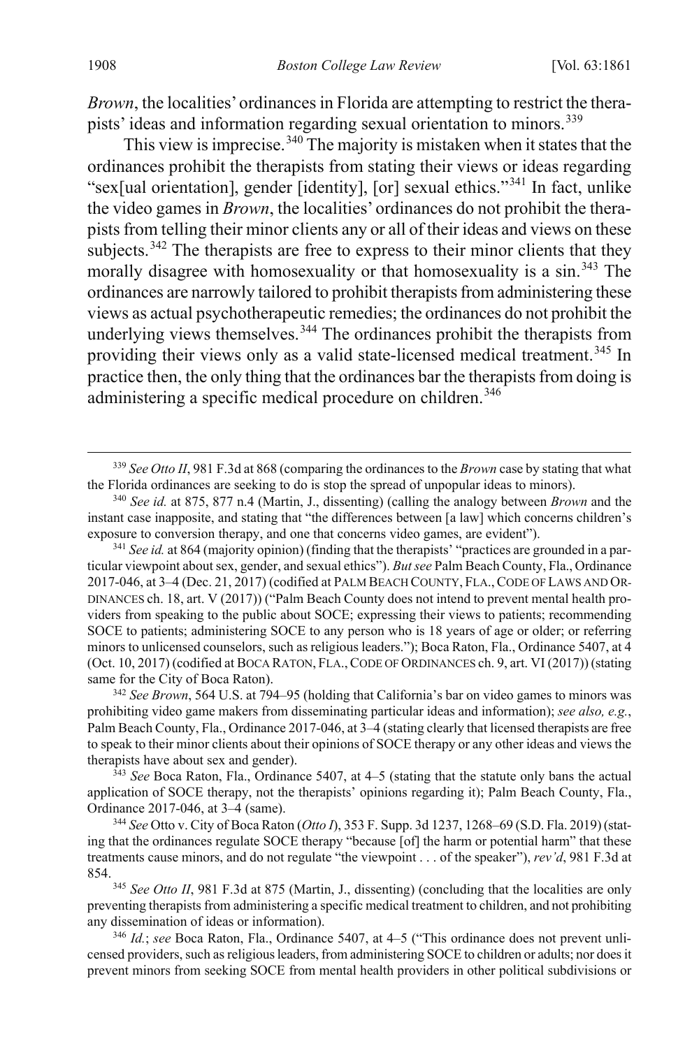*Brown*, the localities' ordinances in Florida are attempting to restrict the therapists' ideas and information regarding sexual orientation to minors.[339]

This view is imprecise.[340] The majority is mistaken when it states that the ordinances prohibit the therapists from stating their views or ideas regarding "sex[ual orientation], gender [identity], [or] sexual ethics."[341] In fact, unlike the video games in *Brown*, the localities' ordinances do not prohibit the therapists from telling their minor clients any or all of their ideas and views on these subjects.[342] The therapists are free to express to their minor clients that they morally disagree with homosexuality or that homosexuality is a sin.[343] The ordinances are narrowly tailored to prohibit therapists from administering these views as actual psychotherapeutic remedies; the ordinances do not prohibit the underlying views themselves.[344] The ordinances prohibit the therapists from providing their views only as a valid state-licensed medical treatment.[345] In practice then, the only thing that the ordinances bar the therapists from doing is administering a specific medical procedure on children.[346]

---

[339] *See Otto II*, 981 F.3d at 868 (comparing the ordinances to the *Brown* case by stating that what the Florida ordinances are seeking to do is stop the spread of unpopular ideas to minors).

[340] *See id.* at 875, 877 n.4 (Martin, J., dissenting) (calling the analogy between *Brown* and the instant case inapposite, and stating that "the differences between [a law] which concerns children's exposure to conversion therapy, and one that concerns video games, are evident").

[341] *See id.* at 864 (majority opinion) (finding that the therapists' "practices are grounded in a particular viewpoint about sex, gender, and sexual ethics"). *But see* Palm Beach County, Fla., Ordinance 2017-046, at 3–4 (Dec. 21, 2017) (codified at PALM BEACH COUNTY, FLA., CODE OF LAWS AND ORDINANCES ch. 18, art. V (2017)) ("Palm Beach County does not intend to prevent mental health providers from speaking to the public about SOCE; expressing their views to patients; recommending SOCE to patients; administering SOCE to any person who is 18 years of age or older; or referring minors to unlicensed counselors, such as religious leaders."); Boca Raton, Fla., Ordinance 5407, at 4 (Oct. 10, 2017) (codified at BOCA RATON, FLA., CODE OF ORDINANCES ch. 9, art. VI (2017)) (stating same for the City of Boca Raton).

[342] *See Brown*, 564 U.S. at 794–95 (holding that California's bar on video games to minors was prohibiting video game makers from disseminating particular ideas and information); *see also, e.g.*, Palm Beach County, Fla., Ordinance 2017-046, at 3–4 (stating clearly that licensed therapists are free to speak to their minor clients about their opinions of SOCE therapy or any other ideas and views the therapists have about sex and gender).

[343] *See* Boca Raton, Fla., Ordinance 5407, at 4–5 (stating that the statute only bans the actual application of SOCE therapy, not the therapists' opinions regarding it); Palm Beach County, Fla., Ordinance 2017-046, at 3–4 (same).

[344] *See* Otto v. City of Boca Raton (*Otto I*), 353 F. Supp. 3d 1237, 1268–69 (S.D. Fla. 2019) (stating that the ordinances regulate SOCE therapy "because [of] the harm or potential harm" that these treatments cause minors, and do not regulate "the viewpoint . . . of the speaker"), *rev'd*, 981 F.3d at 854.

[345] *See Otto II*, 981 F.3d at 875 (Martin, J., dissenting) (concluding that the localities are only preventing therapists from administering a specific medical treatment to children, and not prohibiting any dissemination of ideas or information).

[346] *Id.*; *see* Boca Raton, Fla., Ordinance 5407, at 4–5 ("This ordinance does not prevent unlicensed providers, such as religious leaders, from administering SOCE to children or adults; nor does it prevent minors from seeking SOCE from mental health providers in other political subdivisions or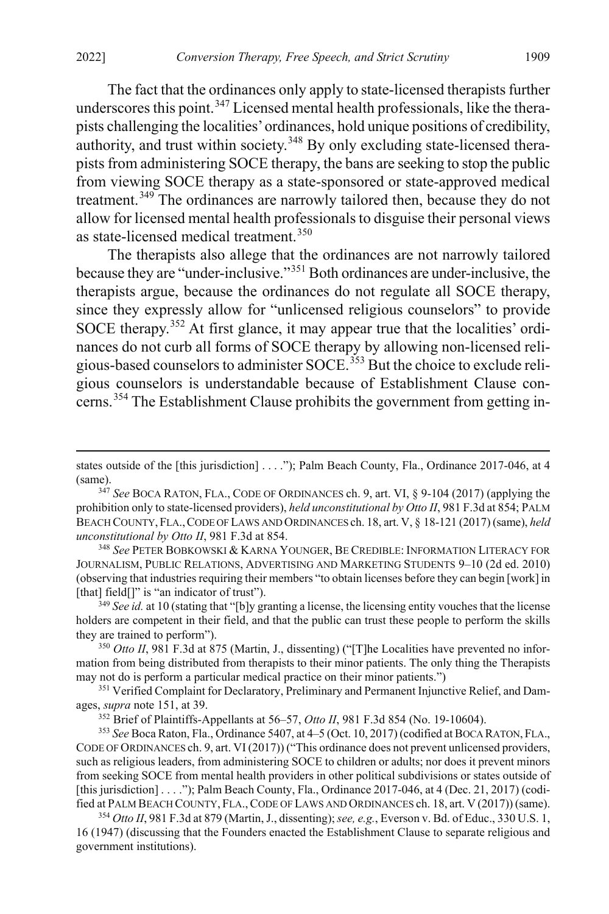The fact that the ordinances only apply to state-licensed therapists further underscores this point.[347] Licensed mental health professionals, like the therapists challenging the localities' ordinances, hold unique positions of credibility, authority, and trust within society.[348] By only excluding state-licensed therapists from administering SOCE therapy, the bans are seeking to stop the public from viewing SOCE therapy as a state-sponsored or state-approved medical treatment.[349] The ordinances are narrowly tailored then, because they do not allow for licensed mental health professionals to disguise their personal views as state-licensed medical treatment.[350]

The therapists also allege that the ordinances are not narrowly tailored because they are "under-inclusive."[351] Both ordinances are under-inclusive, the therapists argue, because the ordinances do not regulate all SOCE therapy, since they expressly allow for "unlicensed religious counselors" to provide SOCE therapy.[352] At first glance, it may appear true that the localities' ordinances do not curb all forms of SOCE therapy by allowing non-licensed religious-based counselors to administer SOCE.[353] But the choice to exclude religious counselors is understandable because of Establishment Clause concerns.[354] The Establishment Clause prohibits the government from getting in-

---

states outside of the [this jurisdiction] . . . ."); Palm Beach County, Fla., Ordinance 2017-046, at 4 (same).

[347] *See* BOCA RATON, FLA., CODE OF ORDINANCES ch. 9, art. VI, § 9-104 (2017) (applying the prohibition only to state-licensed providers), *held unconstitutional by Otto II*, 981 F.3d at 854; PALM BEACH COUNTY, FLA., CODE OF LAWS AND ORDINANCES ch. 18, art. V, § 18-121 (2017) (same), *held unconstitutional by Otto II*, 981 F.3d at 854.

[348] *See* PETER BOBKOWSKI & KARNA YOUNGER, BE CREDIBLE: INFORMATION LITERACY FOR JOURNALISM, PUBLIC RELATIONS, ADVERTISING AND MARKETING STUDENTS 9–10 (2d ed. 2010) (observing that industries requiring their members "to obtain licenses before they can begin [work] in [that] field[]" is "an indicator of trust").

[349] *See id.* at 10 (stating that "[b]y granting a license, the licensing entity vouches that the license holders are competent in their field, and that the public can trust these people to perform the skills they are trained to perform").

[350] *Otto II*, 981 F.3d at 875 (Martin, J., dissenting) ("[T]he Localities have prevented no information from being distributed from therapists to their minor patients. The only thing the Therapists may not do is perform a particular medical practice on their minor patients.")

[351] Verified Complaint for Declaratory, Preliminary and Permanent Injunctive Relief, and Damages, *supra* note 151, at 39.

[352] Brief of Plaintiffs-Appellants at 56–57, *Otto II*, 981 F.3d 854 (No. 19-10604).

[353] *See* Boca Raton, Fla., Ordinance 5407, at 4–5 (Oct. 10, 2017) (codified at BOCA RATON, FLA., CODE OF ORDINANCES ch. 9, art. VI (2017)) ("This ordinance does not prevent unlicensed providers, such as religious leaders, from administering SOCE to children or adults; nor does it prevent minors from seeking SOCE from mental health providers in other political subdivisions or states outside of [this jurisdiction] . . . ."); Palm Beach County, Fla., Ordinance 2017-046, at 4 (Dec. 21, 2017) (codified at PALM BEACH COUNTY, FLA., CODE OF LAWS AND ORDINANCES ch. 18, art. V (2017)) (same).

[354] *Otto II*, 981 F.3d at 879 (Martin, J., dissenting); *see, e.g.*, Everson v. Bd. of Educ., 330 U.S. 1, 16 (1947) (discussing that the Founders enacted the Establishment Clause to separate religious and government institutions).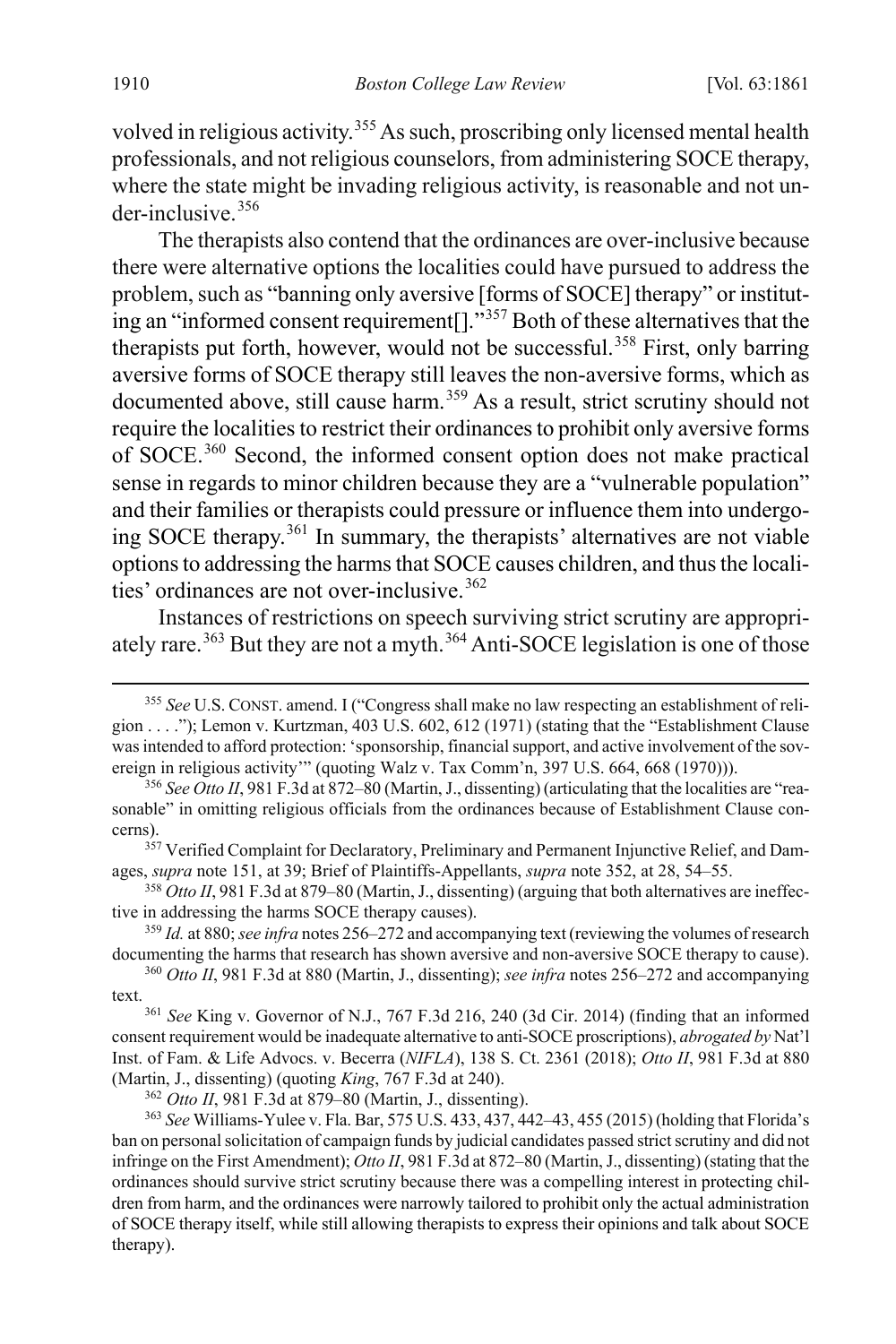volved in religious activity.[355] As such, proscribing only licensed mental health professionals, and not religious counselors, from administering SOCE therapy, where the state might be invading religious activity, is reasonable and not under-inclusive.[356]

The therapists also contend that the ordinances are over-inclusive because there were alternative options the localities could have pursued to address the problem, such as "banning only aversive [forms of SOCE] therapy" or instituting an "informed consent requirement[]."[357] Both of these alternatives that the therapists put forth, however, would not be successful.[358] First, only barring aversive forms of SOCE therapy still leaves the non-aversive forms, which as documented above, still cause harm.[359] As a result, strict scrutiny should not require the localities to restrict their ordinances to prohibit only aversive forms of SOCE.[360] Second, the informed consent option does not make practical sense in regards to minor children because they are a "vulnerable population" and their families or therapists could pressure or influence them into undergoing SOCE therapy.[361] In summary, the therapists' alternatives are not viable options to addressing the harms that SOCE causes children, and thus the localities' ordinances are not over-inclusive.[362]

Instances of restrictions on speech surviving strict scrutiny are appropriately rare.[363] But they are not a myth.[364] Anti-SOCE legislation is one of those

---

[355] *See* U.S. CONST. amend. I ("Congress shall make no law respecting an establishment of religion . . . ."); Lemon v. Kurtzman, 403 U.S. 602, 612 (1971) (stating that the "Establishment Clause was intended to afford protection: 'sponsorship, financial support, and active involvement of the sovereign in religious activity'" (quoting Walz v. Tax Comm'n, 397 U.S. 664, 668 (1970))).

[356] *See Otto II*, 981 F.3d at 872–80 (Martin, J., dissenting) (articulating that the localities are "reasonable" in omitting religious officials from the ordinances because of Establishment Clause concerns).

[357] Verified Complaint for Declaratory, Preliminary and Permanent Injunctive Relief, and Damages, *supra* note 151, at 39; Brief of Plaintiffs-Appellants, *supra* note 352, at 28, 54–55.

[358] *Otto II*, 981 F.3d at 879–80 (Martin, J., dissenting) (arguing that both alternatives are ineffective in addressing the harms SOCE therapy causes).

[359] *Id.* at 880; *see infra* notes 256–272 and accompanying text (reviewing the volumes of research documenting the harms that research has shown aversive and non-aversive SOCE therapy to cause).

[360] *Otto II*, 981 F.3d at 880 (Martin, J., dissenting); *see infra* notes 256–272 and accompanying text.

[361] *See* King v. Governor of N.J., 767 F.3d 216, 240 (3d Cir. 2014) (finding that an informed consent requirement would be inadequate alternative to anti-SOCE proscriptions), *abrogated by* Nat'l Inst. of Fam. & Life Advocs. v. Becerra (*NIFLA*), 138 S. Ct. 2361 (2018); *Otto II*, 981 F.3d at 880 (Martin, J., dissenting) (quoting *King*, 767 F.3d at 240).

[362] *Otto II*, 981 F.3d at 879–80 (Martin, J., dissenting).

[363] *See* Williams-Yulee v. Fla. Bar, 575 U.S. 433, 437, 442–43, 455 (2015) (holding that Florida's ban on personal solicitation of campaign funds by judicial candidates passed strict scrutiny and did not infringe on the First Amendment); *Otto II*, 981 F.3d at 872–80 (Martin, J., dissenting) (stating that the ordinances should survive strict scrutiny because there was a compelling interest in protecting children from harm, and the ordinances were narrowly tailored to prohibit only the actual administration of SOCE therapy itself, while still allowing therapists to express their opinions and talk about SOCE therapy).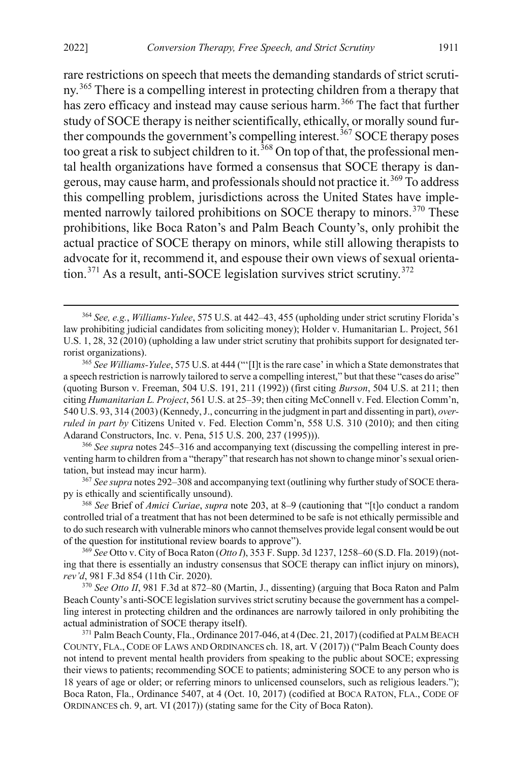rare restrictions on speech that meets the demanding standards of strict scrutiny.[365] There is a compelling interest in protecting children from a therapy that has zero efficacy and instead may cause serious harm.[366] The fact that further study of SOCE therapy is neither scientifically, ethically, or morally sound further compounds the government's compelling interest.[367] SOCE therapy poses too great a risk to subject children to it.[368] On top of that, the professional mental health organizations have formed a consensus that SOCE therapy is dangerous, may cause harm, and professionals should not practice it.[369] To address this compelling problem, jurisdictions across the United States have implemented narrowly tailored prohibitions on SOCE therapy to minors.[370] These prohibitions, like Boca Raton's and Palm Beach County's, only prohibit the actual practice of SOCE therapy on minors, while still allowing therapists to advocate for it, recommend it, and espouse their own views of sexual orientation.[371] As a result, anti-SOCE legislation survives strict scrutiny.[372]

[364] *See, e.g.*, *Williams-Yulee*, 575 U.S. at 442–43, 455 (upholding under strict scrutiny Florida's law prohibiting judicial candidates from soliciting money); Holder v. Humanitarian L. Project, 561 U.S. 1, 28, 32 (2010) (upholding a law under strict scrutiny that prohibits support for designated terrorist organizations).

[365] *See Williams-Yulee*, 575 U.S. at 444 ("'[I]t is the rare case' in which a State demonstrates that a speech restriction is narrowly tailored to serve a compelling interest," but that these "cases do arise" (quoting Burson v. Freeman, 504 U.S. 191, 211 (1992)) (first citing *Burson*, 504 U.S. at 211; then citing *Humanitarian L. Project*, 561 U.S. at 25–39; then citing McConnell v. Fed. Election Comm'n, 540 U.S. 93, 314 (2003) (Kennedy, J., concurring in the judgment in part and dissenting in part), *overruled in part by* Citizens United v. Fed. Election Comm'n, 558 U.S. 310 (2010); and then citing Adarand Constructors, Inc. v. Pena, 515 U.S. 200, 237 (1995))).

[366] *See supra* notes 245–316 and accompanying text (discussing the compelling interest in preventing harm to children from a "therapy" that research has not shown to change minor's sexual orientation, but instead may incur harm).

[367] *See supra* notes 292–308 and accompanying text (outlining why further study of SOCE therapy is ethically and scientifically unsound).

[368] *See* Brief of *Amici Curiae*, *supra* note 203, at 8–9 (cautioning that "[t]o conduct a random controlled trial of a treatment that has not been determined to be safe is not ethically permissible and to do such research with vulnerable minors who cannot themselves provide legal consent would be out of the question for institutional review boards to approve").

[369] *See* Otto v. City of Boca Raton (*Otto I*), 353 F. Supp. 3d 1237, 1258–60 (S.D. Fla. 2019) (noting that there is essentially an industry consensus that SOCE therapy can inflict injury on minors), *rev'd*, 981 F.3d 854 (11th Cir. 2020).

[370] *See Otto II*, 981 F.3d at 872–80 (Martin, J., dissenting) (arguing that Boca Raton and Palm Beach County's anti-SOCE legislation survives strict scrutiny because the government has a compelling interest in protecting children and the ordinances are narrowly tailored in only prohibiting the actual administration of SOCE therapy itself).

[371] Palm Beach County, Fla., Ordinance 2017-046, at 4 (Dec. 21, 2017) (codified at PALM BEACH COUNTY, FLA., CODE OF LAWS AND ORDINANCES ch. 18, art. V (2017)) ("Palm Beach County does not intend to prevent mental health providers from speaking to the public about SOCE; expressing their views to patients; recommending SOCE to patients; administering SOCE to any person who is 18 years of age or older; or referring minors to unlicensed counselors, such as religious leaders."); Boca Raton, Fla., Ordinance 5407, at 4 (Oct. 10, 2017) (codified at BOCA RATON, FLA., CODE OF ORDINANCES ch. 9, art. VI (2017)) (stating same for the City of Boca Raton).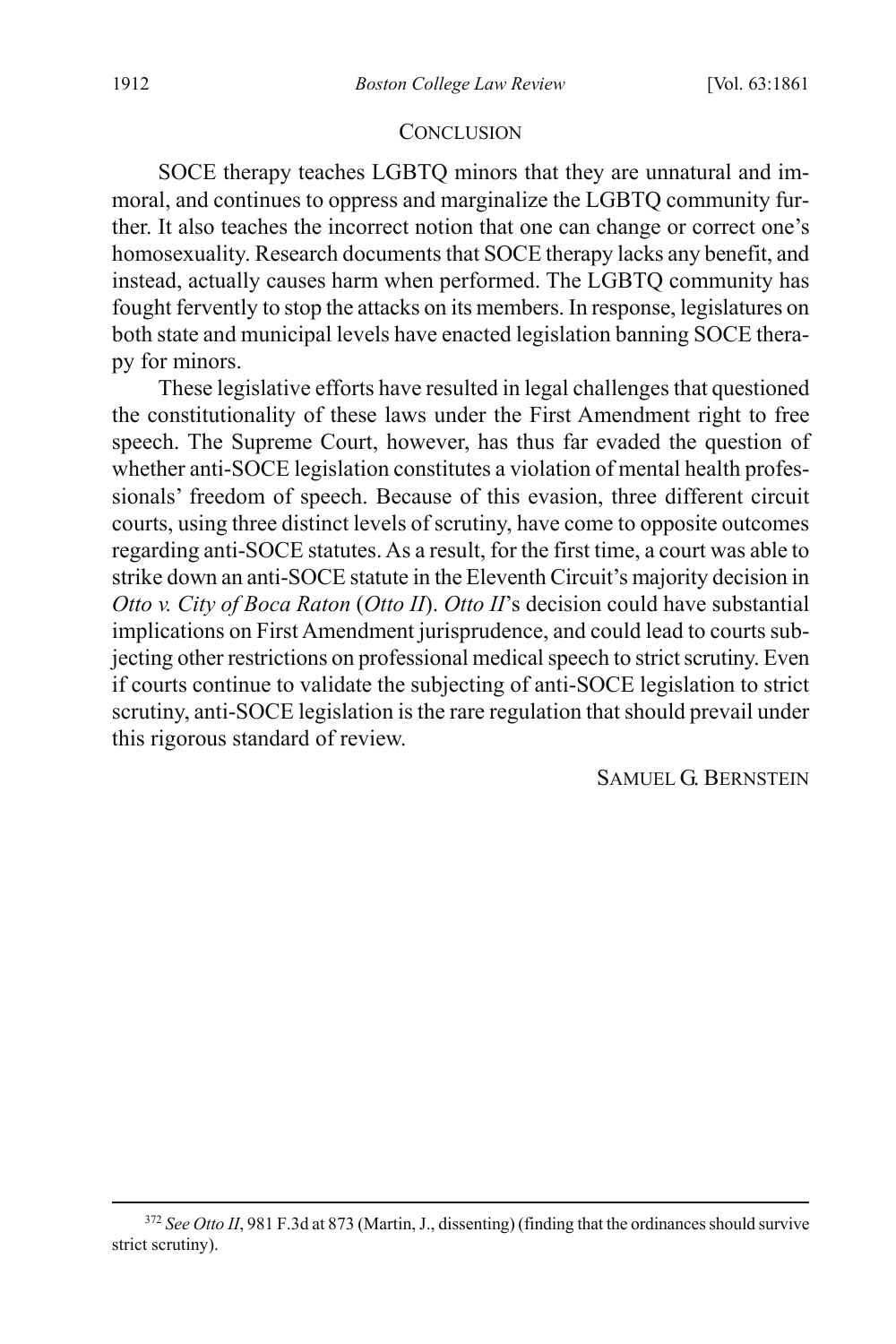## CONCLUSION

SOCE therapy teaches LGBTQ minors that they are unnatural and immoral, and continues to oppress and marginalize the LGBTQ community further. It also teaches the incorrect notion that one can change or correct one's homosexuality. Research documents that SOCE therapy lacks any benefit, and instead, actually causes harm when performed. The LGBTQ community has fought fervently to stop the attacks on its members. In response, legislatures on both state and municipal levels have enacted legislation banning SOCE therapy for minors.

These legislative efforts have resulted in legal challenges that questioned the constitutionality of these laws under the First Amendment right to free speech. The Supreme Court, however, has thus far evaded the question of whether anti-SOCE legislation constitutes a violation of mental health professionals' freedom of speech. Because of this evasion, three different circuit courts, using three distinct levels of scrutiny, have come to opposite outcomes regarding anti-SOCE statutes. As a result, for the first time, a court was able to strike down an anti-SOCE statute in the Eleventh Circuit's majority decision in *Otto v. City of Boca Raton* (*Otto II*). *Otto II*'s decision could have substantial implications on First Amendment jurisprudence, and could lead to courts subjecting other restrictions on professional medical speech to strict scrutiny. Even if courts continue to validate the subjecting of anti-SOCE legislation to strict scrutiny, anti-SOCE legislation is the rare regulation that should prevail under this rigorous standard of review.

SAMUEL G. BERNSTEIN

---

[372] *See Otto II*, 981 F.3d at 873 (Martin, J., dissenting) (finding that the ordinances should survive strict scrutiny).